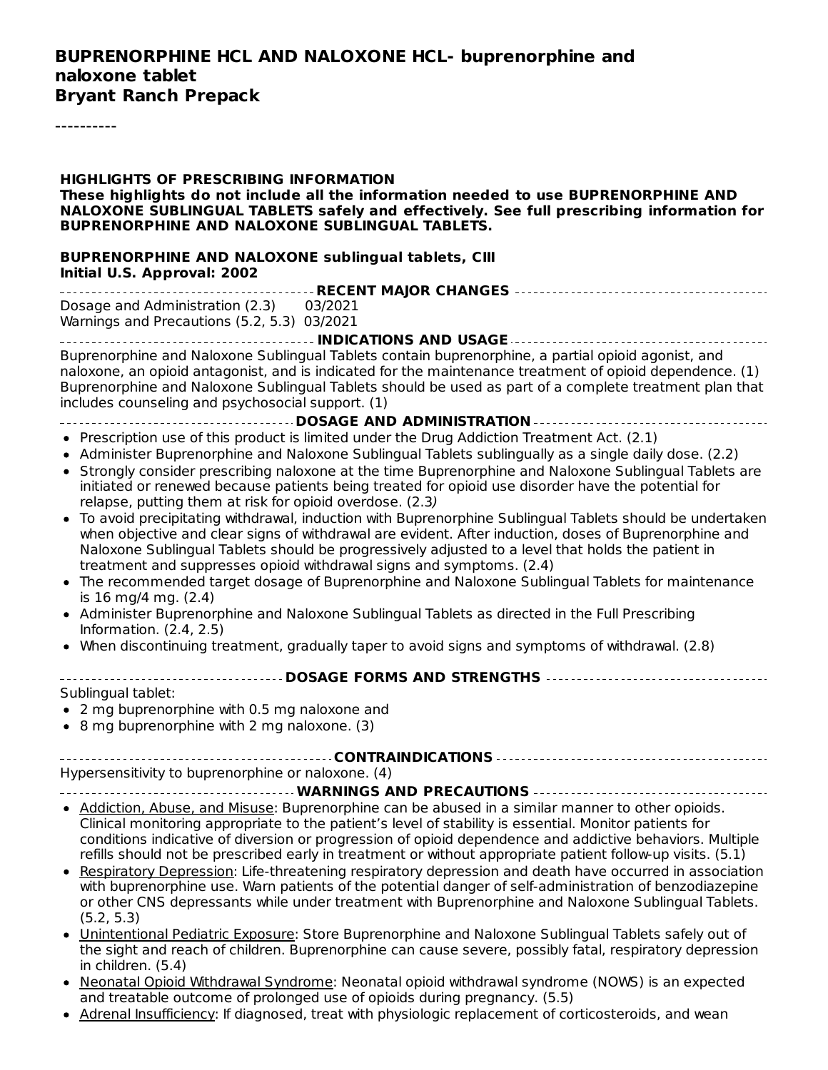# BUPRENORPHINE HCL AND NALOXONE HCL- buprenorphine and naloxone tablet

**Bryant Ranch Prepack**

----------

**HIGHLIGHTS OF PRESCRIBING INFORMATION**

**These highlights do not include all the information needed to use BUPRENORPHINE AND NALOXONE SUBLINGUAL TABLETS safely and effectively. See full prescribing information for BUPRENORPHINE AND NALOXONE SUBLINGUAL TABLETS.**

**BUPRENORPHINE AND NALOXONE sublingual tablets, CIII**
**Initial U.S. Approval: 2002**

## RECENT MAJOR CHANGES

| | |
|---|---|
| Dosage and Administration (2.3) | 03/2021 |
| Warnings and Precautions (5.2, 5.3) | 03/2021 |

## INDICATIONS AND USAGE

Buprenorphine and Naloxone Sublingual Tablets contain buprenorphine, a partial opioid agonist, and naloxone, an opioid antagonist, and is indicated for the maintenance treatment of opioid dependence. (1)

Buprenorphine and Naloxone Sublingual Tablets should be used as part of a complete treatment plan that includes counseling and psychosocial support. (1)

## DOSAGE AND ADMINISTRATION

- Prescription use of this product is limited under the Drug Addiction Treatment Act. (2.1)
- Administer Buprenorphine and Naloxone Sublingual Tablets sublingually as a single daily dose. (2.2)
- Strongly consider prescribing naloxone at the time Buprenorphine and Naloxone Sublingual Tablets are initiated or renewed because patients being treated for opioid use disorder have the potential for relapse, putting them at risk for opioid overdose. (2.3)
- To avoid precipitating withdrawal, induction with Buprenorphine Sublingual Tablets should be undertaken when objective and clear signs of withdrawal are evident. After induction, doses of Buprenorphine and Naloxone Sublingual Tablets should be progressively adjusted to a level that holds the patient in treatment and suppresses opioid withdrawal signs and symptoms. (2.4)
- The recommended target dosage of Buprenorphine and Naloxone Sublingual Tablets for maintenance is 16 mg/4 mg. (2.4)
- Administer Buprenorphine and Naloxone Sublingual Tablets as directed in the Full Prescribing Information. (2.4, 2.5)
- When discontinuing treatment, gradually taper to avoid signs and symptoms of withdrawal. (2.8)

## DOSAGE FORMS AND STRENGTHS

Sublingual tablet:

- 2 mg buprenorphine with 0.5 mg naloxone and
- 8 mg buprenorphine with 2 mg naloxone. (3)

## CONTRAINDICATIONS

Hypersensitivity to buprenorphine or naloxone. (4)

## WARNINGS AND PRECAUTIONS

- Addiction, Abuse, and Misuse: Buprenorphine can be abused in a similar manner to other opioids. Clinical monitoring appropriate to the patient's level of stability is essential. Monitor patients for conditions indicative of diversion or progression of opioid dependence and addictive behaviors. Multiple refills should not be prescribed early in treatment or without appropriate patient follow-up visits. (5.1)
- Respiratory Depression: Life-threatening respiratory depression and death have occurred in association with buprenorphine use. Warn patients of the potential danger of self-administration of benzodiazepine or other CNS depressants while under treatment with Buprenorphine and Naloxone Sublingual Tablets. (5.2, 5.3)
- Unintentional Pediatric Exposure: Store Buprenorphine and Naloxone Sublingual Tablets safely out of the sight and reach of children. Buprenorphine can cause severe, possibly fatal, respiratory depression in children. (5.4)
- Neonatal Opioid Withdrawal Syndrome: Neonatal opioid withdrawal syndrome (NOWS) is an expected and treatable outcome of prolonged use of opioids during pregnancy. (5.5)
- Adrenal Insufficiency: If diagnosed, treat with physiologic replacement of corticosteroids, and wean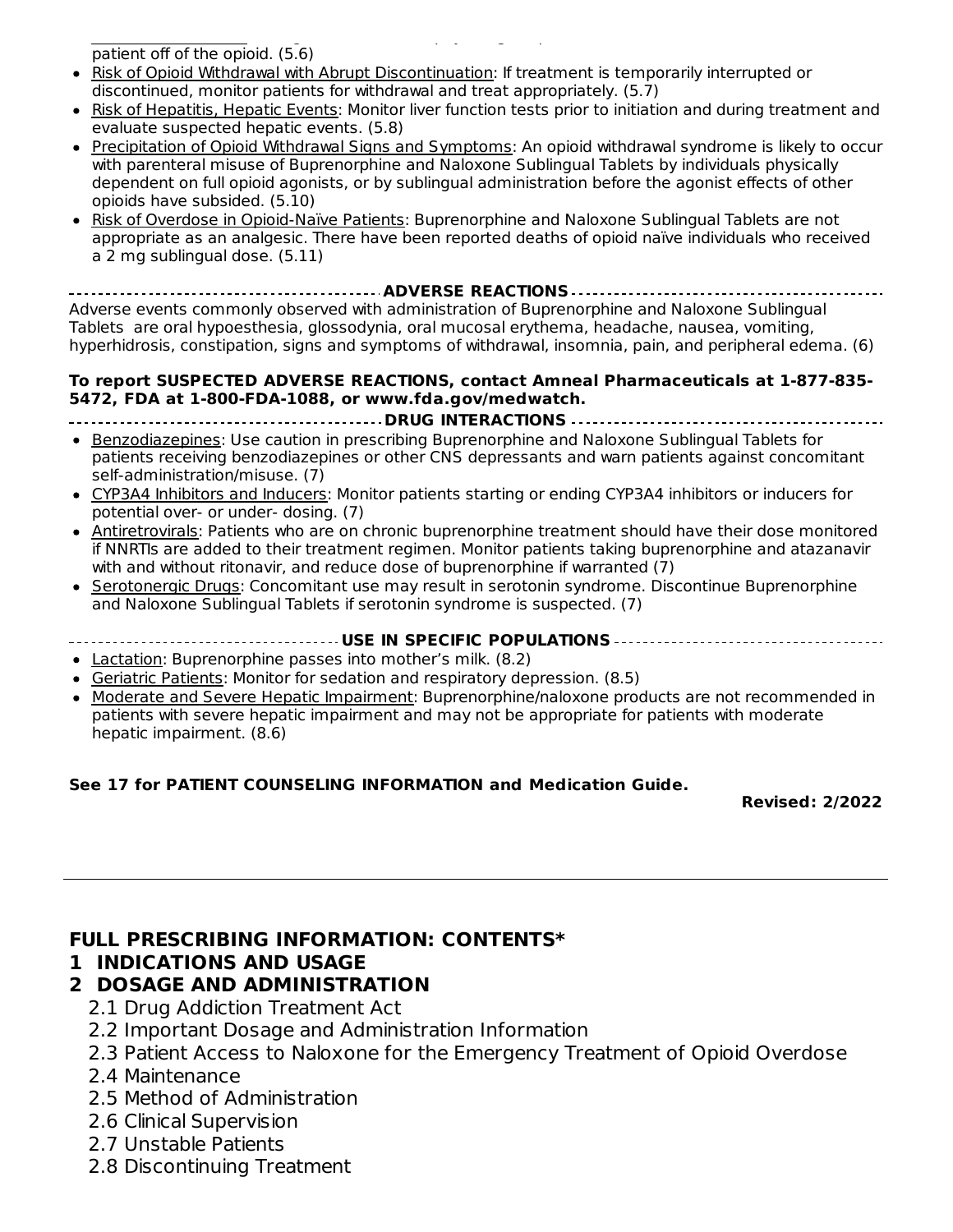patient off of the opioid. (5.6)

- Risk of Opioid Withdrawal with Abrupt Discontinuation: If treatment is temporarily interrupted or discontinued, monitor patients for withdrawal and treat appropriately. (5.7)
- Risk of Hepatitis, Hepatic Events: Monitor liver function tests prior to initiation and during treatment and evaluate suspected hepatic events. (5.8)
- Precipitation of Opioid Withdrawal Signs and Symptoms: An opioid withdrawal syndrome is likely to occur with parenteral misuse of Buprenorphine and Naloxone Sublingual Tablets by individuals physically dependent on full opioid agonists, or by sublingual administration before the agonist effects of other opioids have subsided. (5.10)
- Risk of Overdose in Opioid-Naïve Patients: Buprenorphine and Naloxone Sublingual Tablets are not appropriate as an analgesic. There have been reported deaths of opioid naïve individuals who received a 2 mg sublingual dose. (5.11)

**ADVERSE REACTIONS**

Adverse events commonly observed with administration of Buprenorphine and Naloxone Sublingual Tablets are oral hypoesthesia, glossodynia, oral mucosal erythema, headache, nausea, vomiting, hyperhidrosis, constipation, signs and symptoms of withdrawal, insomnia, pain, and peripheral edema. (6)

**To report SUSPECTED ADVERSE REACTIONS, contact Amneal Pharmaceuticals at 1-877-835-5472, FDA at 1-800-FDA-1088, or www.fda.gov/medwatch.**

**DRUG INTERACTIONS**

- Benzodiazepines: Use caution in prescribing Buprenorphine and Naloxone Sublingual Tablets for patients receiving benzodiazepines or other CNS depressants and warn patients against concomitant self-administration/misuse. (7)
- CYP3A4 Inhibitors and Inducers: Monitor patients starting or ending CYP3A4 inhibitors or inducers for potential over- or under- dosing. (7)
- Antiretrovirals: Patients who are on chronic buprenorphine treatment should have their dose monitored if NNRTIs are added to their treatment regimen. Monitor patients taking buprenorphine and atazanavir with and without ritonavir, and reduce dose of buprenorphine if warranted (7)
- Serotonergic Drugs: Concomitant use may result in serotonin syndrome. Discontinue Buprenorphine and Naloxone Sublingual Tablets if serotonin syndrome is suspected. (7)

**USE IN SPECIFIC POPULATIONS**

- Lactation: Buprenorphine passes into mother's milk. (8.2)
- Geriatric Patients: Monitor for sedation and respiratory depression. (8.5)
- Moderate and Severe Hepatic Impairment: Buprenorphine/naloxone products are not recommended in patients with severe hepatic impairment and may not be appropriate for patients with moderate hepatic impairment. (8.6)

**See 17 for PATIENT COUNSELING INFORMATION and Medication Guide.**

**Revised: 2/2022**

---

## FULL PRESCRIBING INFORMATION: CONTENTS*

### 1 INDICATIONS AND USAGE

### 2 DOSAGE AND ADMINISTRATION

2.1 Drug Addiction Treatment Act
2.2 Important Dosage and Administration Information
2.3 Patient Access to Naloxone for the Emergency Treatment of Opioid Overdose
2.4 Maintenance
2.5 Method of Administration
2.6 Clinical Supervision
2.7 Unstable Patients
2.8 Discontinuing Treatment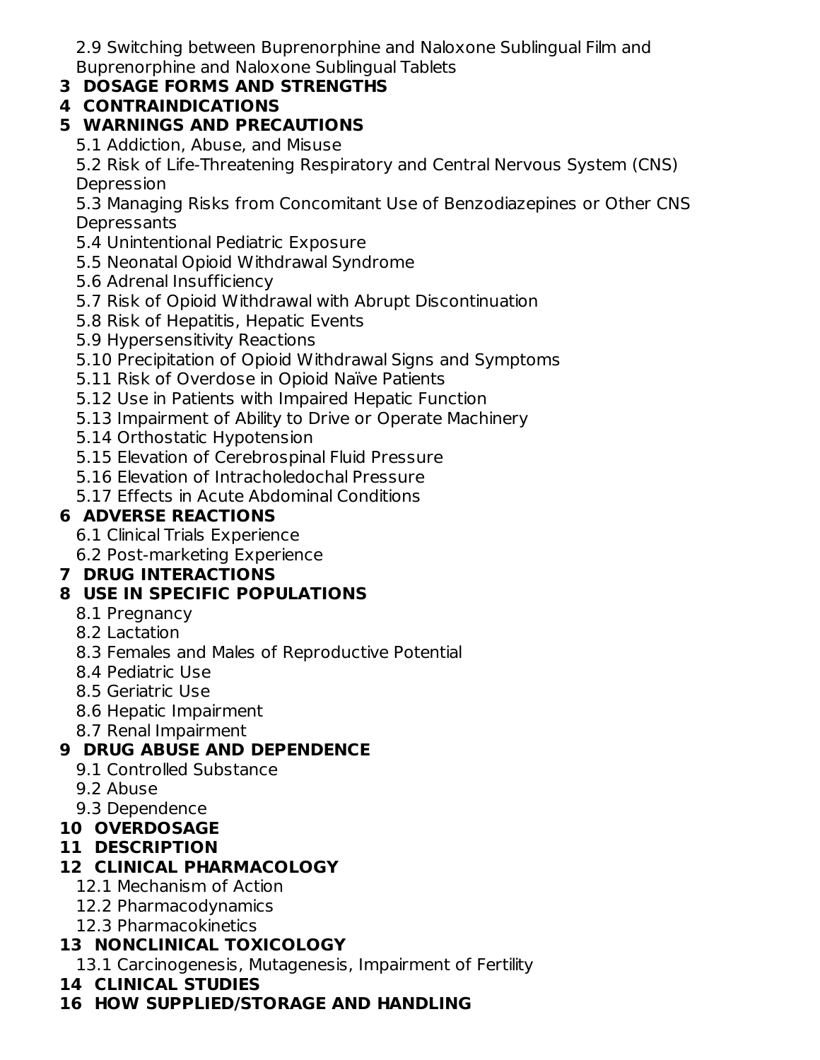2.9 Switching between Buprenorphine and Naloxone Sublingual Film and Buprenorphine and Naloxone Sublingual Tablets

**3 DOSAGE FORMS AND STRENGTHS**

**4 CONTRAINDICATIONS**

**5 WARNINGS AND PRECAUTIONS**

5.1 Addiction, Abuse, and Misuse

5.2 Risk of Life-Threatening Respiratory and Central Nervous System (CNS) Depression

5.3 Managing Risks from Concomitant Use of Benzodiazepines or Other CNS Depressants

5.4 Unintentional Pediatric Exposure

5.5 Neonatal Opioid Withdrawal Syndrome

5.6 Adrenal Insufficiency

5.7 Risk of Opioid Withdrawal with Abrupt Discontinuation

5.8 Risk of Hepatitis, Hepatic Events

5.9 Hypersensitivity Reactions

5.10 Precipitation of Opioid Withdrawal Signs and Symptoms

5.11 Risk of Overdose in Opioid Naïve Patients

5.12 Use in Patients with Impaired Hepatic Function

5.13 Impairment of Ability to Drive or Operate Machinery

5.14 Orthostatic Hypotension

5.15 Elevation of Cerebrospinal Fluid Pressure

5.16 Elevation of Intracholedochal Pressure

5.17 Effects in Acute Abdominal Conditions

**6 ADVERSE REACTIONS**

6.1 Clinical Trials Experience

6.2 Post-marketing Experience

**7 DRUG INTERACTIONS**

**8 USE IN SPECIFIC POPULATIONS**

8.1 Pregnancy

8.2 Lactation

8.3 Females and Males of Reproductive Potential

8.4 Pediatric Use

8.5 Geriatric Use

8.6 Hepatic Impairment

8.7 Renal Impairment

**9 DRUG ABUSE AND DEPENDENCE**

9.1 Controlled Substance

9.2 Abuse

9.3 Dependence

**10 OVERDOSAGE**

**11 DESCRIPTION**

**12 CLINICAL PHARMACOLOGY**

12.1 Mechanism of Action

12.2 Pharmacodynamics

12.3 Pharmacokinetics

**13 NONCLINICAL TOXICOLOGY**

13.1 Carcinogenesis, Mutagenesis, Impairment of Fertility

**14 CLINICAL STUDIES**

**16 HOW SUPPLIED/STORAGE AND HANDLING**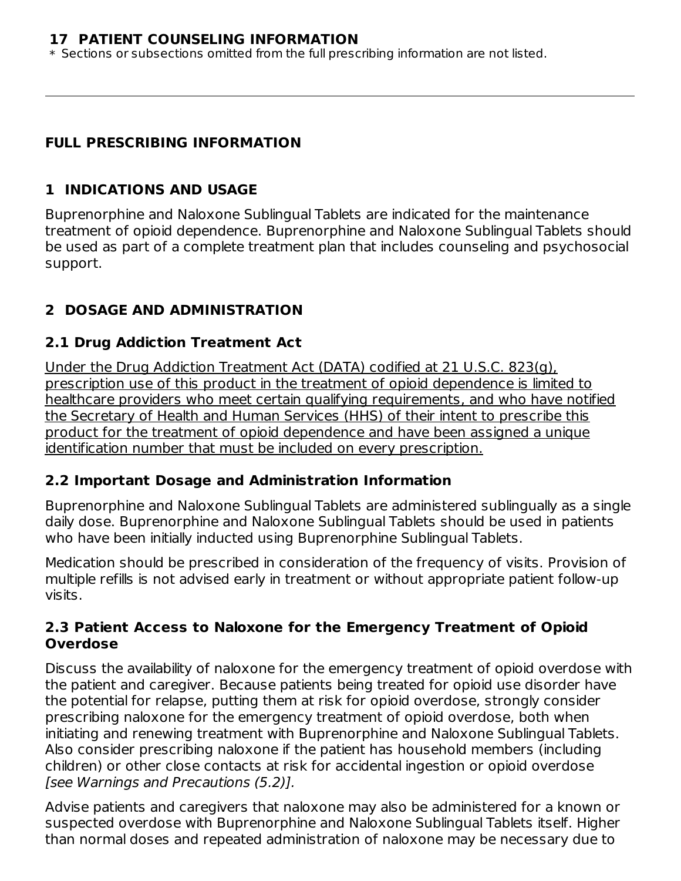**17 PATIENT COUNSELING INFORMATION**

* Sections or subsections omitted from the full prescribing information are not listed.

---

## FULL PRESCRIBING INFORMATION

## 1 INDICATIONS AND USAGE

Buprenorphine and Naloxone Sublingual Tablets are indicated for the maintenance treatment of opioid dependence. Buprenorphine and Naloxone Sublingual Tablets should be used as part of a complete treatment plan that includes counseling and psychosocial support.

## 2 DOSAGE AND ADMINISTRATION

### 2.1 Drug Addiction Treatment Act

Under the Drug Addiction Treatment Act (DATA) codified at 21 U.S.C. 823(g), prescription use of this product in the treatment of opioid dependence is limited to healthcare providers who meet certain qualifying requirements, and who have notified the Secretary of Health and Human Services (HHS) of their intent to prescribe this product for the treatment of opioid dependence and have been assigned a unique identification number that must be included on every prescription.

### 2.2 Important Dosage and Administration Information

Buprenorphine and Naloxone Sublingual Tablets are administered sublingually as a single daily dose. Buprenorphine and Naloxone Sublingual Tablets should be used in patients who have been initially inducted using Buprenorphine Sublingual Tablets.

Medication should be prescribed in consideration of the frequency of visits. Provision of multiple refills is not advised early in treatment or without appropriate patient follow-up visits.

### 2.3 Patient Access to Naloxone for the Emergency Treatment of Opioid Overdose

Discuss the availability of naloxone for the emergency treatment of opioid overdose with the patient and caregiver. Because patients being treated for opioid use disorder have the potential for relapse, putting them at risk for opioid overdose, strongly consider prescribing naloxone for the emergency treatment of opioid overdose, both when initiating and renewing treatment with Buprenorphine and Naloxone Sublingual Tablets. Also consider prescribing naloxone if the patient has household members (including children) or other close contacts at risk for accidental ingestion or opioid overdose *[see Warnings and Precautions (5.2)].*

Advise patients and caregivers that naloxone may also be administered for a known or suspected overdose with Buprenorphine and Naloxone Sublingual Tablets itself. Higher than normal doses and repeated administration of naloxone may be necessary due to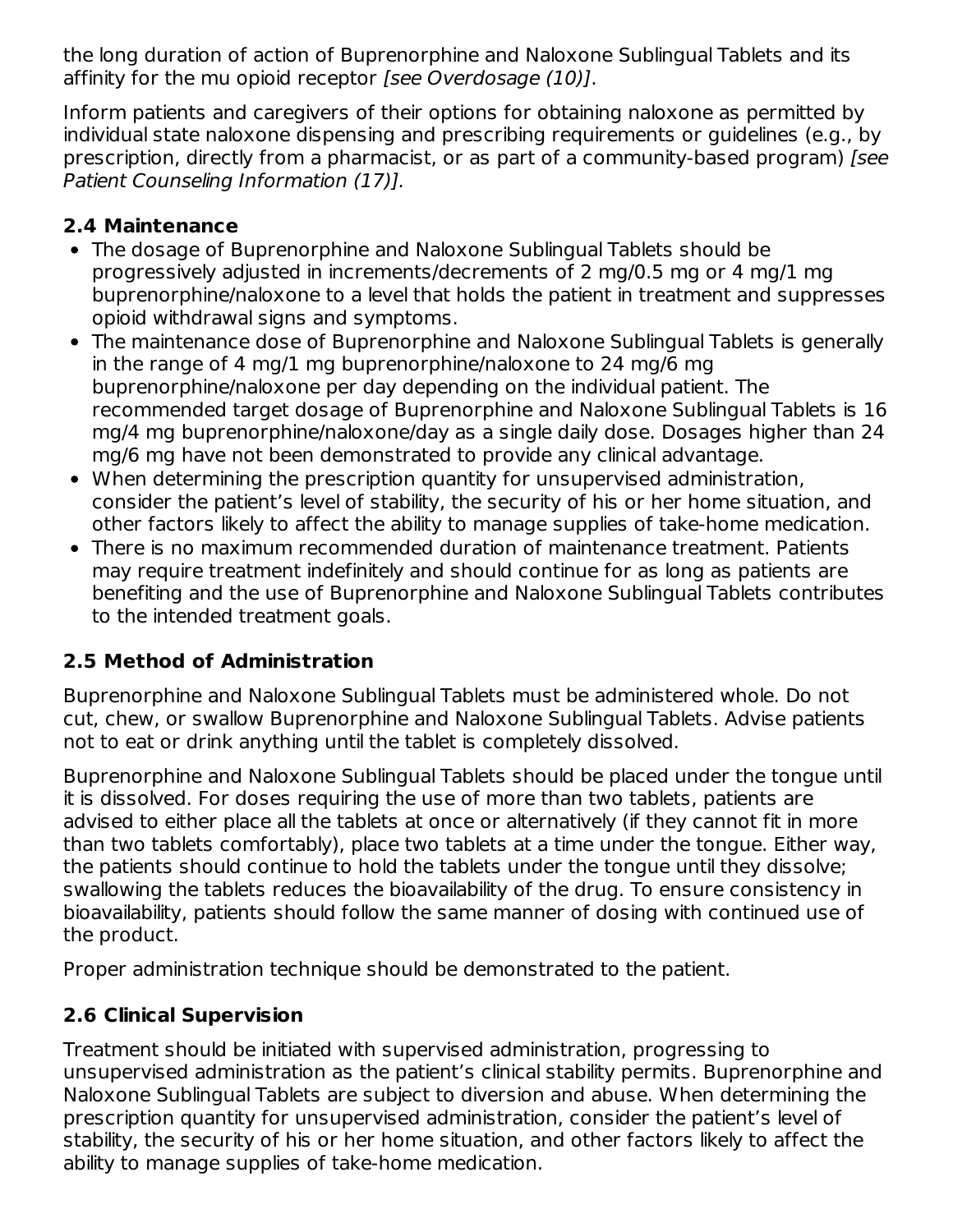the long duration of action of Buprenorphine and Naloxone Sublingual Tablets and its affinity for the mu opioid receptor *[see Overdosage (10)]*.

Inform patients and caregivers of their options for obtaining naloxone as permitted by individual state naloxone dispensing and prescribing requirements or guidelines (e.g., by prescription, directly from a pharmacist, or as part of a community-based program) *[see Patient Counseling Information (17)]*.

### 2.4 Maintenance

- The dosage of Buprenorphine and Naloxone Sublingual Tablets should be progressively adjusted in increments/decrements of 2 mg/0.5 mg or 4 mg/1 mg buprenorphine/naloxone to a level that holds the patient in treatment and suppresses opioid withdrawal signs and symptoms.
- The maintenance dose of Buprenorphine and Naloxone Sublingual Tablets is generally in the range of 4 mg/1 mg buprenorphine/naloxone to 24 mg/6 mg buprenorphine/naloxone per day depending on the individual patient. The recommended target dosage of Buprenorphine and Naloxone Sublingual Tablets is 16 mg/4 mg buprenorphine/naloxone/day as a single daily dose. Dosages higher than 24 mg/6 mg have not been demonstrated to provide any clinical advantage.
- When determining the prescription quantity for unsupervised administration, consider the patient's level of stability, the security of his or her home situation, and other factors likely to affect the ability to manage supplies of take-home medication.
- There is no maximum recommended duration of maintenance treatment. Patients may require treatment indefinitely and should continue for as long as patients are benefiting and the use of Buprenorphine and Naloxone Sublingual Tablets contributes to the intended treatment goals.

### 2.5 Method of Administration

Buprenorphine and Naloxone Sublingual Tablets must be administered whole. Do not cut, chew, or swallow Buprenorphine and Naloxone Sublingual Tablets. Advise patients not to eat or drink anything until the tablet is completely dissolved.

Buprenorphine and Naloxone Sublingual Tablets should be placed under the tongue until it is dissolved. For doses requiring the use of more than two tablets, patients are advised to either place all the tablets at once or alternatively (if they cannot fit in more than two tablets comfortably), place two tablets at a time under the tongue. Either way, the patients should continue to hold the tablets under the tongue until they dissolve; swallowing the tablets reduces the bioavailability of the drug. To ensure consistency in bioavailability, patients should follow the same manner of dosing with continued use of the product.

Proper administration technique should be demonstrated to the patient.

### 2.6 Clinical Supervision

Treatment should be initiated with supervised administration, progressing to unsupervised administration as the patient's clinical stability permits. Buprenorphine and Naloxone Sublingual Tablets are subject to diversion and abuse. When determining the prescription quantity for unsupervised administration, consider the patient's level of stability, the security of his or her home situation, and other factors likely to affect the ability to manage supplies of take-home medication.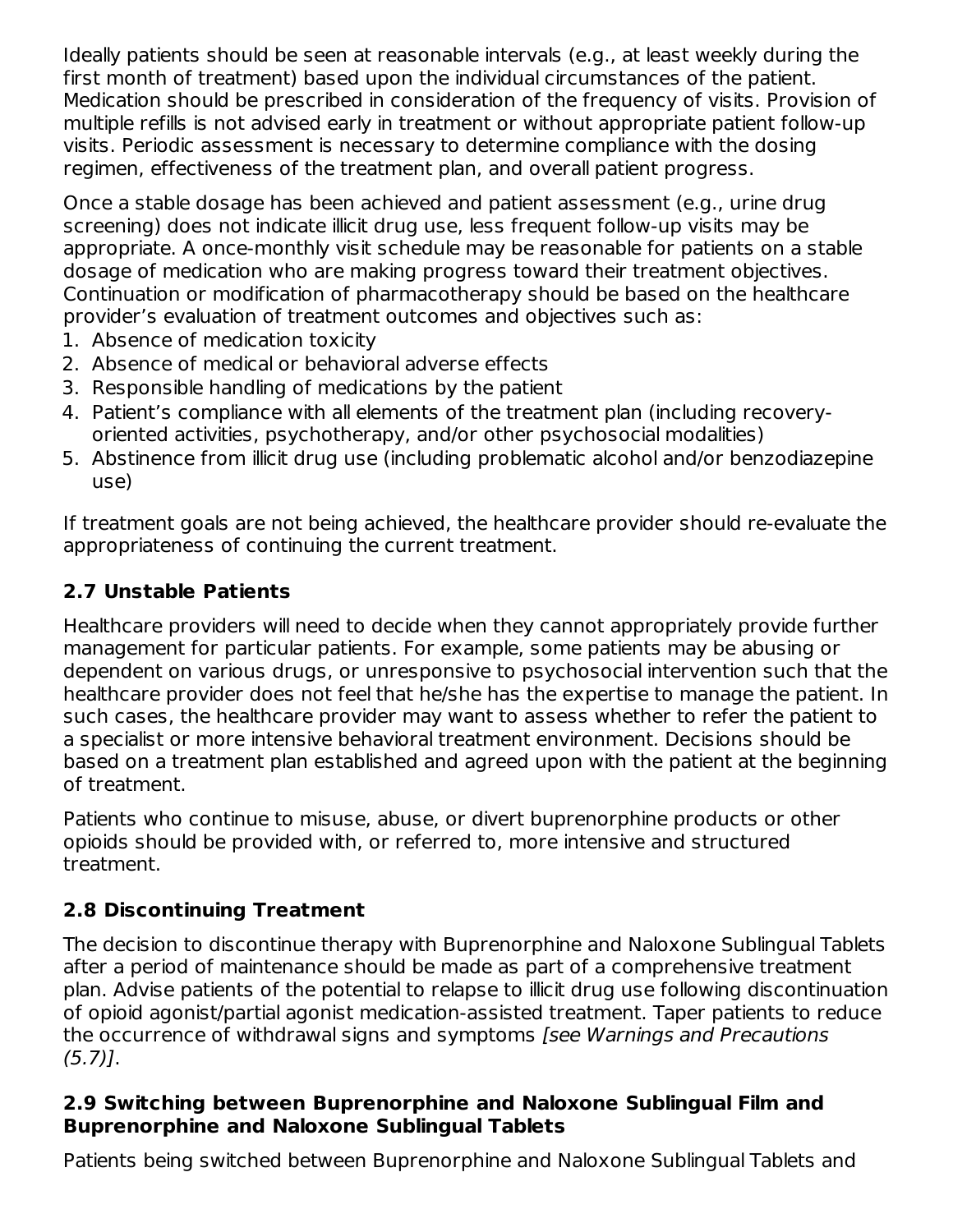Ideally patients should be seen at reasonable intervals (e.g., at least weekly during the first month of treatment) based upon the individual circumstances of the patient. Medication should be prescribed in consideration of the frequency of visits. Provision of multiple refills is not advised early in treatment or without appropriate patient follow-up visits. Periodic assessment is necessary to determine compliance with the dosing regimen, effectiveness of the treatment plan, and overall patient progress.

Once a stable dosage has been achieved and patient assessment (e.g., urine drug screening) does not indicate illicit drug use, less frequent follow-up visits may be appropriate. A once-monthly visit schedule may be reasonable for patients on a stable dosage of medication who are making progress toward their treatment objectives. Continuation or modification of pharmacotherapy should be based on the healthcare provider's evaluation of treatment outcomes and objectives such as:

1. Absence of medication toxicity
2. Absence of medical or behavioral adverse effects
3. Responsible handling of medications by the patient
4. Patient's compliance with all elements of the treatment plan (including recovery-oriented activities, psychotherapy, and/or other psychosocial modalities)
5. Abstinence from illicit drug use (including problematic alcohol and/or benzodiazepine use)

If treatment goals are not being achieved, the healthcare provider should re-evaluate the appropriateness of continuing the current treatment.

### 2.7 Unstable Patients

Healthcare providers will need to decide when they cannot appropriately provide further management for particular patients. For example, some patients may be abusing or dependent on various drugs, or unresponsive to psychosocial intervention such that the healthcare provider does not feel that he/she has the expertise to manage the patient. In such cases, the healthcare provider may want to assess whether to refer the patient to a specialist or more intensive behavioral treatment environment. Decisions should be based on a treatment plan established and agreed upon with the patient at the beginning of treatment.

Patients who continue to misuse, abuse, or divert buprenorphine products or other opioids should be provided with, or referred to, more intensive and structured treatment.

### 2.8 Discontinuing Treatment

The decision to discontinue therapy with Buprenorphine and Naloxone Sublingual Tablets after a period of maintenance should be made as part of a comprehensive treatment plan. Advise patients of the potential to relapse to illicit drug use following discontinuation of opioid agonist/partial agonist medication-assisted treatment. Taper patients to reduce the occurrence of withdrawal signs and symptoms *[see Warnings and Precautions (5.7)]*.

### 2.9 Switching between Buprenorphine and Naloxone Sublingual Film and Buprenorphine and Naloxone Sublingual Tablets

Patients being switched between Buprenorphine and Naloxone Sublingual Tablets and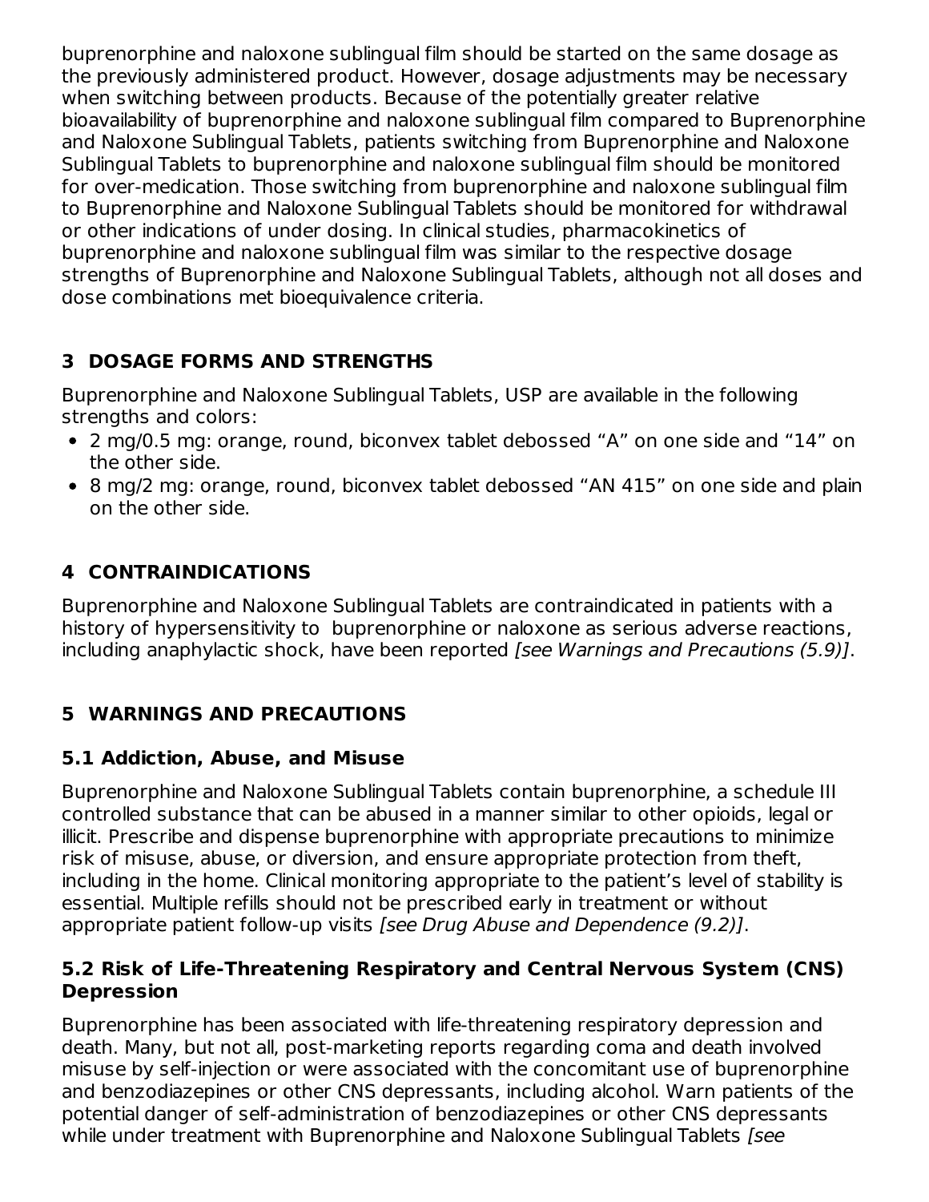buprenorphine and naloxone sublingual film should be started on the same dosage as the previously administered product. However, dosage adjustments may be necessary when switching between products. Because of the potentially greater relative bioavailability of buprenorphine and naloxone sublingual film compared to Buprenorphine and Naloxone Sublingual Tablets, patients switching from Buprenorphine and Naloxone Sublingual Tablets to buprenorphine and naloxone sublingual film should be monitored for over-medication. Those switching from buprenorphine and naloxone sublingual film to Buprenorphine and Naloxone Sublingual Tablets should be monitored for withdrawal or other indications of under dosing. In clinical studies, pharmacokinetics of buprenorphine and naloxone sublingual film was similar to the respective dosage strengths of Buprenorphine and Naloxone Sublingual Tablets, although not all doses and dose combinations met bioequivalence criteria.

## 3 DOSAGE FORMS AND STRENGTHS

Buprenorphine and Naloxone Sublingual Tablets, USP are available in the following strengths and colors:

- 2 mg/0.5 mg: orange, round, biconvex tablet debossed “A” on one side and “14” on the other side.
- 8 mg/2 mg: orange, round, biconvex tablet debossed “AN 415” on one side and plain on the other side.

## 4 CONTRAINDICATIONS

Buprenorphine and Naloxone Sublingual Tablets are contraindicated in patients with a history of hypersensitivity to buprenorphine or naloxone as serious adverse reactions, including anaphylactic shock, have been reported *[see Warnings and Precautions (5.9)]*.

## 5 WARNINGS AND PRECAUTIONS

### 5.1 Addiction, Abuse, and Misuse

Buprenorphine and Naloxone Sublingual Tablets contain buprenorphine, a schedule III controlled substance that can be abused in a manner similar to other opioids, legal or illicit. Prescribe and dispense buprenorphine with appropriate precautions to minimize risk of misuse, abuse, or diversion, and ensure appropriate protection from theft, including in the home. Clinical monitoring appropriate to the patient’s level of stability is essential. Multiple refills should not be prescribed early in treatment or without appropriate patient follow-up visits *[see Drug Abuse and Dependence (9.2)]*.

### 5.2 Risk of Life-Threatening Respiratory and Central Nervous System (CNS) Depression

Buprenorphine has been associated with life-threatening respiratory depression and death. Many, but not all, post-marketing reports regarding coma and death involved misuse by self-injection or were associated with the concomitant use of buprenorphine and benzodiazepines or other CNS depressants, including alcohol. Warn patients of the potential danger of self-administration of benzodiazepines or other CNS depressants while under treatment with Buprenorphine and Naloxone Sublingual Tablets *[see*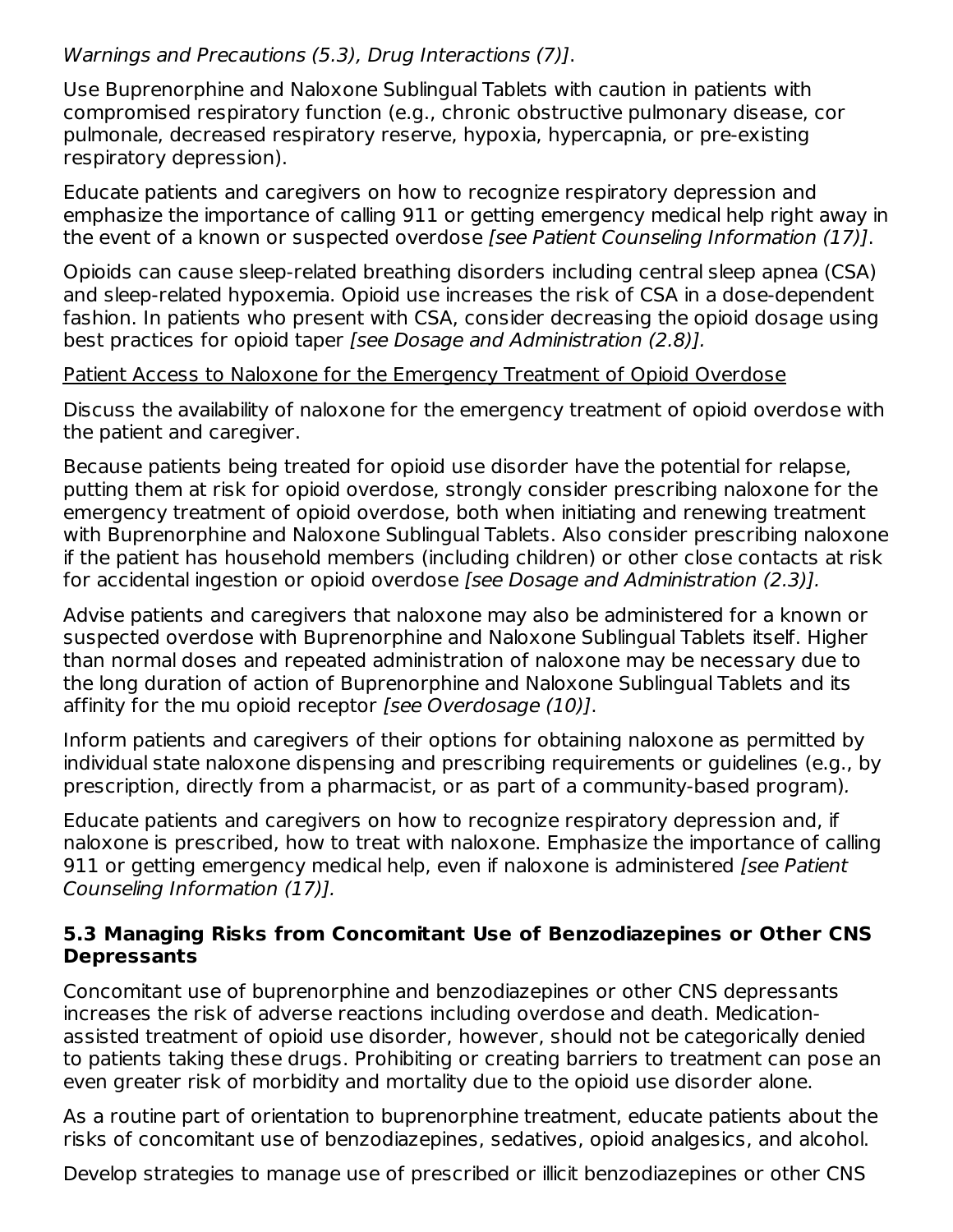*Warnings and Precautions (5.3), Drug Interactions (7)]*.

Use Buprenorphine and Naloxone Sublingual Tablets with caution in patients with compromised respiratory function (e.g., chronic obstructive pulmonary disease, cor pulmonale, decreased respiratory reserve, hypoxia, hypercapnia, or pre-existing respiratory depression).

Educate patients and caregivers on how to recognize respiratory depression and emphasize the importance of calling 911 or getting emergency medical help right away in the event of a known or suspected overdose *[see Patient Counseling Information (17)]*.

Opioids can cause sleep-related breathing disorders including central sleep apnea (CSA) and sleep-related hypoxemia. Opioid use increases the risk of CSA in a dose-dependent fashion. In patients who present with CSA, consider decreasing the opioid dosage using best practices for opioid taper *[see Dosage and Administration (2.8)].*

<u>Patient Access to Naloxone for the Emergency Treatment of Opioid Overdose</u>

Discuss the availability of naloxone for the emergency treatment of opioid overdose with the patient and caregiver.

Because patients being treated for opioid use disorder have the potential for relapse, putting them at risk for opioid overdose, strongly consider prescribing naloxone for the emergency treatment of opioid overdose, both when initiating and renewing treatment with Buprenorphine and Naloxone Sublingual Tablets. Also consider prescribing naloxone if the patient has household members (including children) or other close contacts at risk for accidental ingestion or opioid overdose *[see Dosage and Administration (2.3)].*

Advise patients and caregivers that naloxone may also be administered for a known or suspected overdose with Buprenorphine and Naloxone Sublingual Tablets itself. Higher than normal doses and repeated administration of naloxone may be necessary due to the long duration of action of Buprenorphine and Naloxone Sublingual Tablets and its affinity for the mu opioid receptor *[see Overdosage (10)]*.

Inform patients and caregivers of their options for obtaining naloxone as permitted by individual state naloxone dispensing and prescribing requirements or guidelines (e.g., by prescription, directly from a pharmacist, or as part of a community-based program).

Educate patients and caregivers on how to recognize respiratory depression and, if naloxone is prescribed, how to treat with naloxone. Emphasize the importance of calling 911 or getting emergency medical help, even if naloxone is administered *[see Patient Counseling Information (17)].*

### 5.3 Managing Risks from Concomitant Use of Benzodiazepines or Other CNS Depressants

Concomitant use of buprenorphine and benzodiazepines or other CNS depressants increases the risk of adverse reactions including overdose and death. Medication-assisted treatment of opioid use disorder, however, should not be categorically denied to patients taking these drugs. Prohibiting or creating barriers to treatment can pose an even greater risk of morbidity and mortality due to the opioid use disorder alone.

As a routine part of orientation to buprenorphine treatment, educate patients about the risks of concomitant use of benzodiazepines, sedatives, opioid analgesics, and alcohol.

Develop strategies to manage use of prescribed or illicit benzodiazepines or other CNS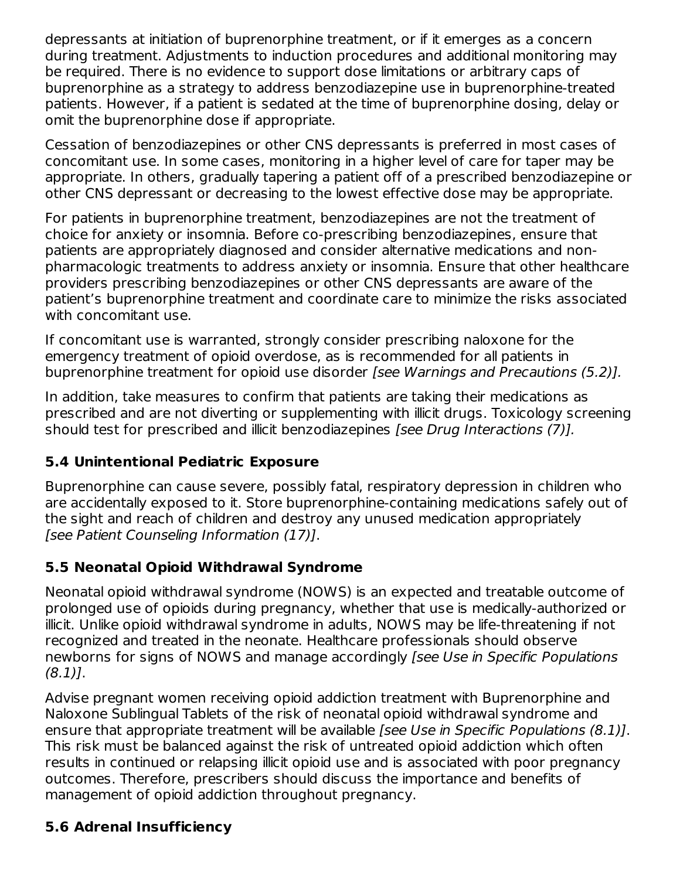depressants at initiation of buprenorphine treatment, or if it emerges as a concern during treatment. Adjustments to induction procedures and additional monitoring may be required. There is no evidence to support dose limitations or arbitrary caps of buprenorphine as a strategy to address benzodiazepine use in buprenorphine-treated patients. However, if a patient is sedated at the time of buprenorphine dosing, delay or omit the buprenorphine dose if appropriate.

Cessation of benzodiazepines or other CNS depressants is preferred in most cases of concomitant use. In some cases, monitoring in a higher level of care for taper may be appropriate. In others, gradually tapering a patient off of a prescribed benzodiazepine or other CNS depressant or decreasing to the lowest effective dose may be appropriate.

For patients in buprenorphine treatment, benzodiazepines are not the treatment of choice for anxiety or insomnia. Before co-prescribing benzodiazepines, ensure that patients are appropriately diagnosed and consider alternative medications and non-pharmacologic treatments to address anxiety or insomnia. Ensure that other healthcare providers prescribing benzodiazepines or other CNS depressants are aware of the patient's buprenorphine treatment and coordinate care to minimize the risks associated with concomitant use.

If concomitant use is warranted, strongly consider prescribing naloxone for the emergency treatment of opioid overdose, as is recommended for all patients in buprenorphine treatment for opioid use disorder *[see Warnings and Precautions (5.2)].*

In addition, take measures to confirm that patients are taking their medications as prescribed and are not diverting or supplementing with illicit drugs. Toxicology screening should test for prescribed and illicit benzodiazepines *[see Drug Interactions (7)].*

### 5.4 Unintentional Pediatric Exposure

Buprenorphine can cause severe, possibly fatal, respiratory depression in children who are accidentally exposed to it. Store buprenorphine-containing medications safely out of the sight and reach of children and destroy any unused medication appropriately *[see Patient Counseling Information (17)]*.

### 5.5 Neonatal Opioid Withdrawal Syndrome

Neonatal opioid withdrawal syndrome (NOWS) is an expected and treatable outcome of prolonged use of opioids during pregnancy, whether that use is medically-authorized or illicit. Unlike opioid withdrawal syndrome in adults, NOWS may be life-threatening if not recognized and treated in the neonate. Healthcare professionals should observe newborns for signs of NOWS and manage accordingly *[see Use in Specific Populations (8.1)]*.

Advise pregnant women receiving opioid addiction treatment with Buprenorphine and Naloxone Sublingual Tablets of the risk of neonatal opioid withdrawal syndrome and ensure that appropriate treatment will be available *[see Use in Specific Populations (8.1)]*. This risk must be balanced against the risk of untreated opioid addiction which often results in continued or relapsing illicit opioid use and is associated with poor pregnancy outcomes. Therefore, prescribers should discuss the importance and benefits of management of opioid addiction throughout pregnancy.

### 5.6 Adrenal Insufficiency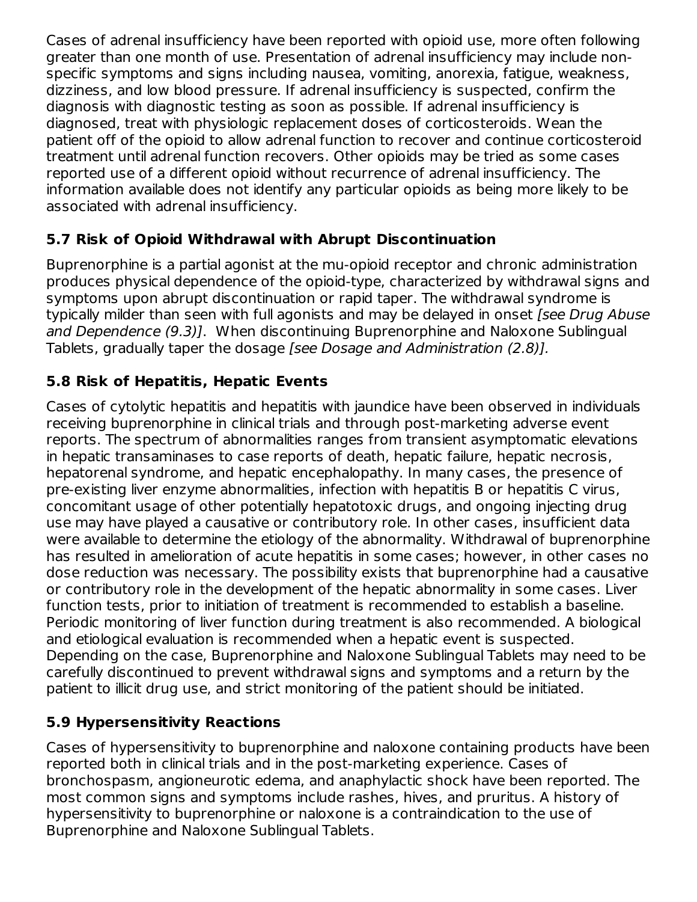Cases of adrenal insufficiency have been reported with opioid use, more often following greater than one month of use. Presentation of adrenal insufficiency may include non-specific symptoms and signs including nausea, vomiting, anorexia, fatigue, weakness, dizziness, and low blood pressure. If adrenal insufficiency is suspected, confirm the diagnosis with diagnostic testing as soon as possible. If adrenal insufficiency is diagnosed, treat with physiologic replacement doses of corticosteroids. Wean the patient off of the opioid to allow adrenal function to recover and continue corticosteroid treatment until adrenal function recovers. Other opioids may be tried as some cases reported use of a different opioid without recurrence of adrenal insufficiency. The information available does not identify any particular opioids as being more likely to be associated with adrenal insufficiency.

### 5.7 Risk of Opioid Withdrawal with Abrupt Discontinuation

Buprenorphine is a partial agonist at the mu-opioid receptor and chronic administration produces physical dependence of the opioid-type, characterized by withdrawal signs and symptoms upon abrupt discontinuation or rapid taper. The withdrawal syndrome is typically milder than seen with full agonists and may be delayed in onset *[see Drug Abuse and Dependence (9.3)]*. When discontinuing Buprenorphine and Naloxone Sublingual Tablets, gradually taper the dosage *[see Dosage and Administration (2.8)]*.

### 5.8 Risk of Hepatitis, Hepatic Events

Cases of cytolytic hepatitis and hepatitis with jaundice have been observed in individuals receiving buprenorphine in clinical trials and through post-marketing adverse event reports. The spectrum of abnormalities ranges from transient asymptomatic elevations in hepatic transaminases to case reports of death, hepatic failure, hepatic necrosis, hepatorenal syndrome, and hepatic encephalopathy. In many cases, the presence of pre-existing liver enzyme abnormalities, infection with hepatitis B or hepatitis C virus, concomitant usage of other potentially hepatotoxic drugs, and ongoing injecting drug use may have played a causative or contributory role. In other cases, insufficient data were available to determine the etiology of the abnormality. Withdrawal of buprenorphine has resulted in amelioration of acute hepatitis in some cases; however, in other cases no dose reduction was necessary. The possibility exists that buprenorphine had a causative or contributory role in the development of the hepatic abnormality in some cases. Liver function tests, prior to initiation of treatment is recommended to establish a baseline. Periodic monitoring of liver function during treatment is also recommended. A biological and etiological evaluation is recommended when a hepatic event is suspected. Depending on the case, Buprenorphine and Naloxone Sublingual Tablets may need to be carefully discontinued to prevent withdrawal signs and symptoms and a return by the patient to illicit drug use, and strict monitoring of the patient should be initiated.

### 5.9 Hypersensitivity Reactions

Cases of hypersensitivity to buprenorphine and naloxone containing products have been reported both in clinical trials and in the post-marketing experience. Cases of bronchospasm, angioneurotic edema, and anaphylactic shock have been reported. The most common signs and symptoms include rashes, hives, and pruritus. A history of hypersensitivity to buprenorphine or naloxone is a contraindication to the use of Buprenorphine and Naloxone Sublingual Tablets.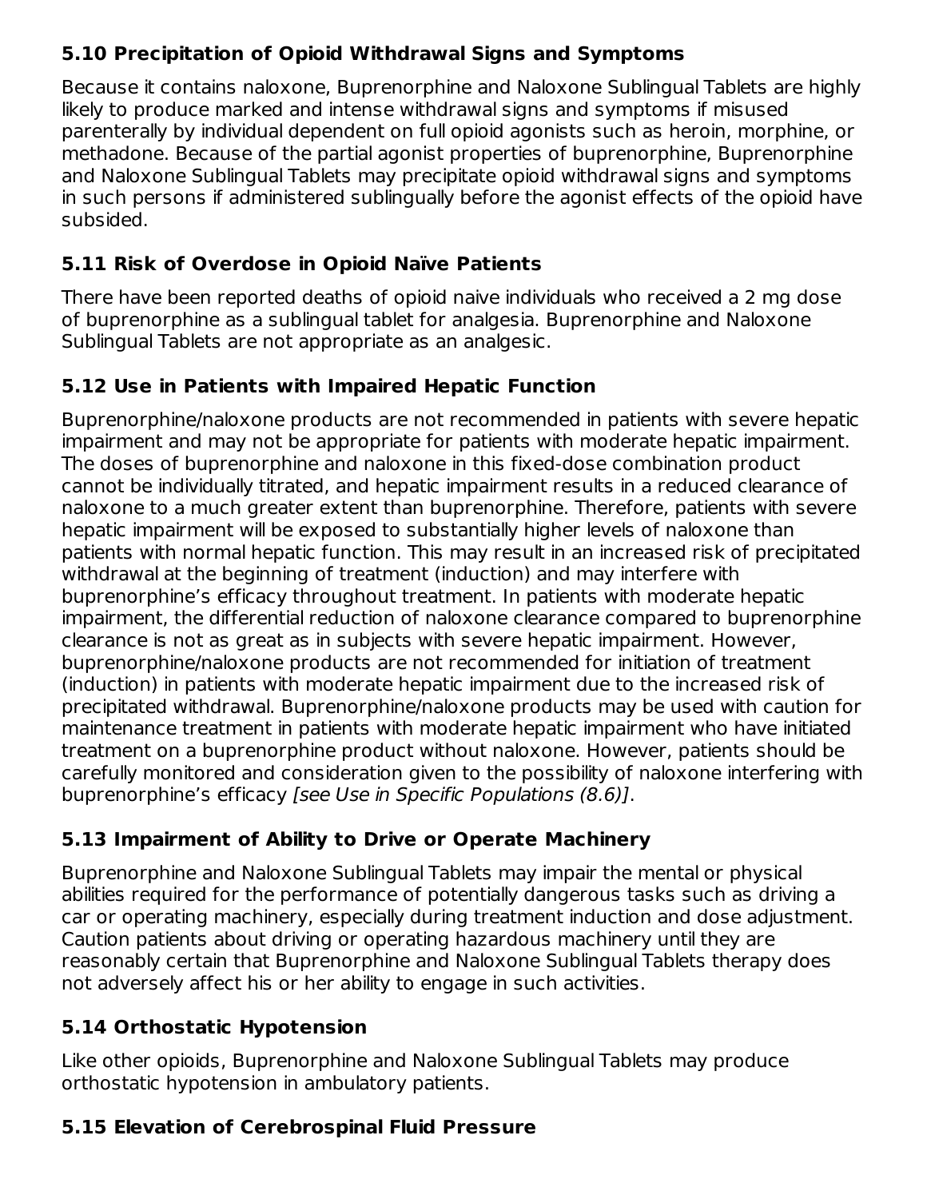### 5.10 Precipitation of Opioid Withdrawal Signs and Symptoms

Because it contains naloxone, Buprenorphine and Naloxone Sublingual Tablets are highly likely to produce marked and intense withdrawal signs and symptoms if misused parenterally by individual dependent on full opioid agonists such as heroin, morphine, or methadone. Because of the partial agonist properties of buprenorphine, Buprenorphine and Naloxone Sublingual Tablets may precipitate opioid withdrawal signs and symptoms in such persons if administered sublingually before the agonist effects of the opioid have subsided.

### 5.11 Risk of Overdose in Opioid Naïve Patients

There have been reported deaths of opioid naive individuals who received a 2 mg dose of buprenorphine as a sublingual tablet for analgesia. Buprenorphine and Naloxone Sublingual Tablets are not appropriate as an analgesic.

### 5.12 Use in Patients with Impaired Hepatic Function

Buprenorphine/naloxone products are not recommended in patients with severe hepatic impairment and may not be appropriate for patients with moderate hepatic impairment. The doses of buprenorphine and naloxone in this fixed-dose combination product cannot be individually titrated, and hepatic impairment results in a reduced clearance of naloxone to a much greater extent than buprenorphine. Therefore, patients with severe hepatic impairment will be exposed to substantially higher levels of naloxone than patients with normal hepatic function. This may result in an increased risk of precipitated withdrawal at the beginning of treatment (induction) and may interfere with buprenorphine's efficacy throughout treatment. In patients with moderate hepatic impairment, the differential reduction of naloxone clearance compared to buprenorphine clearance is not as great as in subjects with severe hepatic impairment. However, buprenorphine/naloxone products are not recommended for initiation of treatment (induction) in patients with moderate hepatic impairment due to the increased risk of precipitated withdrawal. Buprenorphine/naloxone products may be used with caution for maintenance treatment in patients with moderate hepatic impairment who have initiated treatment on a buprenorphine product without naloxone. However, patients should be carefully monitored and consideration given to the possibility of naloxone interfering with buprenorphine's efficacy *[see Use in Specific Populations (8.6)]*.

### 5.13 Impairment of Ability to Drive or Operate Machinery

Buprenorphine and Naloxone Sublingual Tablets may impair the mental or physical abilities required for the performance of potentially dangerous tasks such as driving a car or operating machinery, especially during treatment induction and dose adjustment. Caution patients about driving or operating hazardous machinery until they are reasonably certain that Buprenorphine and Naloxone Sublingual Tablets therapy does not adversely affect his or her ability to engage in such activities.

### 5.14 Orthostatic Hypotension

Like other opioids, Buprenorphine and Naloxone Sublingual Tablets may produce orthostatic hypotension in ambulatory patients.

### 5.15 Elevation of Cerebrospinal Fluid Pressure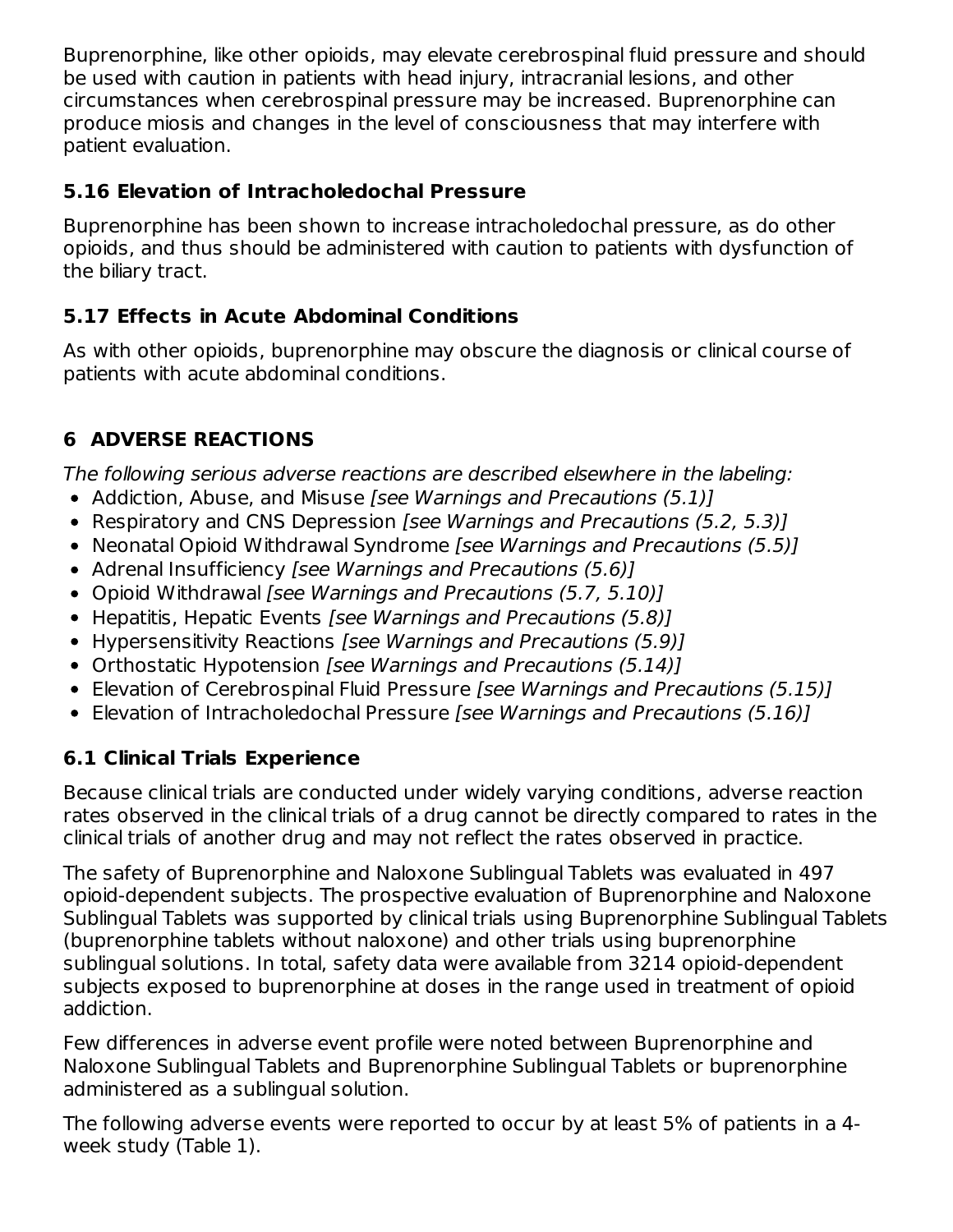Buprenorphine, like other opioids, may elevate cerebrospinal fluid pressure and should be used with caution in patients with head injury, intracranial lesions, and other circumstances when cerebrospinal pressure may be increased. Buprenorphine can produce miosis and changes in the level of consciousness that may interfere with patient evaluation.

### 5.16 Elevation of Intracholedochal Pressure

Buprenorphine has been shown to increase intracholedochal pressure, as do other opioids, and thus should be administered with caution to patients with dysfunction of the biliary tract.

### 5.17 Effects in Acute Abdominal Conditions

As with other opioids, buprenorphine may obscure the diagnosis or clinical course of patients with acute abdominal conditions.

## 6 ADVERSE REACTIONS

*The following serious adverse reactions are described elsewhere in the labeling:*

- Addiction, Abuse, and Misuse *[see Warnings and Precautions (5.1)]*
- Respiratory and CNS Depression *[see Warnings and Precautions (5.2, 5.3)]*
- Neonatal Opioid Withdrawal Syndrome *[see Warnings and Precautions (5.5)]*
- Adrenal Insufficiency *[see Warnings and Precautions (5.6)]*
- Opioid Withdrawal *[see Warnings and Precautions (5.7, 5.10)]*
- Hepatitis, Hepatic Events *[see Warnings and Precautions (5.8)]*
- Hypersensitivity Reactions *[see Warnings and Precautions (5.9)]*
- Orthostatic Hypotension *[see Warnings and Precautions (5.14)]*
- Elevation of Cerebrospinal Fluid Pressure *[see Warnings and Precautions (5.15)]*
- Elevation of Intracholedochal Pressure *[see Warnings and Precautions (5.16)]*

### 6.1 Clinical Trials Experience

Because clinical trials are conducted under widely varying conditions, adverse reaction rates observed in the clinical trials of a drug cannot be directly compared to rates in the clinical trials of another drug and may not reflect the rates observed in practice.

The safety of Buprenorphine and Naloxone Sublingual Tablets was evaluated in 497 opioid-dependent subjects. The prospective evaluation of Buprenorphine and Naloxone Sublingual Tablets was supported by clinical trials using Buprenorphine Sublingual Tablets (buprenorphine tablets without naloxone) and other trials using buprenorphine sublingual solutions. In total, safety data were available from 3214 opioid-dependent subjects exposed to buprenorphine at doses in the range used in treatment of opioid addiction.

Few differences in adverse event profile were noted between Buprenorphine and Naloxone Sublingual Tablets and Buprenorphine Sublingual Tablets or buprenorphine administered as a sublingual solution.

The following adverse events were reported to occur by at least 5% of patients in a 4-week study (Table 1).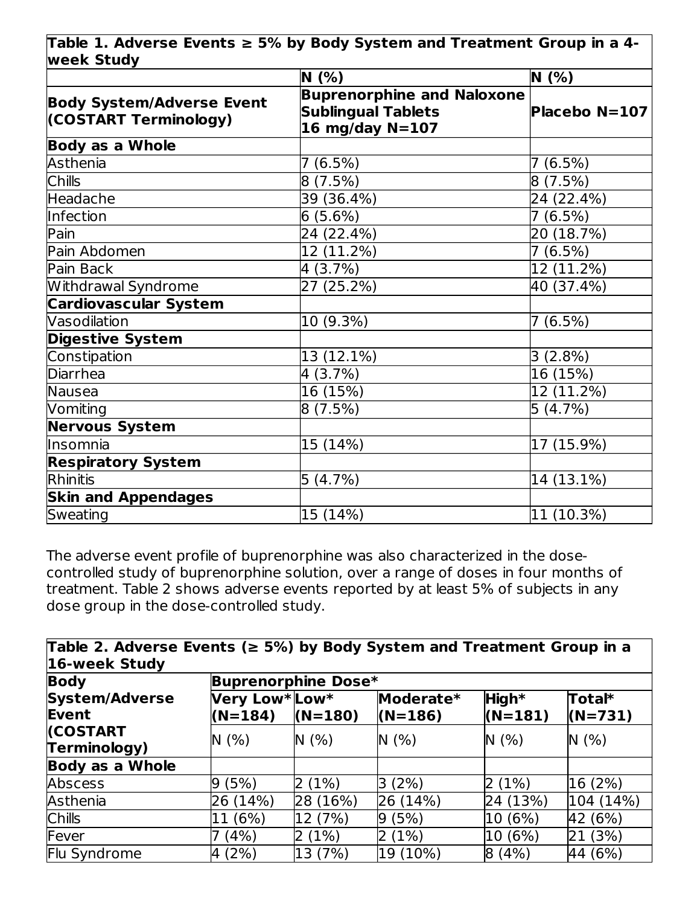| Table 1. Adverse Events ≥ 5% by Body System and Treatment Group in a 4-week Study | | |
|---|---|---|
| | N (%) | N (%) |
| **Body System/Adverse Event (COSTART Terminology)** | **Buprenorphine and Naloxone Sublingual Tablets 16 mg/day N=107** | **Placebo N=107** |
| **Body as a Whole** | | |
| Asthenia | 7 (6.5%) | 7 (6.5%) |
| Chills | 8 (7.5%) | 8 (7.5%) |
| Headache | 39 (36.4%) | 24 (22.4%) |
| Infection | 6 (5.6%) | 7 (6.5%) |
| Pain | 24 (22.4%) | 20 (18.7%) |
| Pain Abdomen | 12 (11.2%) | 7 (6.5%) |
| Pain Back | 4 (3.7%) | 12 (11.2%) |
| Withdrawal Syndrome | 27 (25.2%) | 40 (37.4%) |
| **Cardiovascular System** | | |
| Vasodilation | 10 (9.3%) | 7 (6.5%) |
| **Digestive System** | | |
| Constipation | 13 (12.1%) | 3 (2.8%) |
| Diarrhea | 4 (3.7%) | 16 (15%) |
| Nausea | 16 (15%) | 12 (11.2%) |
| Vomiting | 8 (7.5%) | 5 (4.7%) |
| **Nervous System** | | |
| Insomnia | 15 (14%) | 17 (15.9%) |
| **Respiratory System** | | |
| Rhinitis | 5 (4.7%) | 14 (13.1%) |
| **Skin and Appendages** | | |
| Sweating | 15 (14%) | 11 (10.3%) |

The adverse event profile of buprenorphine was also characterized in the dose-controlled study of buprenorphine solution, over a range of doses in four months of treatment. Table 2 shows adverse events reported by at least 5% of subjects in any dose group in the dose-controlled study.

| Table 2. Adverse Events (≥ 5%) by Body System and Treatment Group in a 16-week Study | | | | | |
|---|---|---|---|---|---|
| **Body System/Adverse Event (COSTART Terminology)** | **Buprenorphine Dose*** | | | | |
| | **Very Low* (N=184)** | **Low* (N=180)** | **Moderate* (N=186)** | **High* (N=181)** | **Total* (N=731)** |
| | N (%) | N (%) | N (%) | N (%) | N (%) |
| **Body as a Whole** | | | | | |
| Abscess | 9 (5%) | 2 (1%) | 3 (2%) | 2 (1%) | 16 (2%) |
| Asthenia | 26 (14%) | 28 (16%) | 26 (14%) | 24 (13%) | 104 (14%) |
| Chills | 11 (6%) | 12 (7%) | 9 (5%) | 10 (6%) | 42 (6%) |
| Fever | 7 (4%) | 2 (1%) | 2 (1%) | 10 (6%) | 21 (3%) |
| Flu Syndrome | 4 (2%) | 13 (7%) | 19 (10%) | 8 (4%) | 44 (6%) |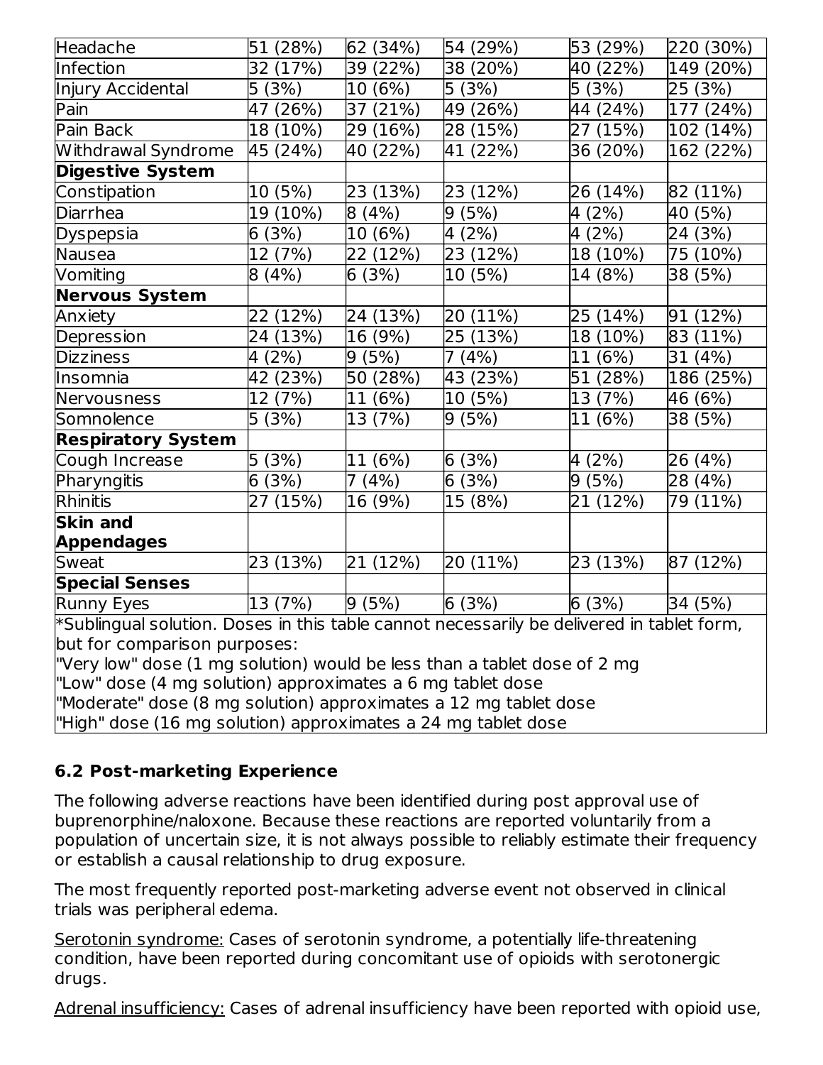| | | | | | |
|---|---|---|---|---|---|
| Headache | 51 (28%) | 62 (34%) | 54 (29%) | 53 (29%) | 220 (30%) |
| Infection | 32 (17%) | 39 (22%) | 38 (20%) | 40 (22%) | 149 (20%) |
| Injury Accidental | 5 (3%) | 10 (6%) | 5 (3%) | 5 (3%) | 25 (3%) |
| Pain | 47 (26%) | 37 (21%) | 49 (26%) | 44 (24%) | 177 (24%) |
| Pain Back | 18 (10%) | 29 (16%) | 28 (15%) | 27 (15%) | 102 (14%) |
| Withdrawal Syndrome | 45 (24%) | 40 (22%) | 41 (22%) | 36 (20%) | 162 (22%) |
| **Digestive System** | | | | | |
| Constipation | 10 (5%) | 23 (13%) | 23 (12%) | 26 (14%) | 82 (11%) |
| Diarrhea | 19 (10%) | 8 (4%) | 9 (5%) | 4 (2%) | 40 (5%) |
| Dyspepsia | 6 (3%) | 10 (6%) | 4 (2%) | 4 (2%) | 24 (3%) |
| Nausea | 12 (7%) | 22 (12%) | 23 (12%) | 18 (10%) | 75 (10%) |
| Vomiting | 8 (4%) | 6 (3%) | 10 (5%) | 14 (8%) | 38 (5%) |
| **Nervous System** | | | | | |
| Anxiety | 22 (12%) | 24 (13%) | 20 (11%) | 25 (14%) | 91 (12%) |
| Depression | 24 (13%) | 16 (9%) | 25 (13%) | 18 (10%) | 83 (11%) |
| Dizziness | 4 (2%) | 9 (5%) | 7 (4%) | 11 (6%) | 31 (4%) |
| Insomnia | 42 (23%) | 50 (28%) | 43 (23%) | 51 (28%) | 186 (25%) |
| Nervousness | 12 (7%) | 11 (6%) | 10 (5%) | 13 (7%) | 46 (6%) |
| Somnolence | 5 (3%) | 13 (7%) | 9 (5%) | 11 (6%) | 38 (5%) |
| **Respiratory System** | | | | | |
| Cough Increase | 5 (3%) | 11 (6%) | 6 (3%) | 4 (2%) | 26 (4%) |
| Pharyngitis | 6 (3%) | 7 (4%) | 6 (3%) | 9 (5%) | 28 (4%) |
| Rhinitis | 27 (15%) | 16 (9%) | 15 (8%) | 21 (12%) | 79 (11%) |
| **Skin and Appendages** | | | | | |
| Sweat | 23 (13%) | 21 (12%) | 20 (11%) | 23 (13%) | 87 (12%) |
| **Special Senses** | | | | | |
| Runny Eyes | 13 (7%) | 9 (5%) | 6 (3%) | 6 (3%) | 34 (5%) |

*Sublingual solution. Doses in this table cannot necessarily be delivered in tablet form, but for comparison purposes:
"Very low" dose (1 mg solution) would be less than a tablet dose of 2 mg
"Low" dose (4 mg solution) approximates a 6 mg tablet dose
"Moderate" dose (8 mg solution) approximates a 12 mg tablet dose
"High" dose (16 mg solution) approximates a 24 mg tablet dose

### 6.2 Post-marketing Experience

The following adverse reactions have been identified during post approval use of buprenorphine/naloxone. Because these reactions are reported voluntarily from a population of uncertain size, it is not always possible to reliably estimate their frequency or establish a causal relationship to drug exposure.

The most frequently reported post-marketing adverse event not observed in clinical trials was peripheral edema.

Serotonin syndrome: Cases of serotonin syndrome, a potentially life-threatening condition, have been reported during concomitant use of opioids with serotonergic drugs.

Adrenal insufficiency: Cases of adrenal insufficiency have been reported with opioid use,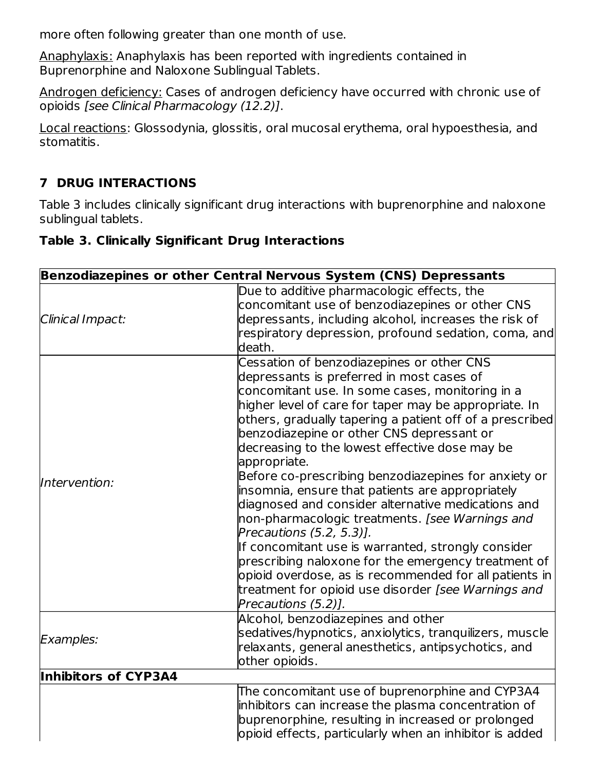more often following greater than one month of use.

Anaphylaxis: Anaphylaxis has been reported with ingredients contained in Buprenorphine and Naloxone Sublingual Tablets.

Androgen deficiency: Cases of androgen deficiency have occurred with chronic use of opioids *[see Clinical Pharmacology (12.2)]*.

Local reactions: Glossodynia, glossitis, oral mucosal erythema, oral hypoesthesia, and stomatitis.

## 7 DRUG INTERACTIONS

Table 3 includes clinically significant drug interactions with buprenorphine and naloxone sublingual tablets.

**Table 3. Clinically Significant Drug Interactions**

| | |
|---|---|
| **Benzodiazepines or other Central Nervous System (CNS) Depressants** | |
| *Clinical Impact:* | Due to additive pharmacologic effects, the concomitant use of benzodiazepines or other CNS depressants, including alcohol, increases the risk of respiratory depression, profound sedation, coma, and death. |
| *Intervention:* | Cessation of benzodiazepines or other CNS depressants is preferred in most cases of concomitant use. In some cases, monitoring in a higher level of care for taper may be appropriate. In others, gradually tapering a patient off of a prescribed benzodiazepine or other CNS depressant or decreasing to the lowest effective dose may be appropriate. Before co-prescribing benzodiazepines for anxiety or insomnia, ensure that patients are appropriately diagnosed and consider alternative medications and non-pharmacologic treatments. *[see Warnings and Precautions (5.2, 5.3)].* If concomitant use is warranted, strongly consider prescribing naloxone for the emergency treatment of opioid overdose, as is recommended for all patients in treatment for opioid use disorder *[see Warnings and Precautions (5.2)].* |
| *Examples:* | Alcohol, benzodiazepines and other sedatives/hypnotics, anxiolytics, tranquilizers, muscle relaxants, general anesthetics, antipsychotics, and other opioids. |
| **Inhibitors of CYP3A4** | |
| | The concomitant use of buprenorphine and CYP3A4 inhibitors can increase the plasma concentration of buprenorphine, resulting in increased or prolonged opioid effects, particularly when an inhibitor is added |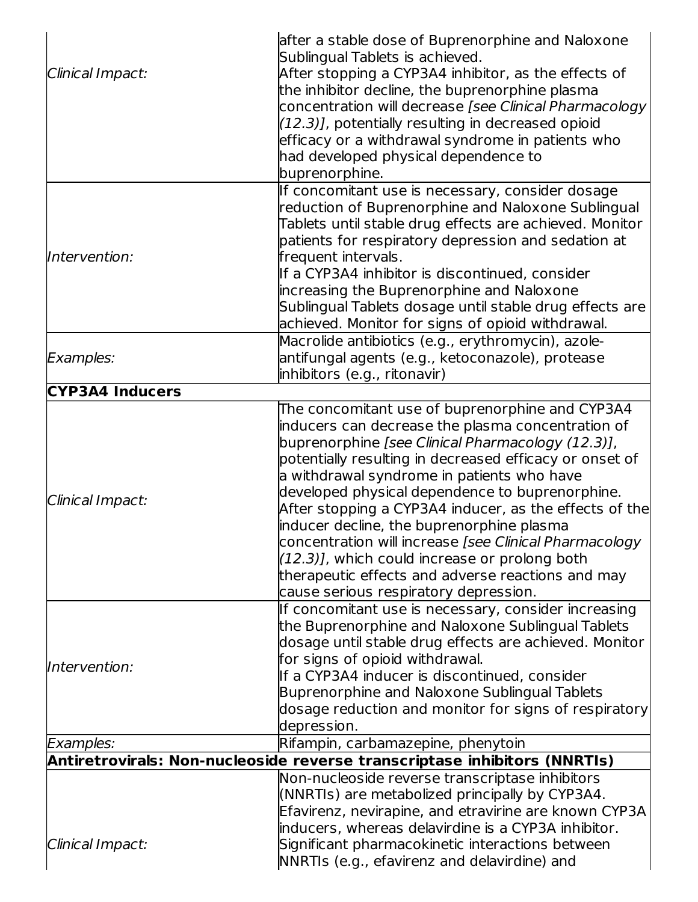| | |
|---|---|
| *Clinical Impact:* | after a stable dose of Buprenorphine and Naloxone Sublingual Tablets is achieved. After stopping a CYP3A4 inhibitor, as the effects of the inhibitor decline, the buprenorphine plasma concentration will decrease *[see Clinical Pharmacology (12.3)]*, potentially resulting in decreased opioid efficacy or a withdrawal syndrome in patients who had developed physical dependence to buprenorphine. |
| *Intervention:* | If concomitant use is necessary, consider dosage reduction of Buprenorphine and Naloxone Sublingual Tablets until stable drug effects are achieved. Monitor patients for respiratory depression and sedation at frequent intervals. If a CYP3A4 inhibitor is discontinued, consider increasing the Buprenorphine and Naloxone Sublingual Tablets dosage until stable drug effects are achieved. Monitor for signs of opioid withdrawal. |
| *Examples:* | Macrolide antibiotics (e.g., erythromycin), azole-antifungal agents (e.g., ketoconazole), protease inhibitors (e.g., ritonavir) |
| **CYP3A4 Inducers** | |
| *Clinical Impact:* | The concomitant use of buprenorphine and CYP3A4 inducers can decrease the plasma concentration of buprenorphine *[see Clinical Pharmacology (12.3)]*, potentially resulting in decreased efficacy or onset of a withdrawal syndrome in patients who have developed physical dependence to buprenorphine. After stopping a CYP3A4 inducer, as the effects of the inducer decline, the buprenorphine plasma concentration will increase *[see Clinical Pharmacology (12.3)]*, which could increase or prolong both therapeutic effects and adverse reactions and may cause serious respiratory depression. |
| *Intervention:* | If concomitant use is necessary, consider increasing the Buprenorphine and Naloxone Sublingual Tablets dosage until stable drug effects are achieved. Monitor for signs of opioid withdrawal. If a CYP3A4 inducer is discontinued, consider Buprenorphine and Naloxone Sublingual Tablets dosage reduction and monitor for signs of respiratory depression. |
| *Examples:* | Rifampin, carbamazepine, phenytoin |
| **Antiretrovirals: Non-nucleoside reverse transcriptase inhibitors (NNRTIs)** | |
| *Clinical Impact:* | Non-nucleoside reverse transcriptase inhibitors (NNRTIs) are metabolized principally by CYP3A4. Efavirenz, nevirapine, and etravirine are known CYP3A inducers, whereas delavirdine is a CYP3A inhibitor. Significant pharmacokinetic interactions between NNRTIs (e.g., efavirenz and delavirdine) and |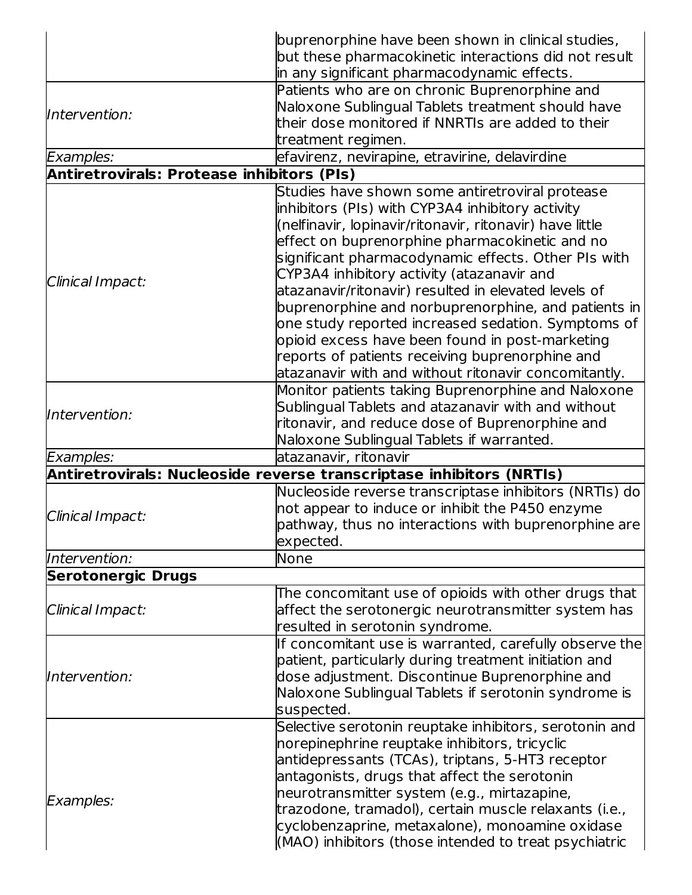| | |
|---|---|
| | buprenorphine have been shown in clinical studies, but these pharmacokinetic interactions did not result in any significant pharmacodynamic effects. |
| *Intervention:* | Patients who are on chronic Buprenorphine and Naloxone Sublingual Tablets treatment should have their dose monitored if NNRTIs are added to their treatment regimen. |
| *Examples:* | efavirenz, nevirapine, etravirine, delavirdine |
| **Antiretrovirals: Protease inhibitors (PIs)** | |
| *Clinical Impact:* | Studies have shown some antiretroviral protease inhibitors (PIs) with CYP3A4 inhibitory activity (nelfinavir, lopinavir/ritonavir, ritonavir) have little effect on buprenorphine pharmacokinetic and no significant pharmacodynamic effects. Other PIs with CYP3A4 inhibitory activity (atazanavir and atazanavir/ritonavir) resulted in elevated levels of buprenorphine and norbuprenorphine, and patients in one study reported increased sedation. Symptoms of opioid excess have been found in post-marketing reports of patients receiving buprenorphine and atazanavir with and without ritonavir concomitantly. |
| *Intervention:* | Monitor patients taking Buprenorphine and Naloxone Sublingual Tablets and atazanavir with and without ritonavir, and reduce dose of Buprenorphine and Naloxone Sublingual Tablets if warranted. |
| *Examples:* | atazanavir, ritonavir |
| **Antiretrovirals: Nucleoside reverse transcriptase inhibitors (NRTIs)** | |
| *Clinical Impact:* | Nucleoside reverse transcriptase inhibitors (NRTIs) do not appear to induce or inhibit the P450 enzyme pathway, thus no interactions with buprenorphine are expected. |
| *Intervention:* | None |
| **Serotonergic Drugs** | |
| *Clinical Impact:* | The concomitant use of opioids with other drugs that affect the serotonergic neurotransmitter system has resulted in serotonin syndrome. |
| *Intervention:* | If concomitant use is warranted, carefully observe the patient, particularly during treatment initiation and dose adjustment. Discontinue Buprenorphine and Naloxone Sublingual Tablets if serotonin syndrome is suspected. |
| *Examples:* | Selective serotonin reuptake inhibitors, serotonin and norepinephrine reuptake inhibitors, tricyclic antidepressants (TCAs), triptans, 5-HT3 receptor antagonists, drugs that affect the serotonin neurotransmitter system (e.g., mirtazapine, trazodone, tramadol), certain muscle relaxants (i.e., cyclobenzaprine, metaxalone), monoamine oxidase (MAO) inhibitors (those intended to treat psychiatric |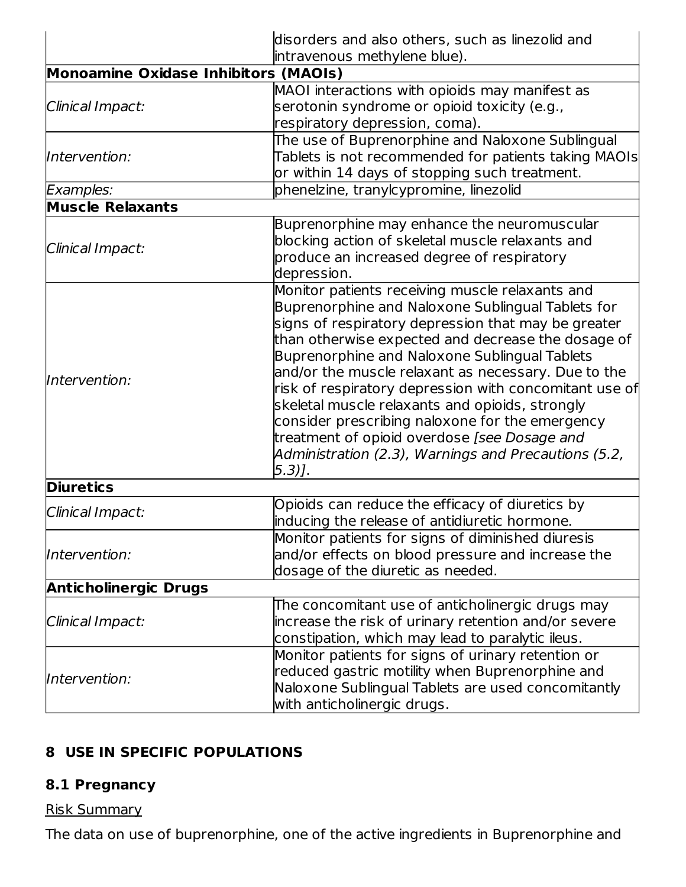| | |
|---|---|
| | disorders and also others, such as linezolid and intravenous methylene blue). |
| **Monoamine Oxidase Inhibitors (MAOIs)** | |
| *Clinical Impact:* | MAOI interactions with opioids may manifest as serotonin syndrome or opioid toxicity (e.g., respiratory depression, coma). |
| *Intervention:* | The use of Buprenorphine and Naloxone Sublingual Tablets is not recommended for patients taking MAOIs or within 14 days of stopping such treatment. |
| *Examples:* | phenelzine, tranylcypromine, linezolid |
| **Muscle Relaxants** | |
| *Clinical Impact:* | Buprenorphine may enhance the neuromuscular blocking action of skeletal muscle relaxants and produce an increased degree of respiratory depression. |
| *Intervention:* | Monitor patients receiving muscle relaxants and Buprenorphine and Naloxone Sublingual Tablets for signs of respiratory depression that may be greater than otherwise expected and decrease the dosage of Buprenorphine and Naloxone Sublingual Tablets and/or the muscle relaxant as necessary. Due to the risk of respiratory depression with concomitant use of skeletal muscle relaxants and opioids, strongly consider prescribing naloxone for the emergency treatment of opioid overdose *[see Dosage and Administration (2.3), Warnings and Precautions (5.2, 5.3)]*. |
| **Diuretics** | |
| *Clinical Impact:* | Opioids can reduce the efficacy of diuretics by inducing the release of antidiuretic hormone. |
| *Intervention:* | Monitor patients for signs of diminished diuresis and/or effects on blood pressure and increase the dosage of the diuretic as needed. |
| **Anticholinergic Drugs** | |
| *Clinical Impact:* | The concomitant use of anticholinergic drugs may increase the risk of urinary retention and/or severe constipation, which may lead to paralytic ileus. |
| *Intervention:* | Monitor patients for signs of urinary retention or reduced gastric motility when Buprenorphine and Naloxone Sublingual Tablets are used concomitantly with anticholinergic drugs. |

## 8 USE IN SPECIFIC POPULATIONS

### 8.1 Pregnancy

Risk Summary

The data on use of buprenorphine, one of the active ingredients in Buprenorphine and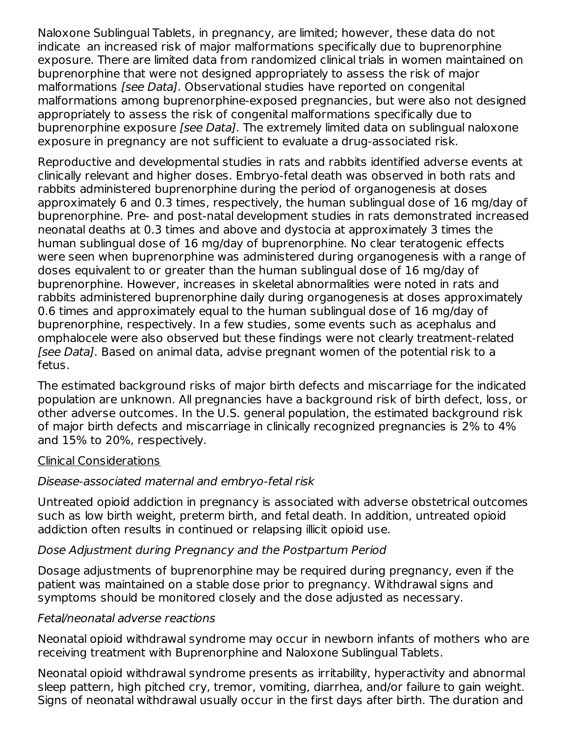Naloxone Sublingual Tablets, in pregnancy, are limited; however, these data do not indicate an increased risk of major malformations specifically due to buprenorphine exposure. There are limited data from randomized clinical trials in women maintained on buprenorphine that were not designed appropriately to assess the risk of major malformations *[see Data]*. Observational studies have reported on congenital malformations among buprenorphine-exposed pregnancies, but were also not designed appropriately to assess the risk of congenital malformations specifically due to buprenorphine exposure *[see Data]*. The extremely limited data on sublingual naloxone exposure in pregnancy are not sufficient to evaluate a drug-associated risk.

Reproductive and developmental studies in rats and rabbits identified adverse events at clinically relevant and higher doses. Embryo-fetal death was observed in both rats and rabbits administered buprenorphine during the period of organogenesis at doses approximately 6 and 0.3 times, respectively, the human sublingual dose of 16 mg/day of buprenorphine. Pre- and post-natal development studies in rats demonstrated increased neonatal deaths at 0.3 times and above and dystocia at approximately 3 times the human sublingual dose of 16 mg/day of buprenorphine. No clear teratogenic effects were seen when buprenorphine was administered during organogenesis with a range of doses equivalent to or greater than the human sublingual dose of 16 mg/day of buprenorphine. However, increases in skeletal abnormalities were noted in rats and rabbits administered buprenorphine daily during organogenesis at doses approximately 0.6 times and approximately equal to the human sublingual dose of 16 mg/day of buprenorphine, respectively. In a few studies, some events such as acephalus and omphalocele were also observed but these findings were not clearly treatment-related *[see Data]*. Based on animal data, advise pregnant women of the potential risk to a fetus.

The estimated background risks of major birth defects and miscarriage for the indicated population are unknown. All pregnancies have a background risk of birth defect, loss, or other adverse outcomes. In the U.S. general population, the estimated background risk of major birth defects and miscarriage in clinically recognized pregnancies is 2% to 4% and 15% to 20%, respectively.

<u>Clinical Considerations</u>

*Disease-associated maternal and embryo-fetal risk*

Untreated opioid addiction in pregnancy is associated with adverse obstetrical outcomes such as low birth weight, preterm birth, and fetal death. In addition, untreated opioid addiction often results in continued or relapsing illicit opioid use.

*Dose Adjustment during Pregnancy and the Postpartum Period*

Dosage adjustments of buprenorphine may be required during pregnancy, even if the patient was maintained on a stable dose prior to pregnancy. Withdrawal signs and symptoms should be monitored closely and the dose adjusted as necessary.

*Fetal/neonatal adverse reactions*

Neonatal opioid withdrawal syndrome may occur in newborn infants of mothers who are receiving treatment with Buprenorphine and Naloxone Sublingual Tablets.

Neonatal opioid withdrawal syndrome presents as irritability, hyperactivity and abnormal sleep pattern, high pitched cry, tremor, vomiting, diarrhea, and/or failure to gain weight. Signs of neonatal withdrawal usually occur in the first days after birth. The duration and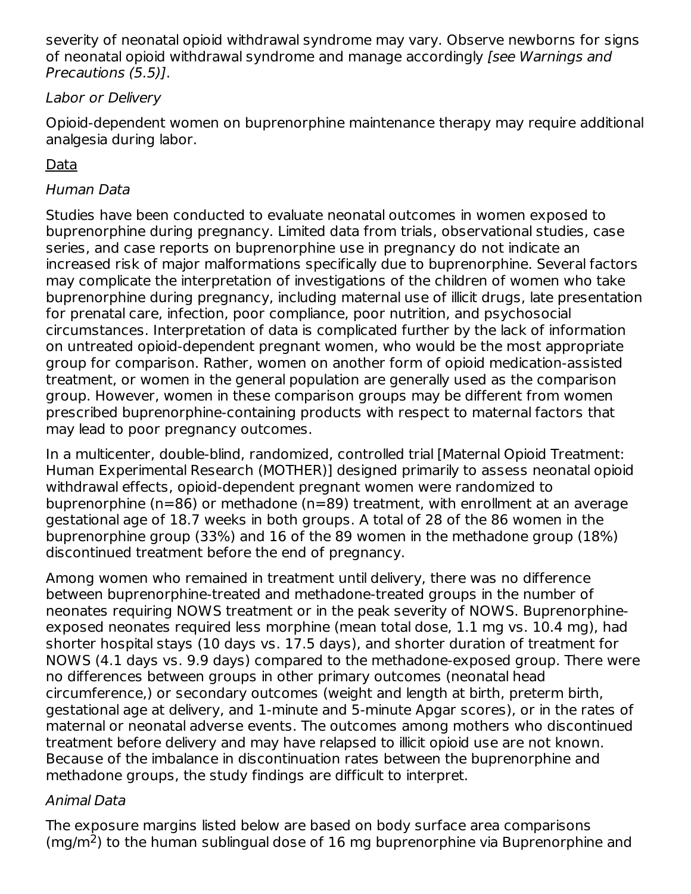severity of neonatal opioid withdrawal syndrome may vary. Observe newborns for signs of neonatal opioid withdrawal syndrome and manage accordingly *[see Warnings and Precautions (5.5)]*.

*Labor or Delivery*

Opioid-dependent women on buprenorphine maintenance therapy may require additional analgesia during labor.

Data

*Human Data*

Studies have been conducted to evaluate neonatal outcomes in women exposed to buprenorphine during pregnancy. Limited data from trials, observational studies, case series, and case reports on buprenorphine use in pregnancy do not indicate an increased risk of major malformations specifically due to buprenorphine. Several factors may complicate the interpretation of investigations of the children of women who take buprenorphine during pregnancy, including maternal use of illicit drugs, late presentation for prenatal care, infection, poor compliance, poor nutrition, and psychosocial circumstances. Interpretation of data is complicated further by the lack of information on untreated opioid-dependent pregnant women, who would be the most appropriate group for comparison. Rather, women on another form of opioid medication-assisted treatment, or women in the general population are generally used as the comparison group. However, women in these comparison groups may be different from women prescribed buprenorphine-containing products with respect to maternal factors that may lead to poor pregnancy outcomes.

In a multicenter, double-blind, randomized, controlled trial [Maternal Opioid Treatment: Human Experimental Research (MOTHER)] designed primarily to assess neonatal opioid withdrawal effects, opioid-dependent pregnant women were randomized to buprenorphine (n=86) or methadone (n=89) treatment, with enrollment at an average gestational age of 18.7 weeks in both groups. A total of 28 of the 86 women in the buprenorphine group (33%) and 16 of the 89 women in the methadone group (18%) discontinued treatment before the end of pregnancy.

Among women who remained in treatment until delivery, there was no difference between buprenorphine-treated and methadone-treated groups in the number of neonates requiring NOWS treatment or in the peak severity of NOWS. Buprenorphine-exposed neonates required less morphine (mean total dose, 1.1 mg vs. 10.4 mg), had shorter hospital stays (10 days vs. 17.5 days), and shorter duration of treatment for NOWS (4.1 days vs. 9.9 days) compared to the methadone-exposed group. There were no differences between groups in other primary outcomes (neonatal head circumference,) or secondary outcomes (weight and length at birth, preterm birth, gestational age at delivery, and 1-minute and 5-minute Apgar scores), or in the rates of maternal or neonatal adverse events. The outcomes among mothers who discontinued treatment before delivery and may have relapsed to illicit opioid use are not known. Because of the imbalance in discontinuation rates between the buprenorphine and methadone groups, the study findings are difficult to interpret.

*Animal Data*

The exposure margins listed below are based on body surface area comparisons ($mg/m^2$) to the human sublingual dose of 16 mg buprenorphine via Buprenorphine and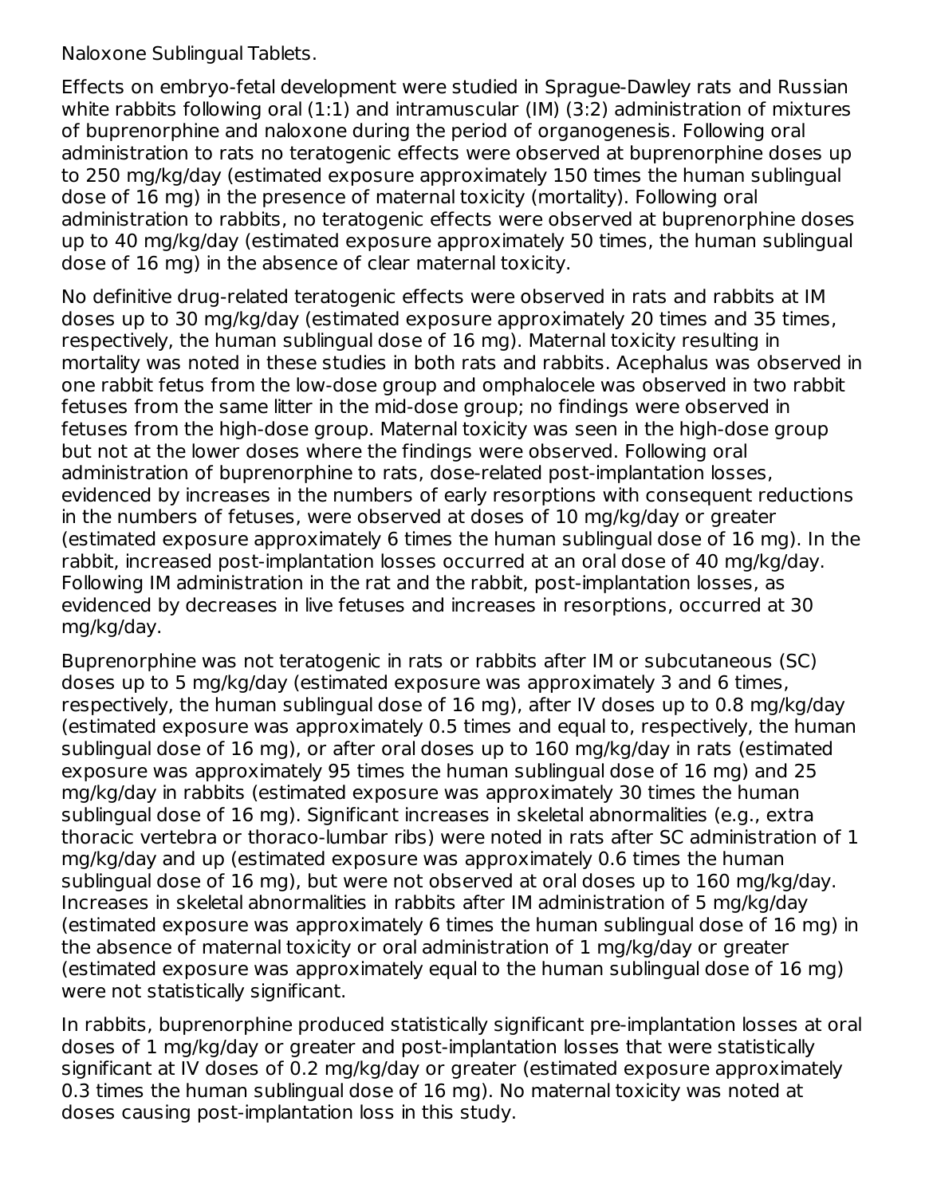Naloxone Sublingual Tablets.

Effects on embryo-fetal development were studied in Sprague-Dawley rats and Russian white rabbits following oral (1:1) and intramuscular (IM) (3:2) administration of mixtures of buprenorphine and naloxone during the period of organogenesis. Following oral administration to rats no teratogenic effects were observed at buprenorphine doses up to 250 mg/kg/day (estimated exposure approximately 150 times the human sublingual dose of 16 mg) in the presence of maternal toxicity (mortality). Following oral administration to rabbits, no teratogenic effects were observed at buprenorphine doses up to 40 mg/kg/day (estimated exposure approximately 50 times, the human sublingual dose of 16 mg) in the absence of clear maternal toxicity.

No definitive drug-related teratogenic effects were observed in rats and rabbits at IM doses up to 30 mg/kg/day (estimated exposure approximately 20 times and 35 times, respectively, the human sublingual dose of 16 mg). Maternal toxicity resulting in mortality was noted in these studies in both rats and rabbits. Acephalus was observed in one rabbit fetus from the low-dose group and omphalocele was observed in two rabbit fetuses from the same litter in the mid-dose group; no findings were observed in fetuses from the high-dose group. Maternal toxicity was seen in the high-dose group but not at the lower doses where the findings were observed. Following oral administration of buprenorphine to rats, dose-related post-implantation losses, evidenced by increases in the numbers of early resorptions with consequent reductions in the numbers of fetuses, were observed at doses of 10 mg/kg/day or greater (estimated exposure approximately 6 times the human sublingual dose of 16 mg). In the rabbit, increased post-implantation losses occurred at an oral dose of 40 mg/kg/day. Following IM administration in the rat and the rabbit, post-implantation losses, as evidenced by decreases in live fetuses and increases in resorptions, occurred at 30 mg/kg/day.

Buprenorphine was not teratogenic in rats or rabbits after IM or subcutaneous (SC) doses up to 5 mg/kg/day (estimated exposure was approximately 3 and 6 times, respectively, the human sublingual dose of 16 mg), after IV doses up to 0.8 mg/kg/day (estimated exposure was approximately 0.5 times and equal to, respectively, the human sublingual dose of 16 mg), or after oral doses up to 160 mg/kg/day in rats (estimated exposure was approximately 95 times the human sublingual dose of 16 mg) and 25 mg/kg/day in rabbits (estimated exposure was approximately 30 times the human sublingual dose of 16 mg). Significant increases in skeletal abnormalities (e.g., extra thoracic vertebra or thoraco-lumbar ribs) were noted in rats after SC administration of 1 mg/kg/day and up (estimated exposure was approximately 0.6 times the human sublingual dose of 16 mg), but were not observed at oral doses up to 160 mg/kg/day. Increases in skeletal abnormalities in rabbits after IM administration of 5 mg/kg/day (estimated exposure was approximately 6 times the human sublingual dose of 16 mg) in the absence of maternal toxicity or oral administration of 1 mg/kg/day or greater (estimated exposure was approximately equal to the human sublingual dose of 16 mg) were not statistically significant.

In rabbits, buprenorphine produced statistically significant pre-implantation losses at oral doses of 1 mg/kg/day or greater and post-implantation losses that were statistically significant at IV doses of 0.2 mg/kg/day or greater (estimated exposure approximately 0.3 times the human sublingual dose of 16 mg). No maternal toxicity was noted at doses causing post-implantation loss in this study.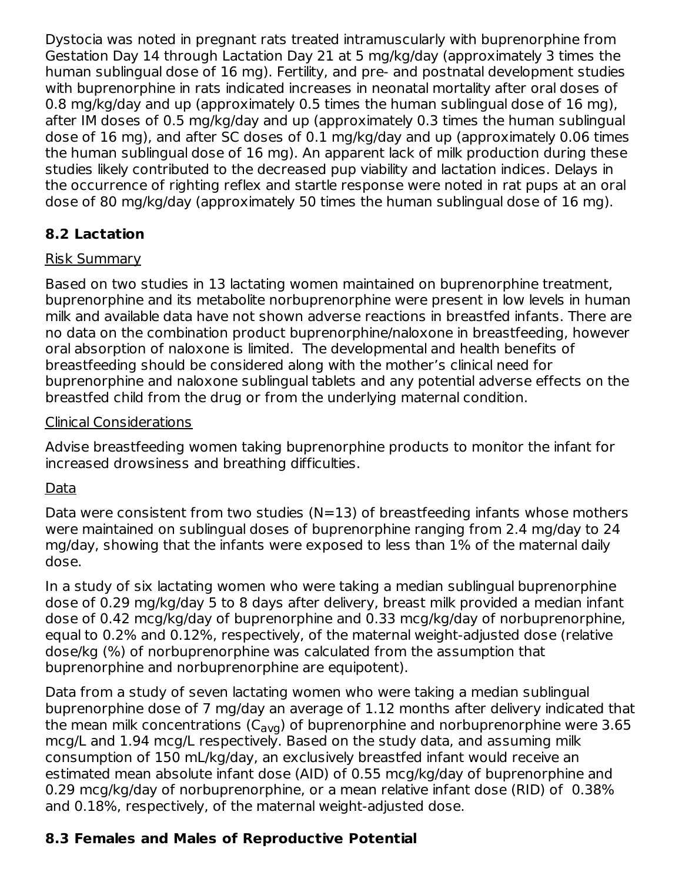Dystocia was noted in pregnant rats treated intramuscularly with buprenorphine from Gestation Day 14 through Lactation Day 21 at 5 mg/kg/day (approximately 3 times the human sublingual dose of 16 mg). Fertility, and pre- and postnatal development studies with buprenorphine in rats indicated increases in neonatal mortality after oral doses of 0.8 mg/kg/day and up (approximately 0.5 times the human sublingual dose of 16 mg), after IM doses of 0.5 mg/kg/day and up (approximately 0.3 times the human sublingual dose of 16 mg), and after SC doses of 0.1 mg/kg/day and up (approximately 0.06 times the human sublingual dose of 16 mg). An apparent lack of milk production during these studies likely contributed to the decreased pup viability and lactation indices. Delays in the occurrence of righting reflex and startle response were noted in rat pups at an oral dose of 80 mg/kg/day (approximately 50 times the human sublingual dose of 16 mg).

## 8.2 Lactation

Risk Summary

Based on two studies in 13 lactating women maintained on buprenorphine treatment, buprenorphine and its metabolite norbuprenorphine were present in low levels in human milk and available data have not shown adverse reactions in breastfed infants. There are no data on the combination product buprenorphine/naloxone in breastfeeding, however oral absorption of naloxone is limited. The developmental and health benefits of breastfeeding should be considered along with the mother's clinical need for buprenorphine and naloxone sublingual tablets and any potential adverse effects on the breastfed child from the drug or from the underlying maternal condition.

Clinical Considerations

Advise breastfeeding women taking buprenorphine products to monitor the infant for increased drowsiness and breathing difficulties.

Data

Data were consistent from two studies (N=13) of breastfeeding infants whose mothers were maintained on sublingual doses of buprenorphine ranging from 2.4 mg/day to 24 mg/day, showing that the infants were exposed to less than 1% of the maternal daily dose.

In a study of six lactating women who were taking a median sublingual buprenorphine dose of 0.29 mg/kg/day 5 to 8 days after delivery, breast milk provided a median infant dose of 0.42 mcg/kg/day of buprenorphine and 0.33 mcg/kg/day of norbuprenorphine, equal to 0.2% and 0.12%, respectively, of the maternal weight-adjusted dose (relative dose/kg (%) of norbuprenorphine was calculated from the assumption that buprenorphine and norbuprenorphine are equipotent).

Data from a study of seven lactating women who were taking a median sublingual buprenorphine dose of 7 mg/day an average of 1.12 months after delivery indicated that the mean milk concentrations ($C_{avg}$) of buprenorphine and norbuprenorphine were 3.65 mcg/L and 1.94 mcg/L respectively. Based on the study data, and assuming milk consumption of 150 mL/kg/day, an exclusively breastfed infant would receive an estimated mean absolute infant dose (AID) of 0.55 mcg/kg/day of buprenorphine and 0.29 mcg/kg/day of norbuprenorphine, or a mean relative infant dose (RID) of 0.38% and 0.18%, respectively, of the maternal weight-adjusted dose.

## 8.3 Females and Males of Reproductive Potential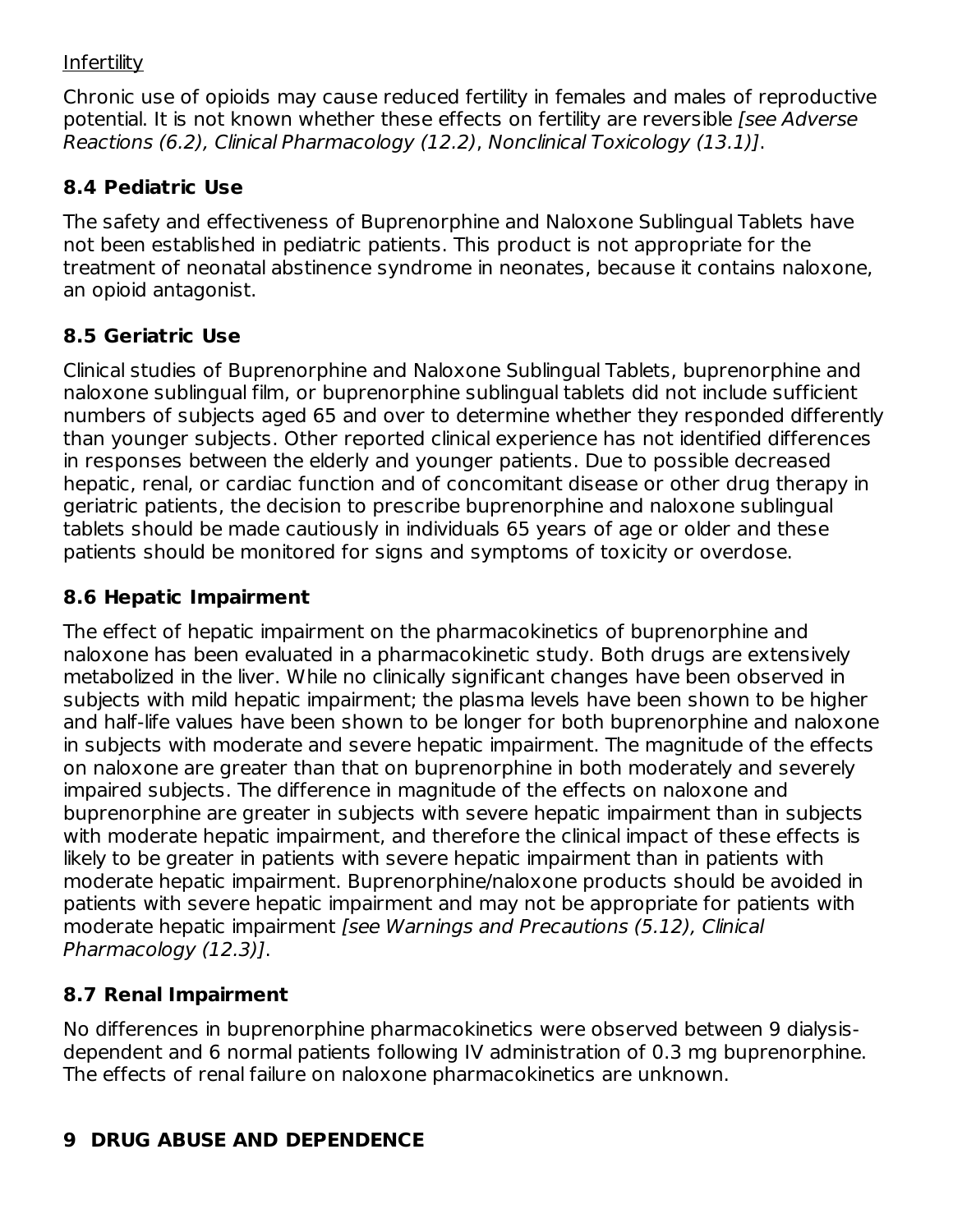Infertility

Chronic use of opioids may cause reduced fertility in females and males of reproductive potential. It is not known whether these effects on fertility are reversible *[see Adverse Reactions (6.2), Clinical Pharmacology (12.2), Nonclinical Toxicology (13.1)]*.

### 8.4 Pediatric Use

The safety and effectiveness of Buprenorphine and Naloxone Sublingual Tablets have not been established in pediatric patients. This product is not appropriate for the treatment of neonatal abstinence syndrome in neonates, because it contains naloxone, an opioid antagonist.

### 8.5 Geriatric Use

Clinical studies of Buprenorphine and Naloxone Sublingual Tablets, buprenorphine and naloxone sublingual film, or buprenorphine sublingual tablets did not include sufficient numbers of subjects aged 65 and over to determine whether they responded differently than younger subjects. Other reported clinical experience has not identified differences in responses between the elderly and younger patients. Due to possible decreased hepatic, renal, or cardiac function and of concomitant disease or other drug therapy in geriatric patients, the decision to prescribe buprenorphine and naloxone sublingual tablets should be made cautiously in individuals 65 years of age or older and these patients should be monitored for signs and symptoms of toxicity or overdose.

### 8.6 Hepatic Impairment

The effect of hepatic impairment on the pharmacokinetics of buprenorphine and naloxone has been evaluated in a pharmacokinetic study. Both drugs are extensively metabolized in the liver. While no clinically significant changes have been observed in subjects with mild hepatic impairment; the plasma levels have been shown to be higher and half-life values have been shown to be longer for both buprenorphine and naloxone in subjects with moderate and severe hepatic impairment. The magnitude of the effects on naloxone are greater than that on buprenorphine in both moderately and severely impaired subjects. The difference in magnitude of the effects on naloxone and buprenorphine are greater in subjects with severe hepatic impairment than in subjects with moderate hepatic impairment, and therefore the clinical impact of these effects is likely to be greater in patients with severe hepatic impairment than in patients with moderate hepatic impairment. Buprenorphine/naloxone products should be avoided in patients with severe hepatic impairment and may not be appropriate for patients with moderate hepatic impairment *[see Warnings and Precautions (5.12), Clinical Pharmacology (12.3)]*.

### 8.7 Renal Impairment

No differences in buprenorphine pharmacokinetics were observed between 9 dialysis-dependent and 6 normal patients following IV administration of 0.3 mg buprenorphine. The effects of renal failure on naloxone pharmacokinetics are unknown.

## 9 DRUG ABUSE AND DEPENDENCE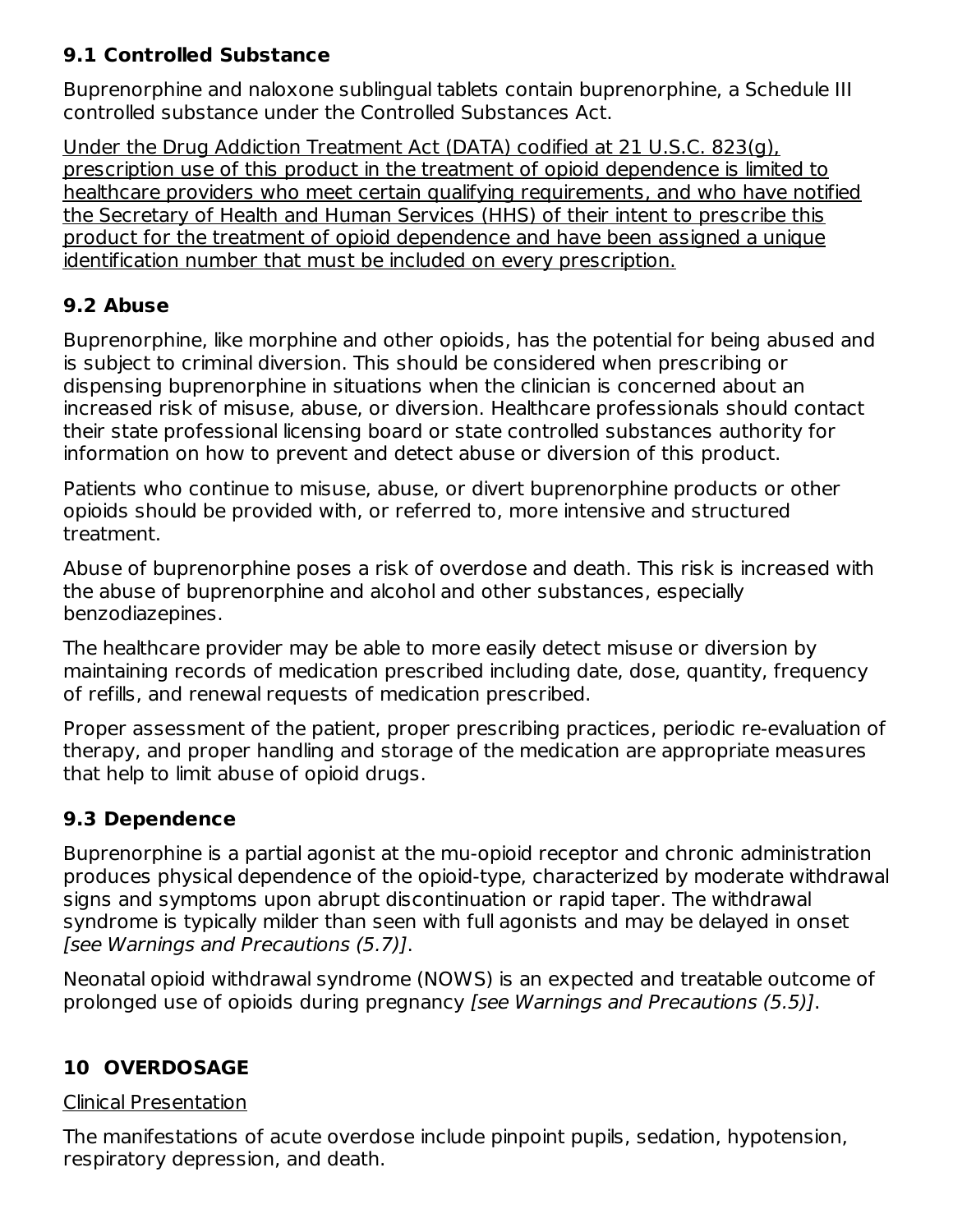### 9.1 Controlled Substance

Buprenorphine and naloxone sublingual tablets contain buprenorphine, a Schedule III controlled substance under the Controlled Substances Act.

Under the Drug Addiction Treatment Act (DATA) codified at 21 U.S.C. 823(g), prescription use of this product in the treatment of opioid dependence is limited to healthcare providers who meet certain qualifying requirements, and who have notified the Secretary of Health and Human Services (HHS) of their intent to prescribe this product for the treatment of opioid dependence and have been assigned a unique identification number that must be included on every prescription.

### 9.2 Abuse

Buprenorphine, like morphine and other opioids, has the potential for being abused and is subject to criminal diversion. This should be considered when prescribing or dispensing buprenorphine in situations when the clinician is concerned about an increased risk of misuse, abuse, or diversion. Healthcare professionals should contact their state professional licensing board or state controlled substances authority for information on how to prevent and detect abuse or diversion of this product.

Patients who continue to misuse, abuse, or divert buprenorphine products or other opioids should be provided with, or referred to, more intensive and structured treatment.

Abuse of buprenorphine poses a risk of overdose and death. This risk is increased with the abuse of buprenorphine and alcohol and other substances, especially benzodiazepines.

The healthcare provider may be able to more easily detect misuse or diversion by maintaining records of medication prescribed including date, dose, quantity, frequency of refills, and renewal requests of medication prescribed.

Proper assessment of the patient, proper prescribing practices, periodic re-evaluation of therapy, and proper handling and storage of the medication are appropriate measures that help to limit abuse of opioid drugs.

### 9.3 Dependence

Buprenorphine is a partial agonist at the mu-opioid receptor and chronic administration produces physical dependence of the opioid-type, characterized by moderate withdrawal signs and symptoms upon abrupt discontinuation or rapid taper. The withdrawal syndrome is typically milder than seen with full agonists and may be delayed in onset *[see Warnings and Precautions (5.7)]*.

Neonatal opioid withdrawal syndrome (NOWS) is an expected and treatable outcome of prolonged use of opioids during pregnancy *[see Warnings and Precautions (5.5)]*.

## 10 OVERDOSAGE

Clinical Presentation

The manifestations of acute overdose include pinpoint pupils, sedation, hypotension, respiratory depression, and death.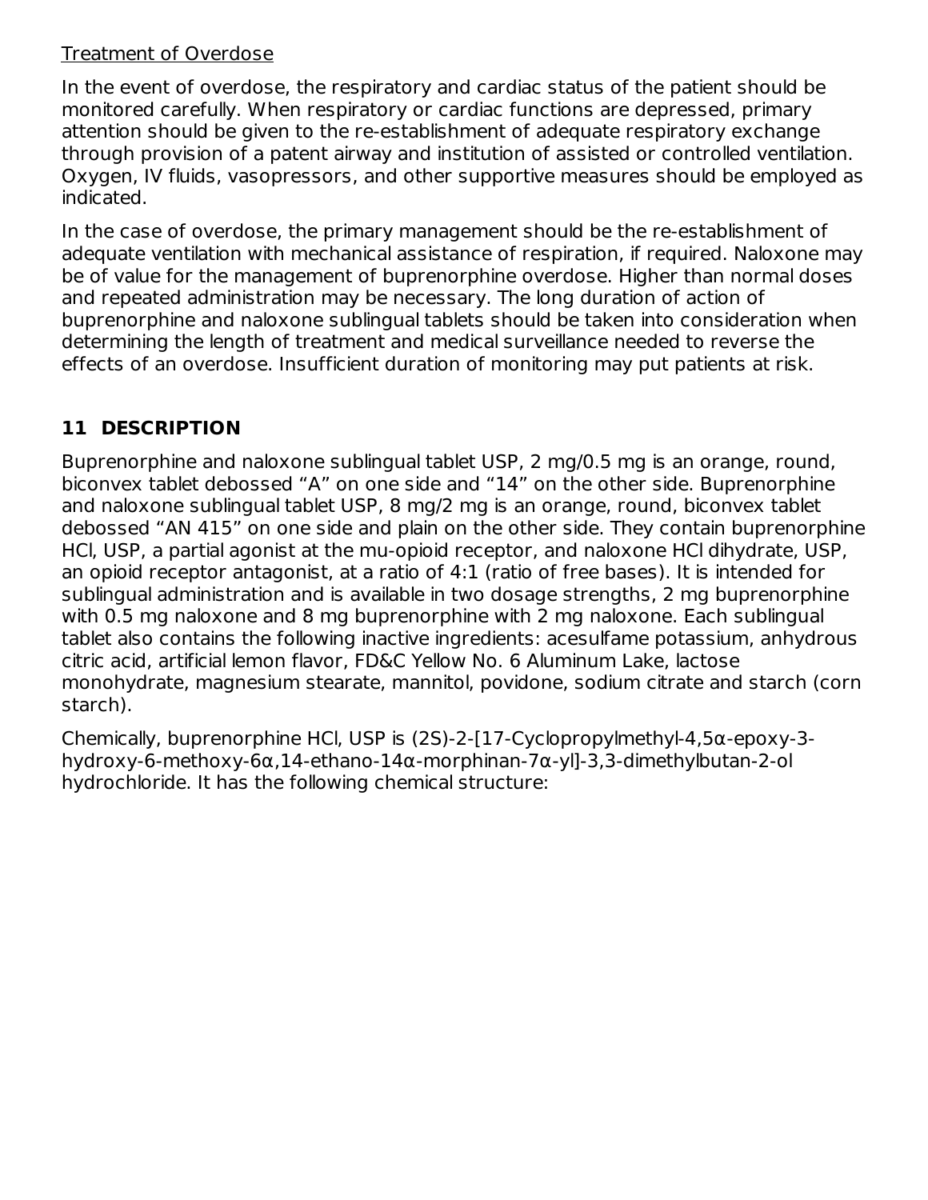Treatment of Overdose

In the event of overdose, the respiratory and cardiac status of the patient should be monitored carefully. When respiratory or cardiac functions are depressed, primary attention should be given to the re-establishment of adequate respiratory exchange through provision of a patent airway and institution of assisted or controlled ventilation. Oxygen, IV fluids, vasopressors, and other supportive measures should be employed as indicated.

In the case of overdose, the primary management should be the re-establishment of adequate ventilation with mechanical assistance of respiration, if required. Naloxone may be of value for the management of buprenorphine overdose. Higher than normal doses and repeated administration may be necessary. The long duration of action of buprenorphine and naloxone sublingual tablets should be taken into consideration when determining the length of treatment and medical surveillance needed to reverse the effects of an overdose. Insufficient duration of monitoring may put patients at risk.

## 11 DESCRIPTION

Buprenorphine and naloxone sublingual tablet USP, 2 mg/0.5 mg is an orange, round, biconvex tablet debossed "A" on one side and "14" on the other side. Buprenorphine and naloxone sublingual tablet USP, 8 mg/2 mg is an orange, round, biconvex tablet debossed "AN 415" on one side and plain on the other side. They contain buprenorphine HCl, USP, a partial agonist at the mu-opioid receptor, and naloxone HCl dihydrate, USP, an opioid receptor antagonist, at a ratio of 4:1 (ratio of free bases). It is intended for sublingual administration and is available in two dosage strengths, 2 mg buprenorphine with 0.5 mg naloxone and 8 mg buprenorphine with 2 mg naloxone. Each sublingual tablet also contains the following inactive ingredients: acesulfame potassium, anhydrous citric acid, artificial lemon flavor, FD&C Yellow No. 6 Aluminum Lake, lactose monohydrate, magnesium stearate, mannitol, povidone, sodium citrate and starch (corn starch).

Chemically, buprenorphine HCl, USP is (2S)-2-[17-Cyclopropylmethyl-4,5α-epoxy-3-hydroxy-6-methoxy-6α,14-ethano-14α-morphinan-7α-yl]-3,3-dimethylbutan-2-ol hydrochloride. It has the following chemical structure: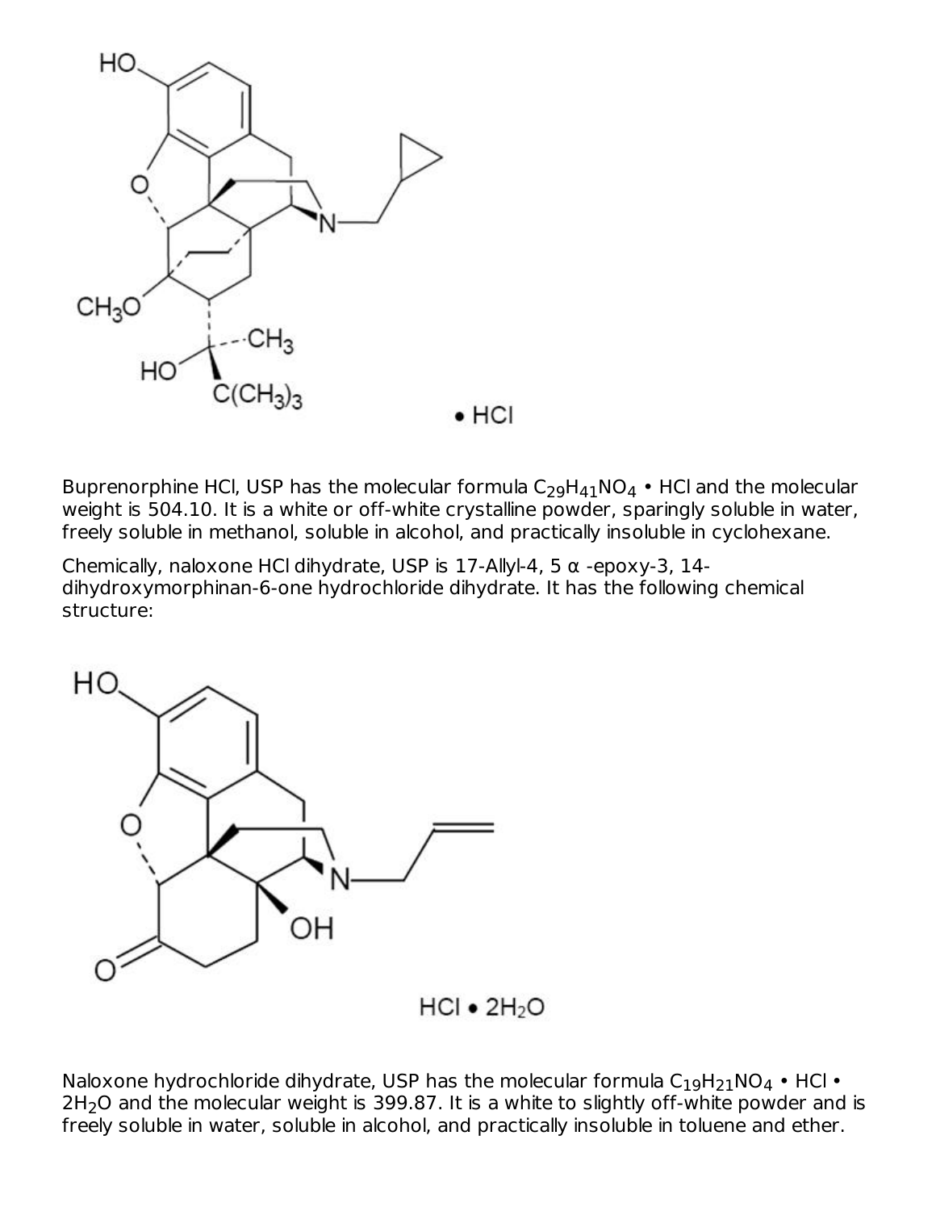Buprenorphine HCl, USP has the molecular formula $C_{29}H_{41}NO_4$ • HCl and the molecular weight is 504.10. It is a white or off-white crystalline powder, sparingly soluble in water, freely soluble in methanol, soluble in alcohol, and practically insoluble in cyclohexane.

Chemically, naloxone HCl dihydrate, USP is 17-Allyl-4, 5 α -epoxy-3, 14-dihydroxymorphinan-6-one hydrochloride dihydrate. It has the following chemical structure:

Naloxone hydrochloride dihydrate, USP has the molecular formula $C_{19}H_{21}NO_4$ • HCl • $2H_2O$ and the molecular weight is 399.87. It is a white to slightly off-white powder and is freely soluble in water, soluble in alcohol, and practically insoluble in toluene and ether.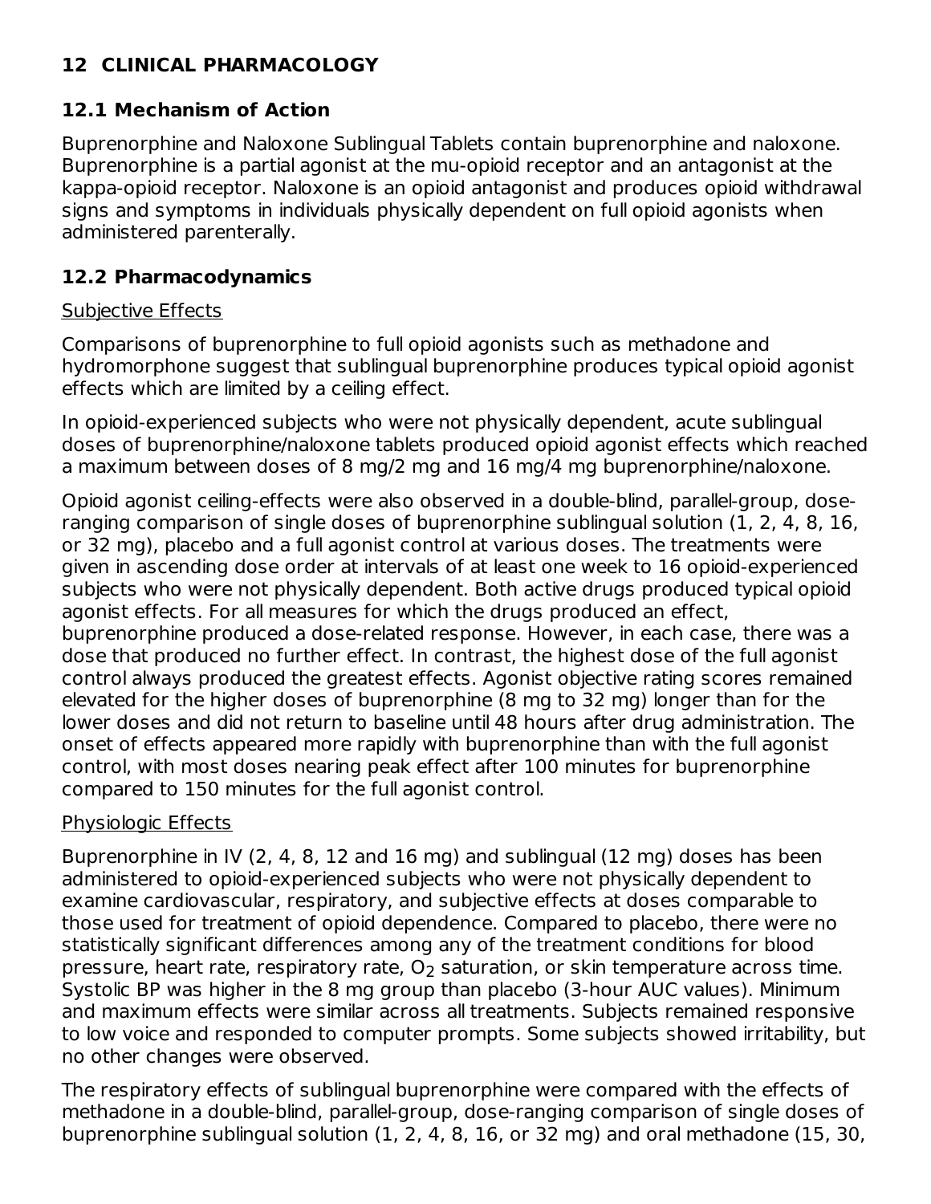# 12 CLINICAL PHARMACOLOGY

## 12.1 Mechanism of Action

Buprenorphine and Naloxone Sublingual Tablets contain buprenorphine and naloxone. Buprenorphine is a partial agonist at the mu-opioid receptor and an antagonist at the kappa-opioid receptor. Naloxone is an opioid antagonist and produces opioid withdrawal signs and symptoms in individuals physically dependent on full opioid agonists when administered parenterally.

## 12.2 Pharmacodynamics

Subjective Effects

Comparisons of buprenorphine to full opioid agonists such as methadone and hydromorphone suggest that sublingual buprenorphine produces typical opioid agonist effects which are limited by a ceiling effect.

In opioid-experienced subjects who were not physically dependent, acute sublingual doses of buprenorphine/naloxone tablets produced opioid agonist effects which reached a maximum between doses of 8 mg/2 mg and 16 mg/4 mg buprenorphine/naloxone.

Opioid agonist ceiling-effects were also observed in a double-blind, parallel-group, dose-ranging comparison of single doses of buprenorphine sublingual solution (1, 2, 4, 8, 16, or 32 mg), placebo and a full agonist control at various doses. The treatments were given in ascending dose order at intervals of at least one week to 16 opioid-experienced subjects who were not physically dependent. Both active drugs produced typical opioid agonist effects. For all measures for which the drugs produced an effect, buprenorphine produced a dose-related response. However, in each case, there was a dose that produced no further effect. In contrast, the highest dose of the full agonist control always produced the greatest effects. Agonist objective rating scores remained elevated for the higher doses of buprenorphine (8 mg to 32 mg) longer than for the lower doses and did not return to baseline until 48 hours after drug administration. The onset of effects appeared more rapidly with buprenorphine than with the full agonist control, with most doses nearing peak effect after 100 minutes for buprenorphine compared to 150 minutes for the full agonist control.

Physiologic Effects

Buprenorphine in IV (2, 4, 8, 12 and 16 mg) and sublingual (12 mg) doses has been administered to opioid-experienced subjects who were not physically dependent to examine cardiovascular, respiratory, and subjective effects at doses comparable to those used for treatment of opioid dependence. Compared to placebo, there were no statistically significant differences among any of the treatment conditions for blood pressure, heart rate, respiratory rate, $O_2$ saturation, or skin temperature across time. Systolic BP was higher in the 8 mg group than placebo (3-hour AUC values). Minimum and maximum effects were similar across all treatments. Subjects remained responsive to low voice and responded to computer prompts. Some subjects showed irritability, but no other changes were observed.

The respiratory effects of sublingual buprenorphine were compared with the effects of methadone in a double-blind, parallel-group, dose-ranging comparison of single doses of buprenorphine sublingual solution (1, 2, 4, 8, 16, or 32 mg) and oral methadone (15, 30,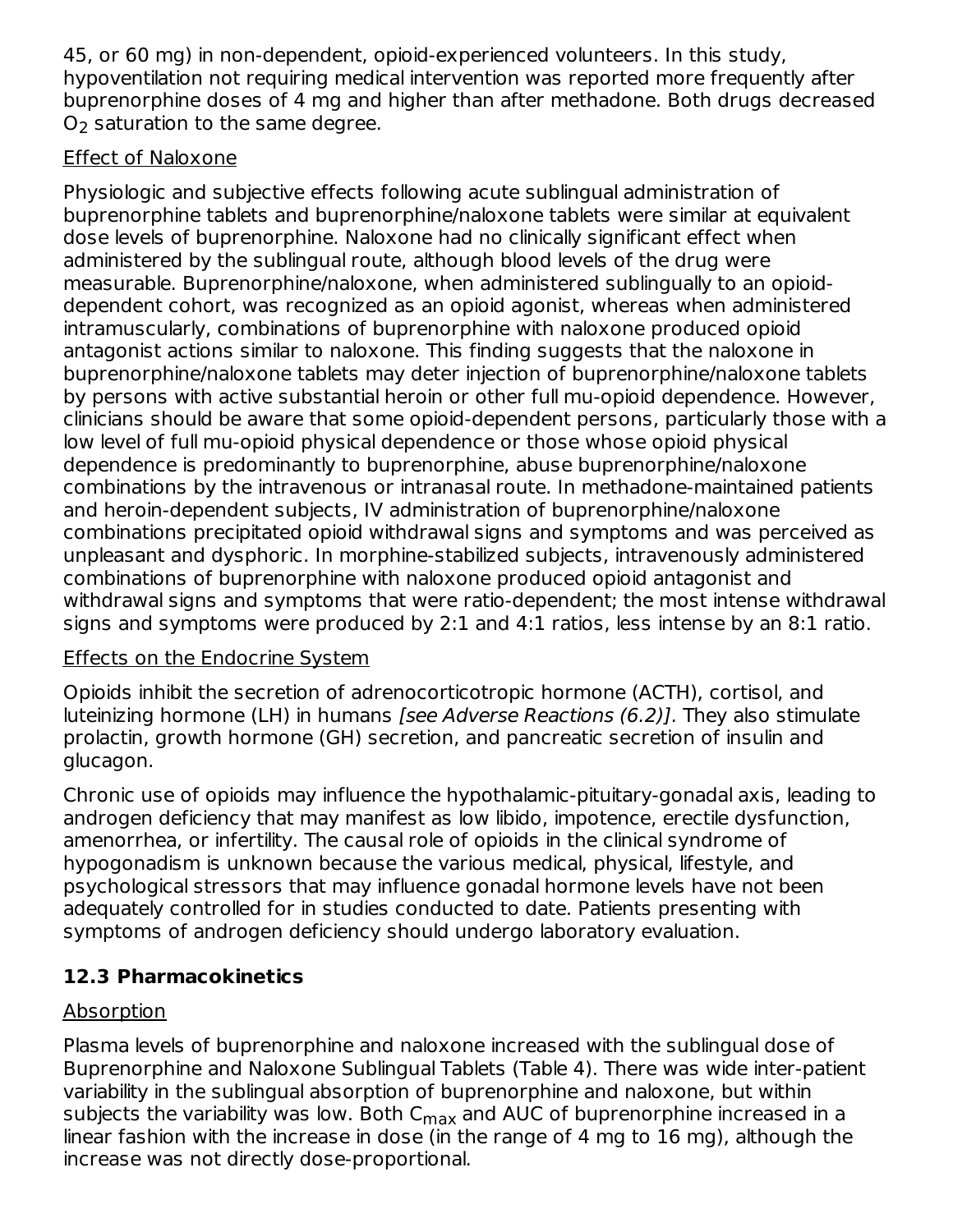45, or 60 mg) in non-dependent, opioid-experienced volunteers. In this study, hypoventilation not requiring medical intervention was reported more frequently after buprenorphine doses of 4 mg and higher than after methadone. Both drugs decreased $O_2$ saturation to the same degree.

Effect of Naloxone

Physiologic and subjective effects following acute sublingual administration of buprenorphine tablets and buprenorphine/naloxone tablets were similar at equivalent dose levels of buprenorphine. Naloxone had no clinically significant effect when administered by the sublingual route, although blood levels of the drug were measurable. Buprenorphine/naloxone, when administered sublingually to an opioid-dependent cohort, was recognized as an opioid agonist, whereas when administered intramuscularly, combinations of buprenorphine with naloxone produced opioid antagonist actions similar to naloxone. This finding suggests that the naloxone in buprenorphine/naloxone tablets may deter injection of buprenorphine/naloxone tablets by persons with active substantial heroin or other full mu-opioid dependence. However, clinicians should be aware that some opioid-dependent persons, particularly those with a low level of full mu-opioid physical dependence or those whose opioid physical dependence is predominantly to buprenorphine, abuse buprenorphine/naloxone combinations by the intravenous or intranasal route. In methadone-maintained patients and heroin-dependent subjects, IV administration of buprenorphine/naloxone combinations precipitated opioid withdrawal signs and symptoms and was perceived as unpleasant and dysphoric. In morphine-stabilized subjects, intravenously administered combinations of buprenorphine with naloxone produced opioid antagonist and withdrawal signs and symptoms that were ratio-dependent; the most intense withdrawal signs and symptoms were produced by 2:1 and 4:1 ratios, less intense by an 8:1 ratio.

Effects on the Endocrine System

Opioids inhibit the secretion of adrenocorticotropic hormone (ACTH), cortisol, and luteinizing hormone (LH) in humans *[see Adverse Reactions (6.2)]*. They also stimulate prolactin, growth hormone (GH) secretion, and pancreatic secretion of insulin and glucagon.

Chronic use of opioids may influence the hypothalamic-pituitary-gonadal axis, leading to androgen deficiency that may manifest as low libido, impotence, erectile dysfunction, amenorrhea, or infertility. The causal role of opioids in the clinical syndrome of hypogonadism is unknown because the various medical, physical, lifestyle, and psychological stressors that may influence gonadal hormone levels have not been adequately controlled for in studies conducted to date. Patients presenting with symptoms of androgen deficiency should undergo laboratory evaluation.

### 12.3 Pharmacokinetics

Absorption

Plasma levels of buprenorphine and naloxone increased with the sublingual dose of Buprenorphine and Naloxone Sublingual Tablets (Table 4). There was wide inter-patient variability in the sublingual absorption of buprenorphine and naloxone, but within subjects the variability was low. Both $C_{max}$ and AUC of buprenorphine increased in a linear fashion with the increase in dose (in the range of 4 mg to 16 mg), although the increase was not directly dose-proportional.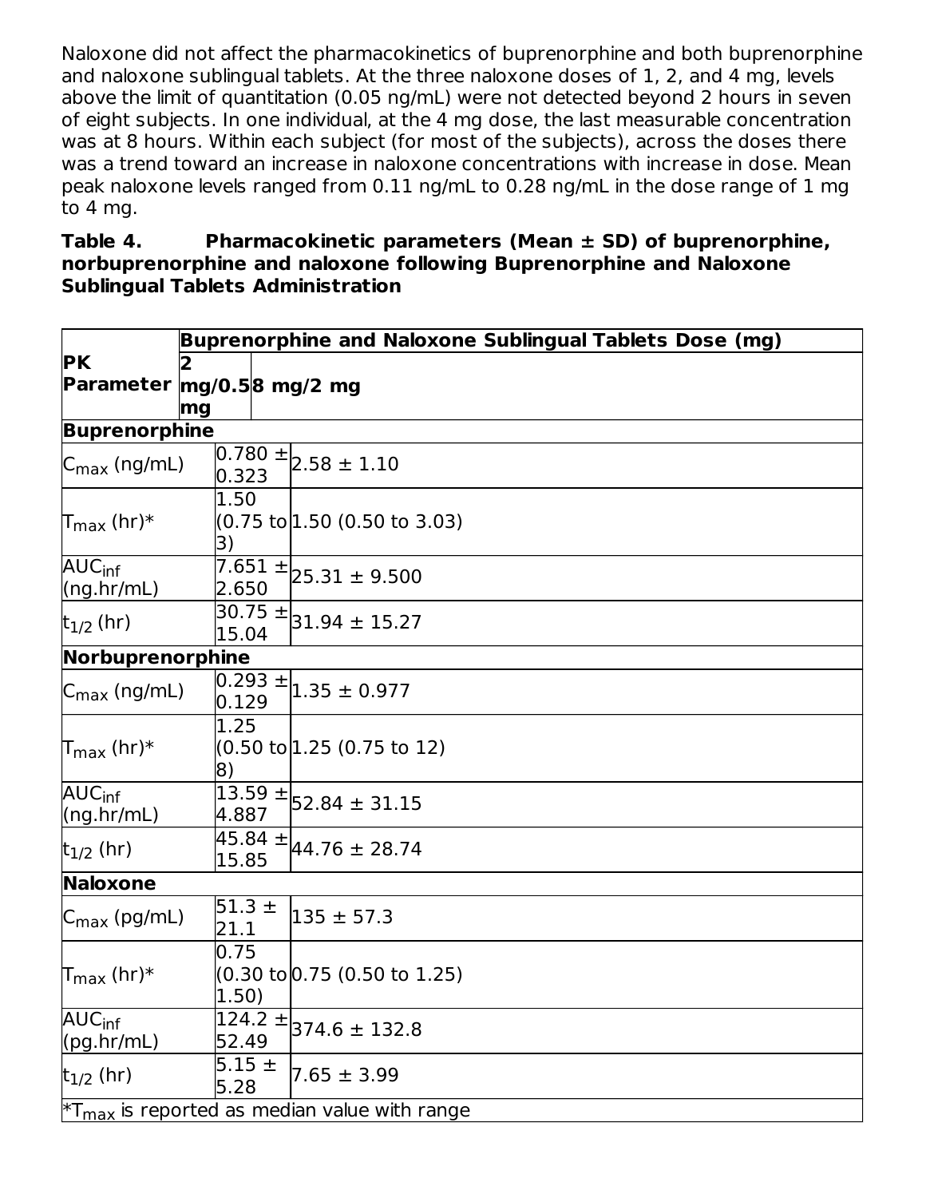Naloxone did not affect the pharmacokinetics of buprenorphine and both buprenorphine and naloxone sublingual tablets. At the three naloxone doses of 1, 2, and 4 mg, levels above the limit of quantitation (0.05 ng/mL) were not detected beyond 2 hours in seven of eight subjects. In one individual, at the 4 mg dose, the last measurable concentration was at 8 hours. Within each subject (for most of the subjects), across the doses there was a trend toward an increase in naloxone concentrations with increase in dose. Mean peak naloxone levels ranged from 0.11 ng/mL to 0.28 ng/mL in the dose range of 1 mg to 4 mg.

**Table 4. Pharmacokinetic parameters (Mean ± SD) of buprenorphine, norbuprenorphine and naloxone following Buprenorphine and Naloxone Sublingual Tablets Administration**

| PK Parameter | Buprenorphine and Naloxone Sublingual Tablets Dose (mg) | |
|---|---|---|
| | **2 mg/0.5 mg** | **8 mg/2 mg** |
| **Buprenorphine** | | |
| $C_{max}$ (ng/mL) | 0.780 ± 0.323 | 2.58 ± 1.10 |
| $T_{max}$ (hr)* | 1.50 (0.75 to 3) | 1.50 (0.50 to 3.03) |
| $AUC_{inf}$ (ng.hr/mL) | 7.651 ± 2.650 | 25.31 ± 9.500 |
| $t_{1/2}$ (hr) | 30.75 ± 15.04 | 31.94 ± 15.27 |
| **Norbuprenorphine** | | |
| $C_{max}$ (ng/mL) | 0.293 ± 0.129 | 1.35 ± 0.977 |
| $T_{max}$ (hr)* | 1.25 (0.50 to 8) | 1.25 (0.75 to 12) |
| $AUC_{inf}$ (ng.hr/mL) | 13.59 ± 4.887 | 52.84 ± 31.15 |
| $t_{1/2}$ (hr) | 45.84 ± 15.85 | 44.76 ± 28.74 |
| **Naloxone** | | |
| $C_{max}$ (pg/mL) | 51.3 ± 21.1 | 135 ± 57.3 |
| $T_{max}$ (hr)* | 0.75 (0.30 to 1.50) | 0.75 (0.50 to 1.25) |
| $AUC_{inf}$ (pg.hr/mL) | 124.2 ± 52.49 | 374.6 ± 132.8 |
| $t_{1/2}$ (hr) | 5.15 ± 5.28 | 7.65 ± 3.99 |

*$T_{max}$ is reported as median value with range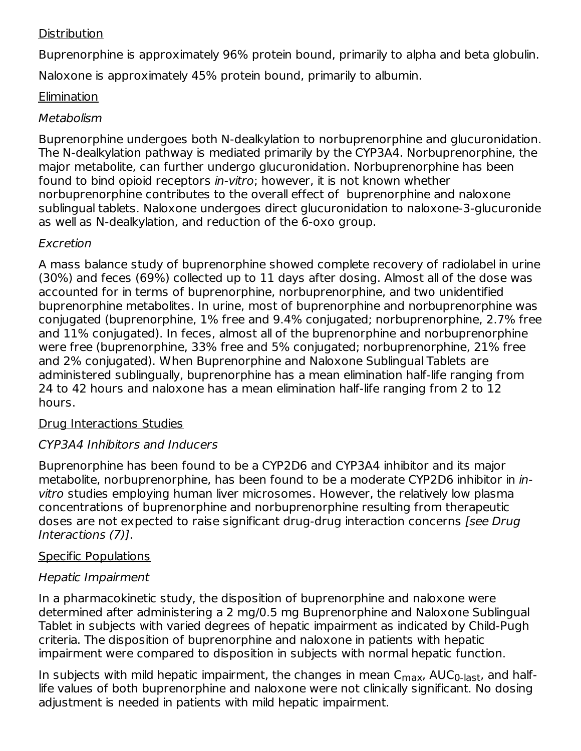Distribution

Buprenorphine is approximately 96% protein bound, primarily to alpha and beta globulin.

Naloxone is approximately 45% protein bound, primarily to albumin.

Elimination

*Metabolism*

Buprenorphine undergoes both N-dealkylation to norbuprenorphine and glucuronidation. The N-dealkylation pathway is mediated primarily by the CYP3A4. Norbuprenorphine, the major metabolite, can further undergo glucuronidation. Norbuprenorphine has been found to bind opioid receptors *in-vitro*; however, it is not known whether norbuprenorphine contributes to the overall effect of buprenorphine and naloxone sublingual tablets. Naloxone undergoes direct glucuronidation to naloxone-3-glucuronide as well as N-dealkylation, and reduction of the 6-oxo group.

*Excretion*

A mass balance study of buprenorphine showed complete recovery of radiolabel in urine (30%) and feces (69%) collected up to 11 days after dosing. Almost all of the dose was accounted for in terms of buprenorphine, norbuprenorphine, and two unidentified buprenorphine metabolites. In urine, most of buprenorphine and norbuprenorphine was conjugated (buprenorphine, 1% free and 9.4% conjugated; norbuprenorphine, 2.7% free and 11% conjugated). In feces, almost all of the buprenorphine and norbuprenorphine were free (buprenorphine, 33% free and 5% conjugated; norbuprenorphine, 21% free and 2% conjugated). When Buprenorphine and Naloxone Sublingual Tablets are administered sublingually, buprenorphine has a mean elimination half-life ranging from 24 to 42 hours and naloxone has a mean elimination half-life ranging from 2 to 12 hours.

Drug Interactions Studies

*CYP3A4 Inhibitors and Inducers*

Buprenorphine has been found to be a CYP2D6 and CYP3A4 inhibitor and its major metabolite, norbuprenorphine, has been found to be a moderate CYP2D6 inhibitor in *in-vitro* studies employing human liver microsomes. However, the relatively low plasma concentrations of buprenorphine and norbuprenorphine resulting from therapeutic doses are not expected to raise significant drug-drug interaction concerns *[see Drug Interactions (7)]*.

Specific Populations

*Hepatic Impairment*

In a pharmacokinetic study, the disposition of buprenorphine and naloxone were determined after administering a 2 mg/0.5 mg Buprenorphine and Naloxone Sublingual Tablet in subjects with varied degrees of hepatic impairment as indicated by Child-Pugh criteria. The disposition of buprenorphine and naloxone in patients with hepatic impairment were compared to disposition in subjects with normal hepatic function.

In subjects with mild hepatic impairment, the changes in mean $C_{max}$, $AUC_{0\text{-last}}$, and half-life values of both buprenorphine and naloxone were not clinically significant. No dosing adjustment is needed in patients with mild hepatic impairment.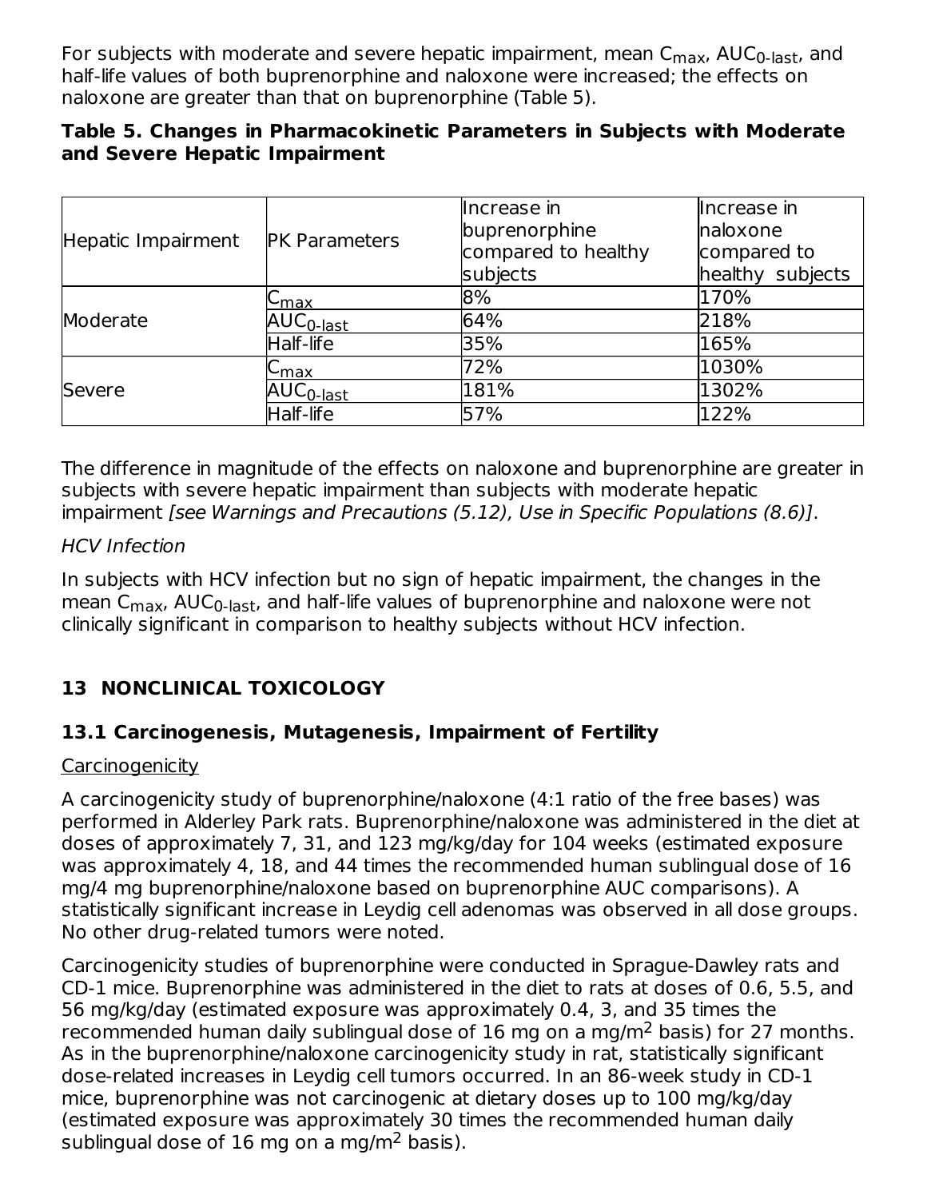For subjects with moderate and severe hepatic impairment, mean $C_{max}$, $AUC_{0\text{-}last}$, and half-life values of both buprenorphine and naloxone were increased; the effects on naloxone are greater than that on buprenorphine (Table 5).

**Table 5. Changes in Pharmacokinetic Parameters in Subjects with Moderate and Severe Hepatic Impairment**

| Hepatic Impairment | PK Parameters | Increase in buprenorphine compared to healthy subjects | Increase in naloxone compared to healthy subjects |
| --- | --- | --- | --- |
| Moderate | $C_{max}$ | 8% | 170% |
| | $AUC_{0\text{-}last}$ | 64% | 218% |
| | Half-life | 35% | 165% |
| Severe | $C_{max}$ | 72% | 1030% |
| | $AUC_{0\text{-}last}$ | 181% | 1302% |
| | Half-life | 57% | 122% |

The difference in magnitude of the effects on naloxone and buprenorphine are greater in subjects with severe hepatic impairment than subjects with moderate hepatic impairment *[see Warnings and Precautions (5.12), Use in Specific Populations (8.6)]*.

*HCV Infection*

In subjects with HCV infection but no sign of hepatic impairment, the changes in the mean $C_{max}$, $AUC_{0\text{-}last}$, and half-life values of buprenorphine and naloxone were not clinically significant in comparison to healthy subjects without HCV infection.

## 13 NONCLINICAL TOXICOLOGY

### 13.1 Carcinogenesis, Mutagenesis, Impairment of Fertility

Carcinogenicity

A carcinogenicity study of buprenorphine/naloxone (4:1 ratio of the free bases) was performed in Alderley Park rats. Buprenorphine/naloxone was administered in the diet at doses of approximately 7, 31, and 123 mg/kg/day for 104 weeks (estimated exposure was approximately 4, 18, and 44 times the recommended human sublingual dose of 16 mg/4 mg buprenorphine/naloxone based on buprenorphine AUC comparisons). A statistically significant increase in Leydig cell adenomas was observed in all dose groups. No other drug-related tumors were noted.

Carcinogenicity studies of buprenorphine were conducted in Sprague-Dawley rats and CD-1 mice. Buprenorphine was administered in the diet to rats at doses of 0.6, 5.5, and 56 mg/kg/day (estimated exposure was approximately 0.4, 3, and 35 times the recommended human daily sublingual dose of 16 mg on a mg/$m^2$ basis) for 27 months. As in the buprenorphine/naloxone carcinogenicity study in rat, statistically significant dose-related increases in Leydig cell tumors occurred. In an 86-week study in CD-1 mice, buprenorphine was not carcinogenic at dietary doses up to 100 mg/kg/day (estimated exposure was approximately 30 times the recommended human daily sublingual dose of 16 mg on a mg/$m^2$ basis).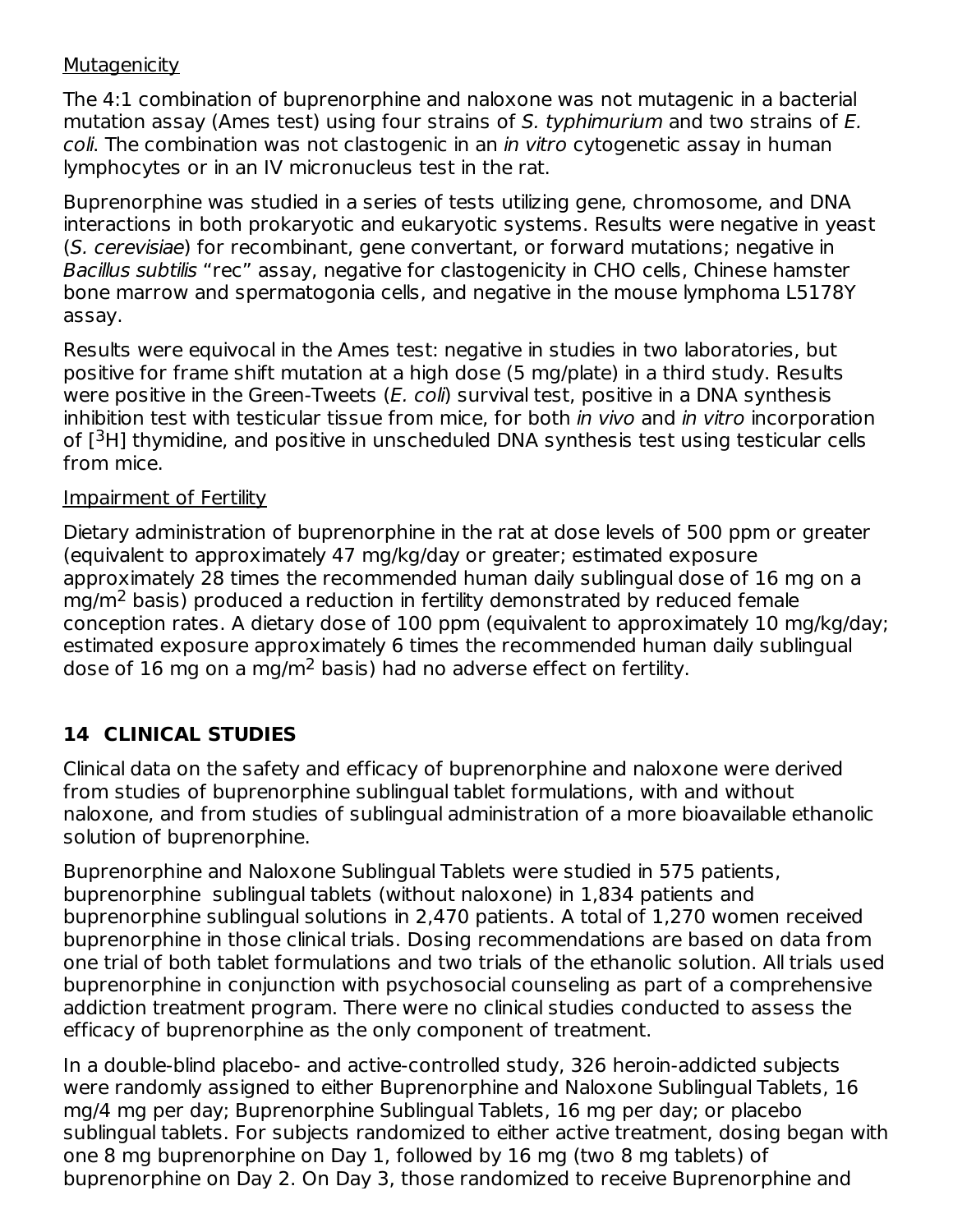Mutagenicity

The 4:1 combination of buprenorphine and naloxone was not mutagenic in a bacterial mutation assay (Ames test) using four strains of *S. typhimurium* and two strains of *E. coli*. The combination was not clastogenic in an *in vitro* cytogenetic assay in human lymphocytes or in an IV micronucleus test in the rat.

Buprenorphine was studied in a series of tests utilizing gene, chromosome, and DNA interactions in both prokaryotic and eukaryotic systems. Results were negative in yeast (*S. cerevisiae*) for recombinant, gene convertant, or forward mutations; negative in *Bacillus subtilis* "rec" assay, negative for clastogenicity in CHO cells, Chinese hamster bone marrow and spermatogonia cells, and negative in the mouse lymphoma L5178Y assay.

Results were equivocal in the Ames test: negative in studies in two laboratories, but positive for frame shift mutation at a high dose (5 mg/plate) in a third study. Results were positive in the Green-Tweets (*E. coli*) survival test, positive in a DNA synthesis inhibition test with testicular tissue from mice, for both *in vivo* and *in vitro* incorporation of [$^3$H] thymidine, and positive in unscheduled DNA synthesis test using testicular cells from mice.

Impairment of Fertility

Dietary administration of buprenorphine in the rat at dose levels of 500 ppm or greater (equivalent to approximately 47 mg/kg/day or greater; estimated exposure approximately 28 times the recommended human daily sublingual dose of 16 mg on a mg/m$^2$ basis) produced a reduction in fertility demonstrated by reduced female conception rates. A dietary dose of 100 ppm (equivalent to approximately 10 mg/kg/day; estimated exposure approximately 6 times the recommended human daily sublingual dose of 16 mg on a mg/m$^2$ basis) had no adverse effect on fertility.

## 14 CLINICAL STUDIES

Clinical data on the safety and efficacy of buprenorphine and naloxone were derived from studies of buprenorphine sublingual tablet formulations, with and without naloxone, and from studies of sublingual administration of a more bioavailable ethanolic solution of buprenorphine.

Buprenorphine and Naloxone Sublingual Tablets were studied in 575 patients, buprenorphine sublingual tablets (without naloxone) in 1,834 patients and buprenorphine sublingual solutions in 2,470 patients. A total of 1,270 women received buprenorphine in those clinical trials. Dosing recommendations are based on data from one trial of both tablet formulations and two trials of the ethanolic solution. All trials used buprenorphine in conjunction with psychosocial counseling as part of a comprehensive addiction treatment program. There were no clinical studies conducted to assess the efficacy of buprenorphine as the only component of treatment.

In a double-blind placebo- and active-controlled study, 326 heroin-addicted subjects were randomly assigned to either Buprenorphine and Naloxone Sublingual Tablets, 16 mg/4 mg per day; Buprenorphine Sublingual Tablets, 16 mg per day; or placebo sublingual tablets. For subjects randomized to either active treatment, dosing began with one 8 mg buprenorphine on Day 1, followed by 16 mg (two 8 mg tablets) of buprenorphine on Day 2. On Day 3, those randomized to receive Buprenorphine and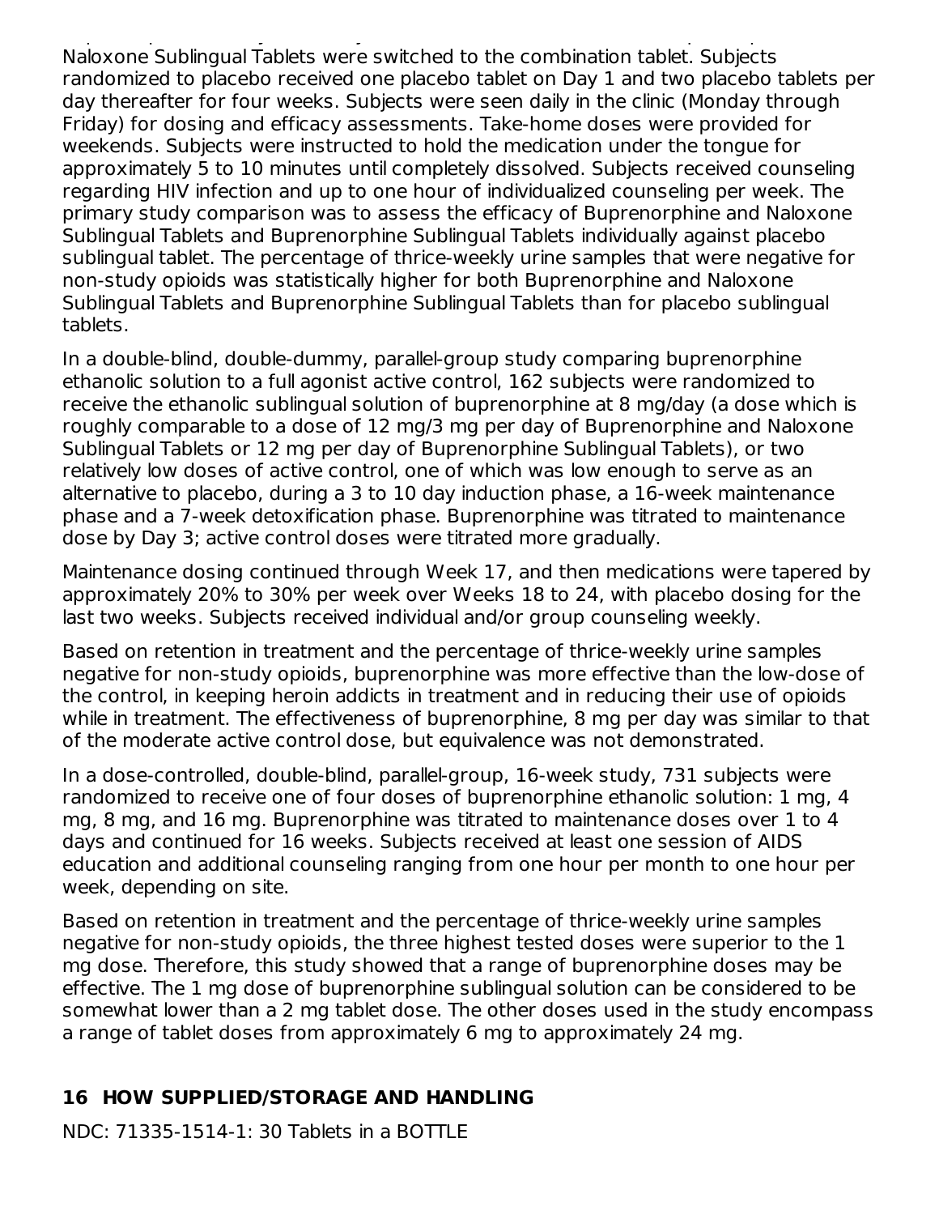Naloxone Sublingual Tablets were switched to the combination tablet. Subjects randomized to placebo received one placebo tablet on Day 1 and two placebo tablets per day thereafter for four weeks. Subjects were seen daily in the clinic (Monday through Friday) for dosing and efficacy assessments. Take-home doses were provided for weekends. Subjects were instructed to hold the medication under the tongue for approximately 5 to 10 minutes until completely dissolved. Subjects received counseling regarding HIV infection and up to one hour of individualized counseling per week. The primary study comparison was to assess the efficacy of Buprenorphine and Naloxone Sublingual Tablets and Buprenorphine Sublingual Tablets individually against placebo sublingual tablet. The percentage of thrice-weekly urine samples that were negative for non-study opioids was statistically higher for both Buprenorphine and Naloxone Sublingual Tablets and Buprenorphine Sublingual Tablets than for placebo sublingual tablets.

In a double-blind, double-dummy, parallel-group study comparing buprenorphine ethanolic solution to a full agonist active control, 162 subjects were randomized to receive the ethanolic sublingual solution of buprenorphine at 8 mg/day (a dose which is roughly comparable to a dose of 12 mg/3 mg per day of Buprenorphine and Naloxone Sublingual Tablets or 12 mg per day of Buprenorphine Sublingual Tablets), or two relatively low doses of active control, one of which was low enough to serve as an alternative to placebo, during a 3 to 10 day induction phase, a 16-week maintenance phase and a 7-week detoxification phase. Buprenorphine was titrated to maintenance dose by Day 3; active control doses were titrated more gradually.

Maintenance dosing continued through Week 17, and then medications were tapered by approximately 20% to 30% per week over Weeks 18 to 24, with placebo dosing for the last two weeks. Subjects received individual and/or group counseling weekly.

Based on retention in treatment and the percentage of thrice-weekly urine samples negative for non-study opioids, buprenorphine was more effective than the low-dose of the control, in keeping heroin addicts in treatment and in reducing their use of opioids while in treatment. The effectiveness of buprenorphine, 8 mg per day was similar to that of the moderate active control dose, but equivalence was not demonstrated.

In a dose-controlled, double-blind, parallel-group, 16-week study, 731 subjects were randomized to receive one of four doses of buprenorphine ethanolic solution: 1 mg, 4 mg, 8 mg, and 16 mg. Buprenorphine was titrated to maintenance doses over 1 to 4 days and continued for 16 weeks. Subjects received at least one session of AIDS education and additional counseling ranging from one hour per month to one hour per week, depending on site.

Based on retention in treatment and the percentage of thrice-weekly urine samples negative for non-study opioids, the three highest tested doses were superior to the 1 mg dose. Therefore, this study showed that a range of buprenorphine doses may be effective. The 1 mg dose of buprenorphine sublingual solution can be considered to be somewhat lower than a 2 mg tablet dose. The other doses used in the study encompass a range of tablet doses from approximately 6 mg to approximately 24 mg.

## 16 HOW SUPPLIED/STORAGE AND HANDLING

NDC: 71335-1514-1: 30 Tablets in a BOTTLE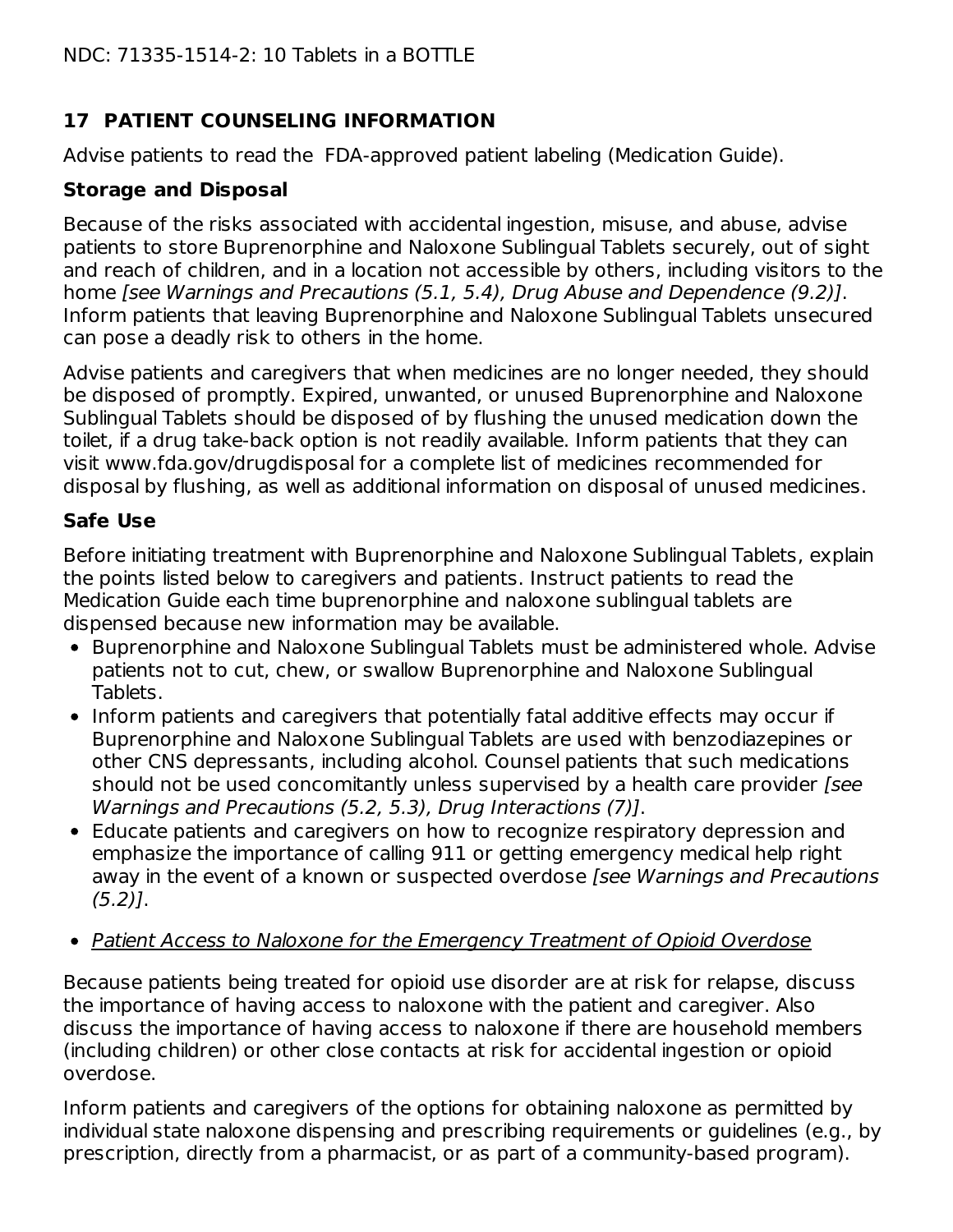NDC: 71335-1514-2: 10 Tablets in a BOTTLE

## 17 PATIENT COUNSELING INFORMATION

Advise patients to read the FDA-approved patient labeling (Medication Guide).

### Storage and Disposal

Because of the risks associated with accidental ingestion, misuse, and abuse, advise patients to store Buprenorphine and Naloxone Sublingual Tablets securely, out of sight and reach of children, and in a location not accessible by others, including visitors to the home *[see Warnings and Precautions (5.1, 5.4), Drug Abuse and Dependence (9.2)]*. Inform patients that leaving Buprenorphine and Naloxone Sublingual Tablets unsecured can pose a deadly risk to others in the home.

Advise patients and caregivers that when medicines are no longer needed, they should be disposed of promptly. Expired, unwanted, or unused Buprenorphine and Naloxone Sublingual Tablets should be disposed of by flushing the unused medication down the toilet, if a drug take-back option is not readily available. Inform patients that they can visit www.fda.gov/drugdisposal for a complete list of medicines recommended for disposal by flushing, as well as additional information on disposal of unused medicines.

### Safe Use

Before initiating treatment with Buprenorphine and Naloxone Sublingual Tablets, explain the points listed below to caregivers and patients. Instruct patients to read the Medication Guide each time buprenorphine and naloxone sublingual tablets are dispensed because new information may be available.

- Buprenorphine and Naloxone Sublingual Tablets must be administered whole. Advise patients not to cut, chew, or swallow Buprenorphine and Naloxone Sublingual Tablets.
- Inform patients and caregivers that potentially fatal additive effects may occur if Buprenorphine and Naloxone Sublingual Tablets are used with benzodiazepines or other CNS depressants, including alcohol. Counsel patients that such medications should not be used concomitantly unless supervised by a health care provider *[see Warnings and Precautions (5.2, 5.3), Drug Interactions (7)]*.
- Educate patients and caregivers on how to recognize respiratory depression and emphasize the importance of calling 911 or getting emergency medical help right away in the event of a known or suspected overdose *[see Warnings and Precautions (5.2)]*.
- <u>*Patient Access to Naloxone for the Emergency Treatment of Opioid Overdose*</u>

Because patients being treated for opioid use disorder are at risk for relapse, discuss the importance of having access to naloxone with the patient and caregiver. Also discuss the importance of having access to naloxone if there are household members (including children) or other close contacts at risk for accidental ingestion or opioid overdose.

Inform patients and caregivers of the options for obtaining naloxone as permitted by individual state naloxone dispensing and prescribing requirements or guidelines (e.g., by prescription, directly from a pharmacist, or as part of a community-based program).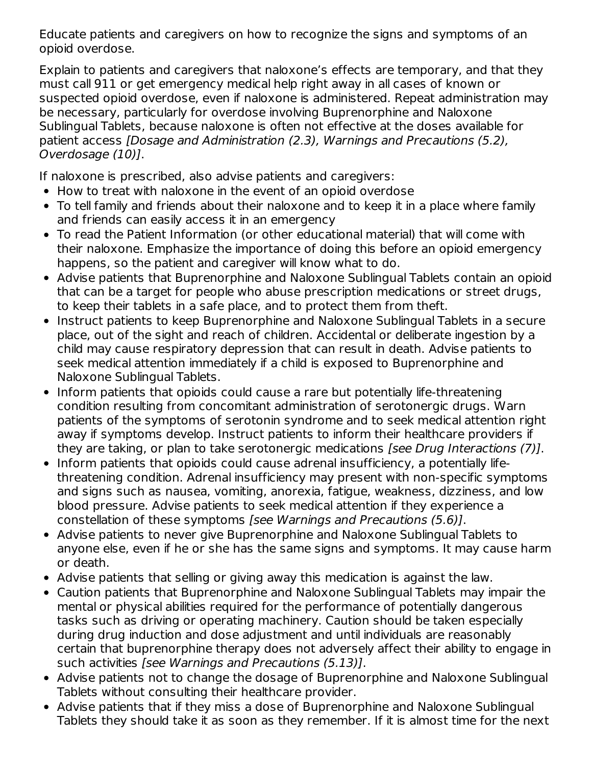Educate patients and caregivers on how to recognize the signs and symptoms of an opioid overdose.

Explain to patients and caregivers that naloxone's effects are temporary, and that they must call 911 or get emergency medical help right away in all cases of known or suspected opioid overdose, even if naloxone is administered. Repeat administration may be necessary, particularly for overdose involving Buprenorphine and Naloxone Sublingual Tablets, because naloxone is often not effective at the doses available for patient access *[Dosage and Administration (2.3), Warnings and Precautions (5.2), Overdosage (10)]*.

If naloxone is prescribed, also advise patients and caregivers:

- How to treat with naloxone in the event of an opioid overdose
- To tell family and friends about their naloxone and to keep it in a place where family and friends can easily access it in an emergency
- To read the Patient Information (or other educational material) that will come with their naloxone. Emphasize the importance of doing this before an opioid emergency happens, so the patient and caregiver will know what to do.
- Advise patients that Buprenorphine and Naloxone Sublingual Tablets contain an opioid that can be a target for people who abuse prescription medications or street drugs, to keep their tablets in a safe place, and to protect them from theft.
- Instruct patients to keep Buprenorphine and Naloxone Sublingual Tablets in a secure place, out of the sight and reach of children. Accidental or deliberate ingestion by a child may cause respiratory depression that can result in death. Advise patients to seek medical attention immediately if a child is exposed to Buprenorphine and Naloxone Sublingual Tablets.
- Inform patients that opioids could cause a rare but potentially life-threatening condition resulting from concomitant administration of serotonergic drugs. Warn patients of the symptoms of serotonin syndrome and to seek medical attention right away if symptoms develop. Instruct patients to inform their healthcare providers if they are taking, or plan to take serotonergic medications *[see Drug Interactions (7)]*.
- Inform patients that opioids could cause adrenal insufficiency, a potentially life-threatening condition. Adrenal insufficiency may present with non-specific symptoms and signs such as nausea, vomiting, anorexia, fatigue, weakness, dizziness, and low blood pressure. Advise patients to seek medical attention if they experience a constellation of these symptoms *[see Warnings and Precautions (5.6)]*.
- Advise patients to never give Buprenorphine and Naloxone Sublingual Tablets to anyone else, even if he or she has the same signs and symptoms. It may cause harm or death.
- Advise patients that selling or giving away this medication is against the law.
- Caution patients that Buprenorphine and Naloxone Sublingual Tablets may impair the mental or physical abilities required for the performance of potentially dangerous tasks such as driving or operating machinery. Caution should be taken especially during drug induction and dose adjustment and until individuals are reasonably certain that buprenorphine therapy does not adversely affect their ability to engage in such activities *[see Warnings and Precautions (5.13)]*.
- Advise patients not to change the dosage of Buprenorphine and Naloxone Sublingual Tablets without consulting their healthcare provider.
- Advise patients that if they miss a dose of Buprenorphine and Naloxone Sublingual Tablets they should take it as soon as they remember. If it is almost time for the next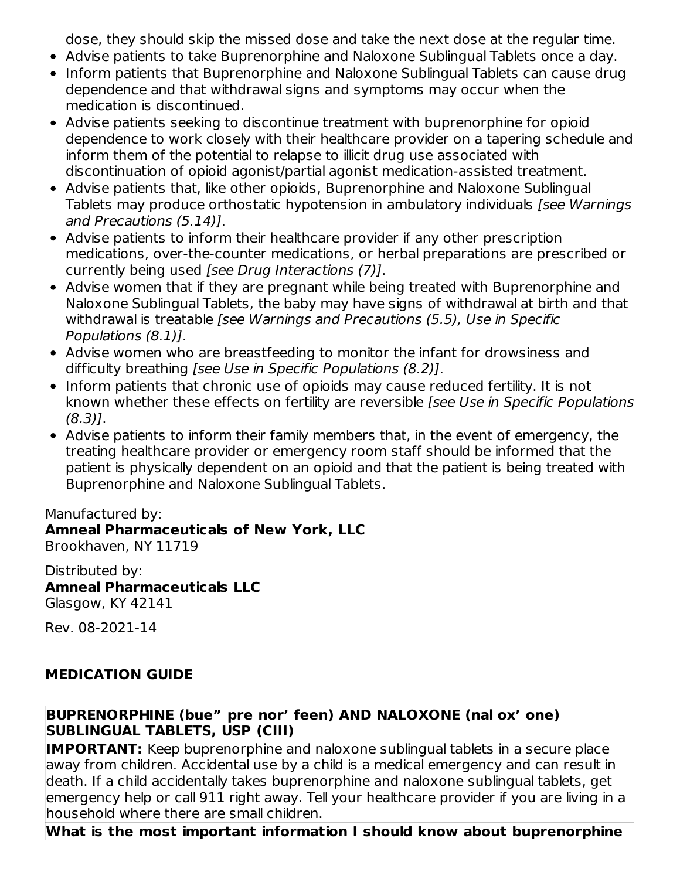dose, they should skip the missed dose and take the next dose at the regular time.

- Advise patients to take Buprenorphine and Naloxone Sublingual Tablets once a day.
- Inform patients that Buprenorphine and Naloxone Sublingual Tablets can cause drug dependence and that withdrawal signs and symptoms may occur when the medication is discontinued.
- Advise patients seeking to discontinue treatment with buprenorphine for opioid dependence to work closely with their healthcare provider on a tapering schedule and inform them of the potential to relapse to illicit drug use associated with discontinuation of opioid agonist/partial agonist medication-assisted treatment.
- Advise patients that, like other opioids, Buprenorphine and Naloxone Sublingual Tablets may produce orthostatic hypotension in ambulatory individuals *[see Warnings and Precautions (5.14)]*.
- Advise patients to inform their healthcare provider if any other prescription medications, over-the-counter medications, or herbal preparations are prescribed or currently being used *[see Drug Interactions (7)]*.
- Advise women that if they are pregnant while being treated with Buprenorphine and Naloxone Sublingual Tablets, the baby may have signs of withdrawal at birth and that withdrawal is treatable *[see Warnings and Precautions (5.5), Use in Specific Populations (8.1)]*.
- Advise women who are breastfeeding to monitor the infant for drowsiness and difficulty breathing *[see Use in Specific Populations (8.2)]*.
- Inform patients that chronic use of opioids may cause reduced fertility. It is not known whether these effects on fertility are reversible *[see Use in Specific Populations (8.3)]*.
- Advise patients to inform their family members that, in the event of emergency, the treating healthcare provider or emergency room staff should be informed that the patient is physically dependent on an opioid and that the patient is being treated with Buprenorphine and Naloxone Sublingual Tablets.

Manufactured by:
**Amneal Pharmaceuticals of New York, LLC**
Brookhaven, NY 11719

Distributed by:
**Amneal Pharmaceuticals LLC**
Glasgow, KY 42141

Rev. 08-2021-14

## MEDICATION GUIDE

**BUPRENORPHINE (bue" pre nor' feen) AND NALOXONE (nal ox' one) SUBLINGUAL TABLETS, USP (CIII)**

**IMPORTANT:** Keep buprenorphine and naloxone sublingual tablets in a secure place away from children. Accidental use by a child is a medical emergency and can result in death. If a child accidentally takes buprenorphine and naloxone sublingual tablets, get emergency help or call 911 right away. Tell your healthcare provider if you are living in a household where there are small children.

**What is the most important information I should know about buprenorphine**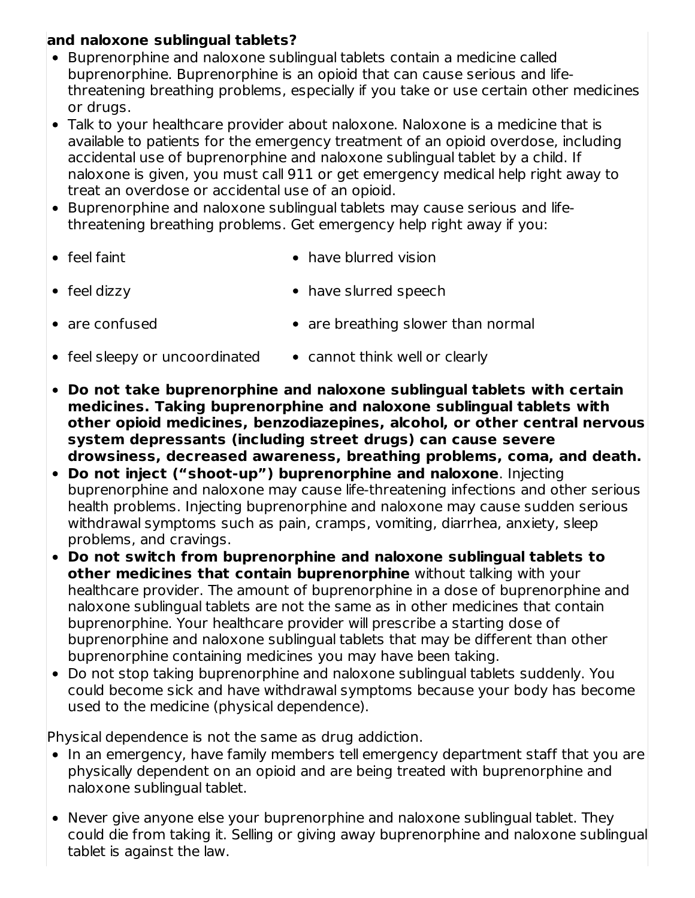**and naloxone sublingual tablets?**

- Buprenorphine and naloxone sublingual tablets contain a medicine called buprenorphine. Buprenorphine is an opioid that can cause serious and life-threatening breathing problems, especially if you take or use certain other medicines or drugs.
- Talk to your healthcare provider about naloxone. Naloxone is a medicine that is available to patients for the emergency treatment of an opioid overdose, including accidental use of buprenorphine and naloxone sublingual tablet by a child. If naloxone is given, you must call 911 or get emergency medical help right away to treat an overdose or accidental use of an opioid.
- Buprenorphine and naloxone sublingual tablets may cause serious and life-threatening breathing problems. Get emergency help right away if you:
  - feel faint
  - feel dizzy
  - are confused
  - feel sleepy or uncoordinated
  - have blurred vision
  - have slurred speech
  - are breathing slower than normal
  - cannot think well or clearly
- **Do not take buprenorphine and naloxone sublingual tablets with certain medicines. Taking buprenorphine and naloxone sublingual tablets with other opioid medicines, benzodiazepines, alcohol, or other central nervous system depressants (including street drugs) can cause severe drowsiness, decreased awareness, breathing problems, coma, and death.**
- **Do not inject ("shoot-up") buprenorphine and naloxone**. Injecting buprenorphine and naloxone may cause life-threatening infections and other serious health problems. Injecting buprenorphine and naloxone may cause sudden serious withdrawal symptoms such as pain, cramps, vomiting, diarrhea, anxiety, sleep problems, and cravings.
- **Do not switch from buprenorphine and naloxone sublingual tablets to other medicines that contain buprenorphine** without talking with your healthcare provider. The amount of buprenorphine in a dose of buprenorphine and naloxone sublingual tablets are not the same as in other medicines that contain buprenorphine. Your healthcare provider will prescribe a starting dose of buprenorphine and naloxone sublingual tablets that may be different than other buprenorphine containing medicines you may have been taking.
- Do not stop taking buprenorphine and naloxone sublingual tablets suddenly. You could become sick and have withdrawal symptoms because your body has become used to the medicine (physical dependence).

Physical dependence is not the same as drug addiction.

- In an emergency, have family members tell emergency department staff that you are physically dependent on an opioid and are being treated with buprenorphine and naloxone sublingual tablet.
- Never give anyone else your buprenorphine and naloxone sublingual tablet. They could die from taking it. Selling or giving away buprenorphine and naloxone sublingual tablet is against the law.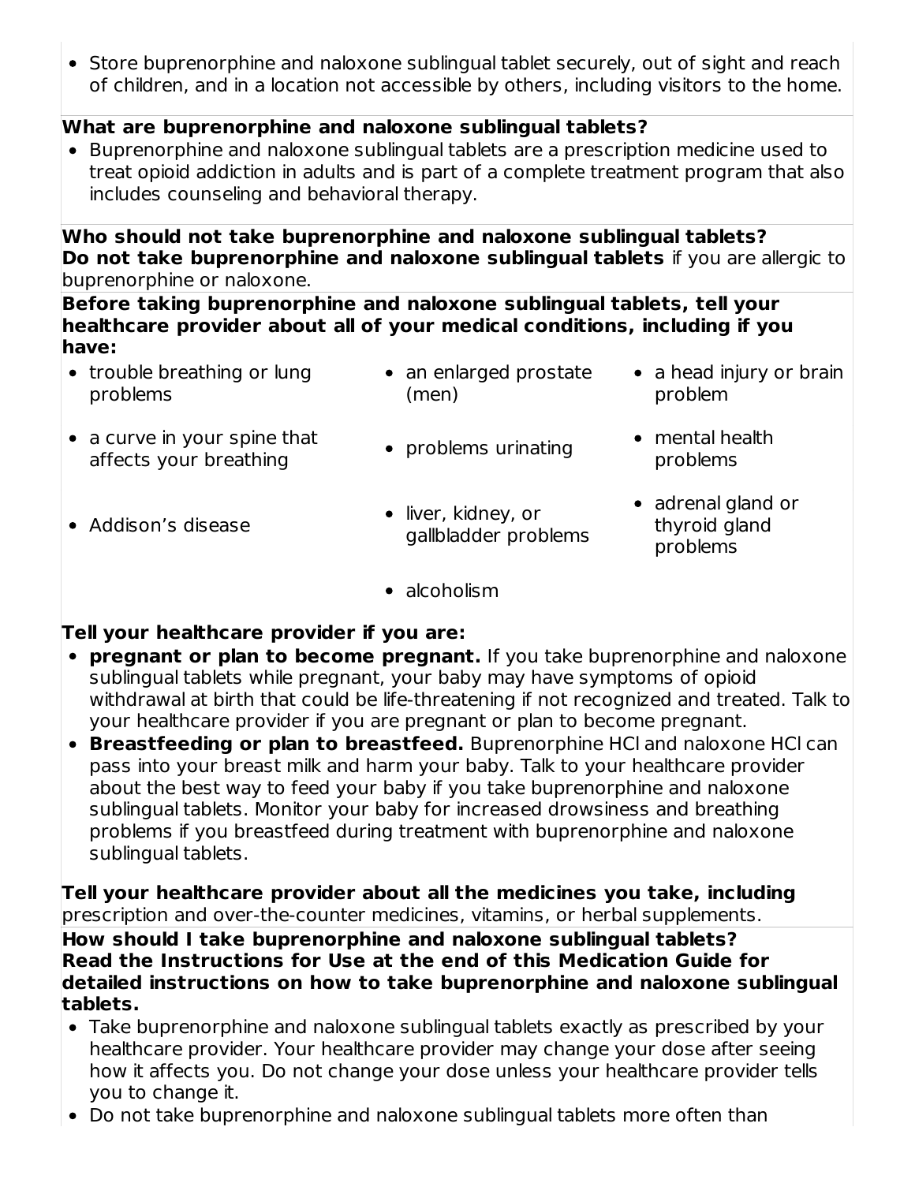- Store buprenorphine and naloxone sublingual tablet securely, out of sight and reach of children, and in a location not accessible by others, including visitors to the home.

**What are buprenorphine and naloxone sublingual tablets?**

- Buprenorphine and naloxone sublingual tablets are a prescription medicine used to treat opioid addiction in adults and is part of a complete treatment program that also includes counseling and behavioral therapy.

**Who should not take buprenorphine and naloxone sublingual tablets?**

**Do not take buprenorphine and naloxone sublingual tablets** if you are allergic to buprenorphine or naloxone.

**Before taking buprenorphine and naloxone sublingual tablets, tell your healthcare provider about all of your medical conditions, including if you have:**

- trouble breathing or lung problems
- a curve in your spine that affects your breathing
- Addison's disease
- an enlarged prostate (men)
- problems urinating
- liver, kidney, or gallbladder problems
- alcoholism
- a head injury or brain problem
- mental health problems
- adrenal gland or thyroid gland problems

**Tell your healthcare provider if you are:**

- **pregnant or plan to become pregnant.** If you take buprenorphine and naloxone sublingual tablets while pregnant, your baby may have symptoms of opioid withdrawal at birth that could be life-threatening if not recognized and treated. Talk to your healthcare provider if you are pregnant or plan to become pregnant.
- **Breastfeeding or plan to breastfeed.** Buprenorphine HCl and naloxone HCl can pass into your breast milk and harm your baby. Talk to your healthcare provider about the best way to feed your baby if you take buprenorphine and naloxone sublingual tablets. Monitor your baby for increased drowsiness and breathing problems if you breastfeed during treatment with buprenorphine and naloxone sublingual tablets.

**Tell your healthcare provider about all the medicines you take, including** prescription and over-the-counter medicines, vitamins, or herbal supplements.

**How should I take buprenorphine and naloxone sublingual tablets?**

**Read the Instructions for Use at the end of this Medication Guide for detailed instructions on how to take buprenorphine and naloxone sublingual tablets.**

- Take buprenorphine and naloxone sublingual tablets exactly as prescribed by your healthcare provider. Your healthcare provider may change your dose after seeing how it affects you. Do not change your dose unless your healthcare provider tells you to change it.
- Do not take buprenorphine and naloxone sublingual tablets more often than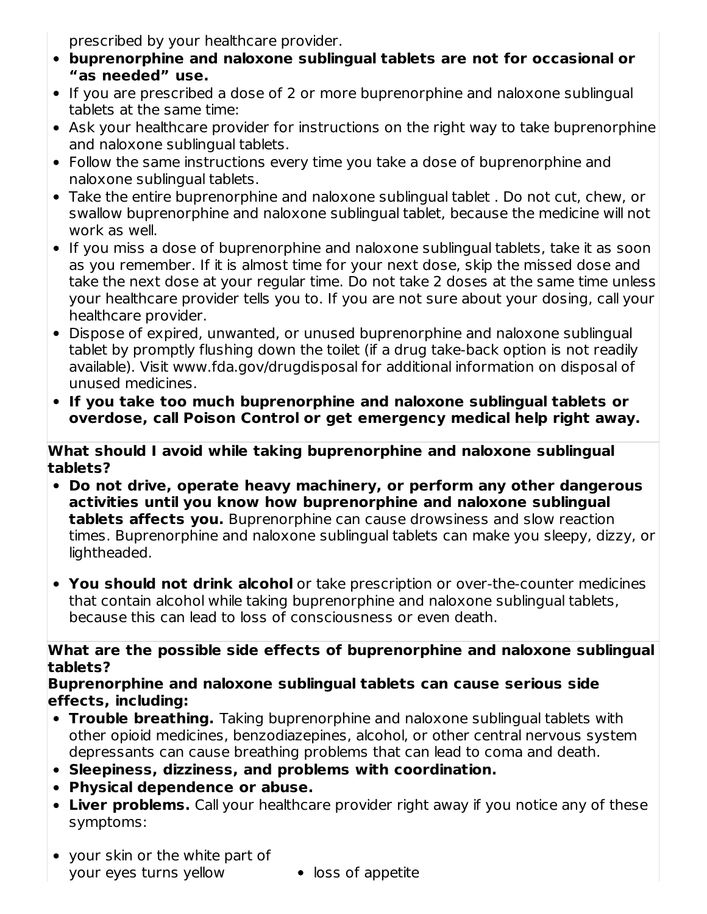prescribed by your healthcare provider.

- **buprenorphine and naloxone sublingual tablets are not for occasional or "as needed" use.**
- If you are prescribed a dose of 2 or more buprenorphine and naloxone sublingual tablets at the same time:
- Ask your healthcare provider for instructions on the right way to take buprenorphine and naloxone sublingual tablets.
- Follow the same instructions every time you take a dose of buprenorphine and naloxone sublingual tablets.
- Take the entire buprenorphine and naloxone sublingual tablet . Do not cut, chew, or swallow buprenorphine and naloxone sublingual tablet, because the medicine will not work as well.
- If you miss a dose of buprenorphine and naloxone sublingual tablets, take it as soon as you remember. If it is almost time for your next dose, skip the missed dose and take the next dose at your regular time. Do not take 2 doses at the same time unless your healthcare provider tells you to. If you are not sure about your dosing, call your healthcare provider.
- Dispose of expired, unwanted, or unused buprenorphine and naloxone sublingual tablet by promptly flushing down the toilet (if a drug take-back option is not readily available). Visit www.fda.gov/drugdisposal for additional information on disposal of unused medicines.
- **If you take too much buprenorphine and naloxone sublingual tablets or overdose, call Poison Control or get emergency medical help right away.**

**What should I avoid while taking buprenorphine and naloxone sublingual tablets?**

- **Do not drive, operate heavy machinery, or perform any other dangerous activities until you know how buprenorphine and naloxone sublingual tablets affects you.** Buprenorphine can cause drowsiness and slow reaction times. Buprenorphine and naloxone sublingual tablets can make you sleepy, dizzy, or lightheaded.
- **You should not drink alcohol** or take prescription or over-the-counter medicines that contain alcohol while taking buprenorphine and naloxone sublingual tablets, because this can lead to loss of consciousness or even death.

**What are the possible side effects of buprenorphine and naloxone sublingual tablets?**

**Buprenorphine and naloxone sublingual tablets can cause serious side effects, including:**

- **Trouble breathing.** Taking buprenorphine and naloxone sublingual tablets with other opioid medicines, benzodiazepines, alcohol, or other central nervous system depressants can cause breathing problems that can lead to coma and death.
- **Sleepiness, dizziness, and problems with coordination.**
- **Physical dependence or abuse.**
- **Liver problems.** Call your healthcare provider right away if you notice any of these symptoms:

- your skin or the white part of your eyes turns yellow
- loss of appetite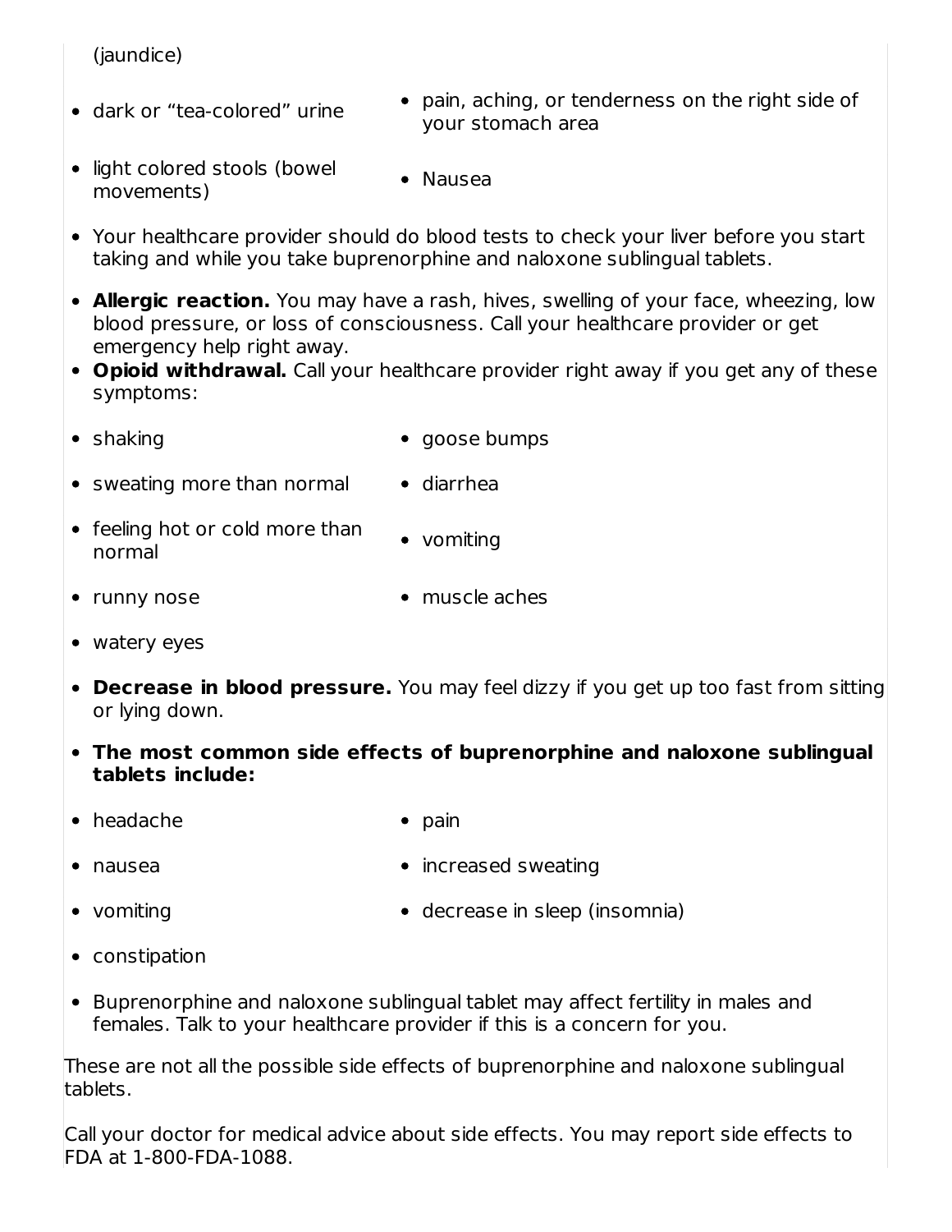(jaundice)

- dark or "tea-colored" urine
- pain, aching, or tenderness on the right side of your stomach area
- light colored stools (bowel movements)
- Nausea

- Your healthcare provider should do blood tests to check your liver before you start taking and while you take buprenorphine and naloxone sublingual tablets.
- **Allergic reaction.** You may have a rash, hives, swelling of your face, wheezing, low blood pressure, or loss of consciousness. Call your healthcare provider or get emergency help right away.
- **Opioid withdrawal.** Call your healthcare provider right away if you get any of these symptoms:

- shaking
- goose bumps
- sweating more than normal
- diarrhea
- feeling hot or cold more than normal
- vomiting
- runny nose
- muscle aches
- watery eyes

- **Decrease in blood pressure.** You may feel dizzy if you get up too fast from sitting or lying down.
- **The most common side effects of buprenorphine and naloxone sublingual tablets include:**

- headache
- pain
- nausea
- increased sweating
- vomiting
- decrease in sleep (insomnia)
- constipation

- Buprenorphine and naloxone sublingual tablet may affect fertility in males and females. Talk to your healthcare provider if this is a concern for you.

These are not all the possible side effects of buprenorphine and naloxone sublingual tablets.

Call your doctor for medical advice about side effects. You may report side effects to FDA at 1-800-FDA-1088.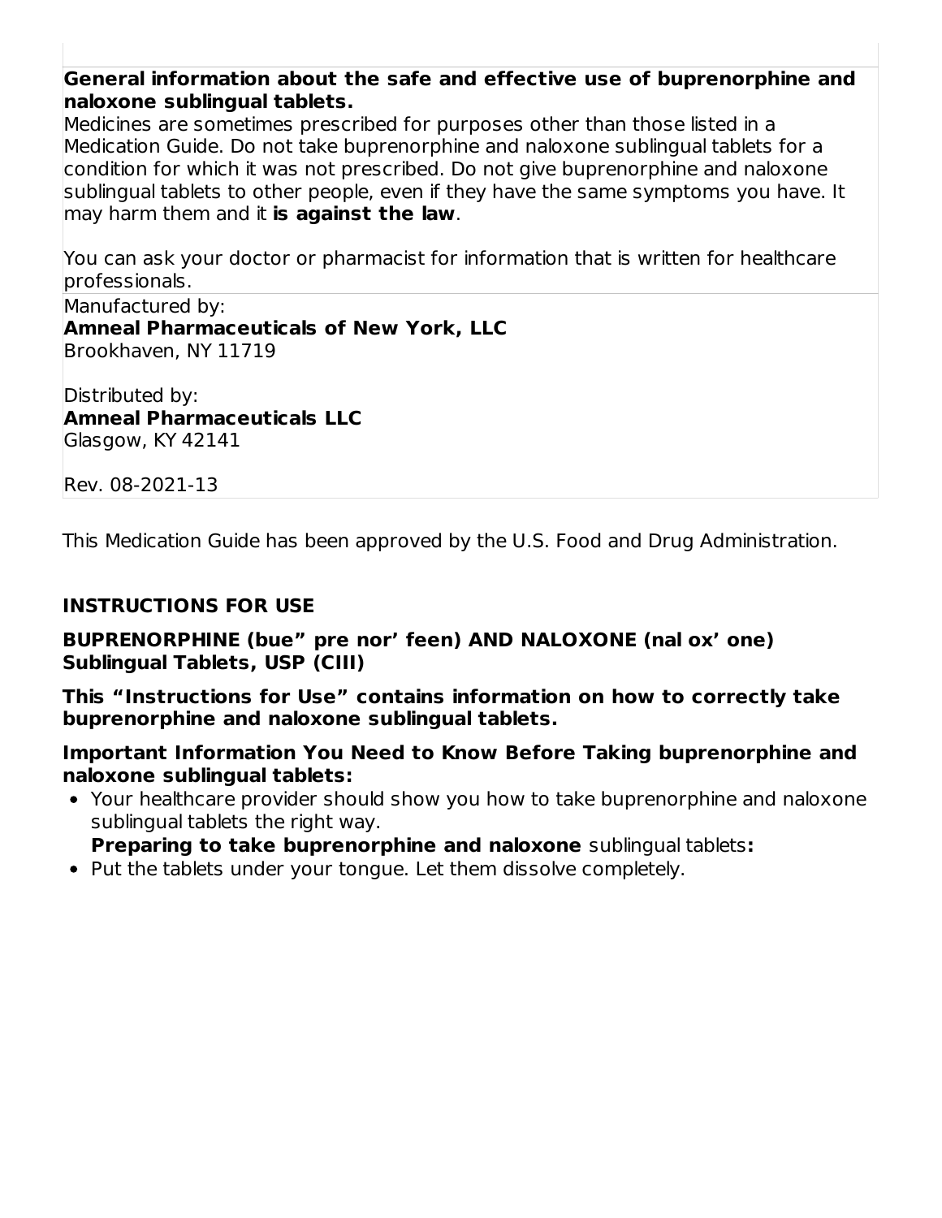**General information about the safe and effective use of buprenorphine and naloxone sublingual tablets.**

Medicines are sometimes prescribed for purposes other than those listed in a Medication Guide. Do not take buprenorphine and naloxone sublingual tablets for a condition for which it was not prescribed. Do not give buprenorphine and naloxone sublingual tablets to other people, even if they have the same symptoms you have. It may harm them and it **is against the law**.

You can ask your doctor or pharmacist for information that is written for healthcare professionals.

Manufactured by:
**Amneal Pharmaceuticals of New York, LLC**
Brookhaven, NY 11719

Distributed by:
**Amneal Pharmaceuticals LLC**
Glasgow, KY 42141

Rev. 08-2021-13

This Medication Guide has been approved by the U.S. Food and Drug Administration.

## INSTRUCTIONS FOR USE

**BUPRENORPHINE (bue" pre nor' feen) AND NALOXONE (nal ox' one) Sublingual Tablets, USP (CIII)**

**This "Instructions for Use" contains information on how to correctly take buprenorphine and naloxone sublingual tablets.**

**Important Information You Need to Know Before Taking buprenorphine and naloxone sublingual tablets:**

- Your healthcare provider should show you how to take buprenorphine and naloxone sublingual tablets the right way.
  **Preparing to take buprenorphine and naloxone** sublingual tablets**:**
- Put the tablets under your tongue. Let them dissolve completely.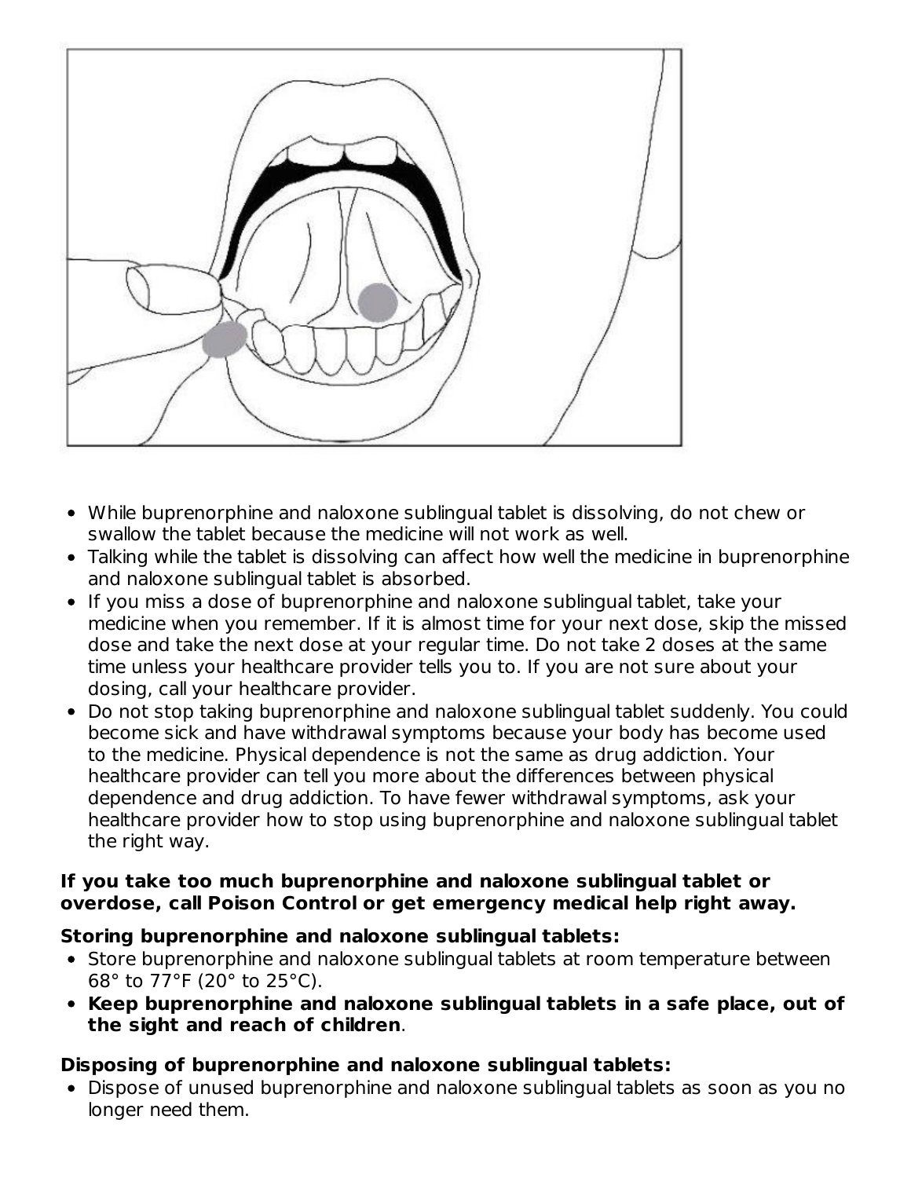- While buprenorphine and naloxone sublingual tablet is dissolving, do not chew or swallow the tablet because the medicine will not work as well.
- Talking while the tablet is dissolving can affect how well the medicine in buprenorphine and naloxone sublingual tablet is absorbed.
- If you miss a dose of buprenorphine and naloxone sublingual tablet, take your medicine when you remember. If it is almost time for your next dose, skip the missed dose and take the next dose at your regular time. Do not take 2 doses at the same time unless your healthcare provider tells you to. If you are not sure about your dosing, call your healthcare provider.
- Do not stop taking buprenorphine and naloxone sublingual tablet suddenly. You could become sick and have withdrawal symptoms because your body has become used to the medicine. Physical dependence is not the same as drug addiction. Your healthcare provider can tell you more about the differences between physical dependence and drug addiction. To have fewer withdrawal symptoms, ask your healthcare provider how to stop using buprenorphine and naloxone sublingual tablet the right way.

**If you take too much buprenorphine and naloxone sublingual tablet or overdose, call Poison Control or get emergency medical help right away.**

**Storing buprenorphine and naloxone sublingual tablets:**

- Store buprenorphine and naloxone sublingual tablets at room temperature between 68° to 77°F (20° to 25°C).
- **Keep buprenorphine and naloxone sublingual tablets in a safe place, out of the sight and reach of children**.

**Disposing of buprenorphine and naloxone sublingual tablets:**

- Dispose of unused buprenorphine and naloxone sublingual tablets as soon as you no longer need them.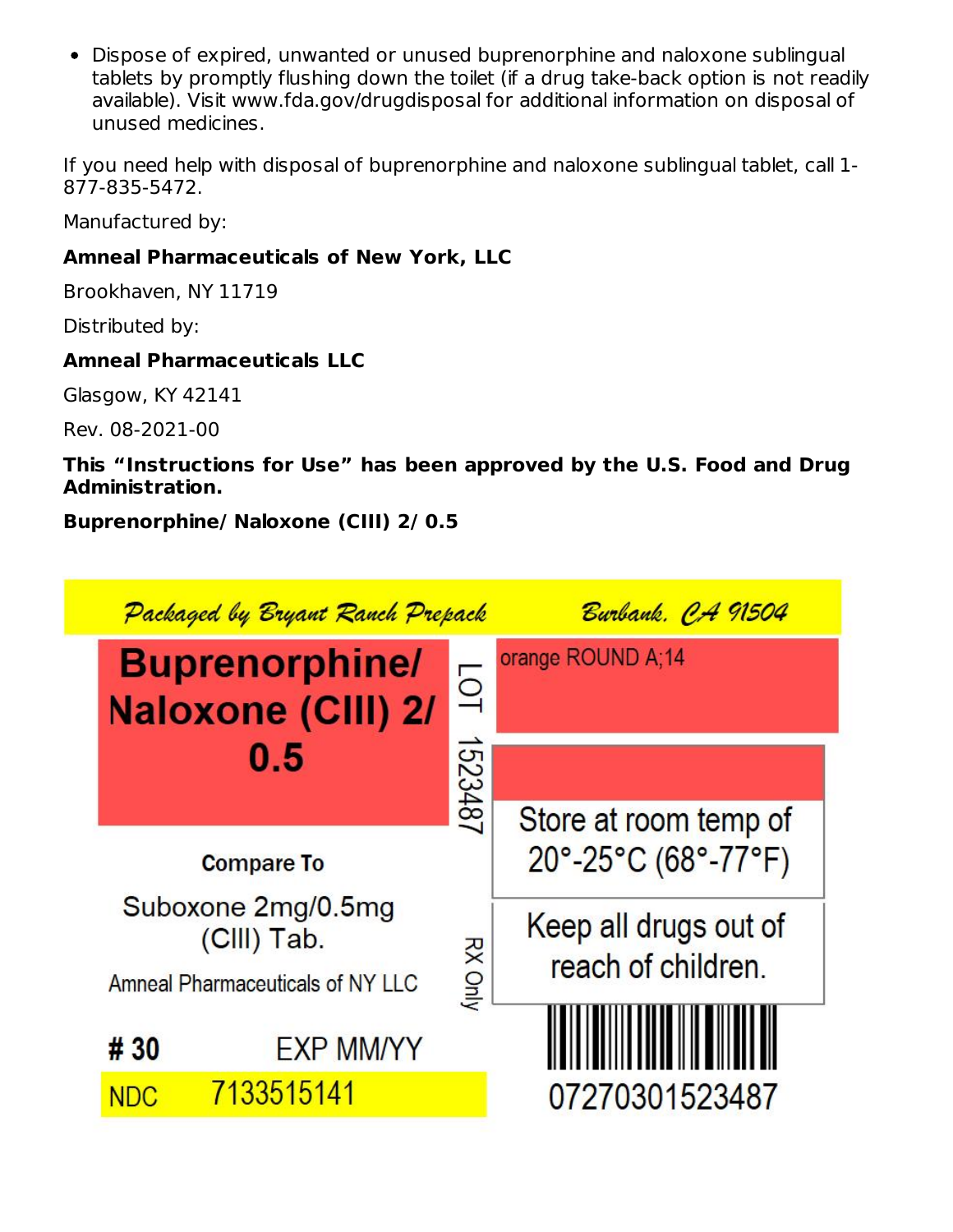- Dispose of expired, unwanted or unused buprenorphine and naloxone sublingual tablets by promptly flushing down the toilet (if a drug take-back option is not readily available). Visit www.fda.gov/drugdisposal for additional information on disposal of unused medicines.

If you need help with disposal of buprenorphine and naloxone sublingual tablet, call 1-877-835-5472.

Manufactured by:

**Amneal Pharmaceuticals of New York, LLC**

Brookhaven, NY 11719

Distributed by:

**Amneal Pharmaceuticals LLC**

Glasgow, KY 42141

Rev. 08-2021-00

**This "Instructions for Use" has been approved by the U.S. Food and Drug Administration.**

**Buprenorphine/ Naloxone (CIII) 2/ 0.5**

Packaged by Bryant Ranch Prepack Burbank, CA 91504

**Buprenorphine/ Naloxone (CIII) 2/ 0.5**

LOT 1523487

orange ROUND A;14

Store at room temp of 20°-25°C (68°-77°F)

Compare To

Suboxone 2mg/0.5mg (CIII) Tab.

Amneal Pharmaceuticals of NY LLC

RX Only

Keep all drugs out of reach of children.

# 30 EXP MM/YY

NDC 7133515141

07270301523487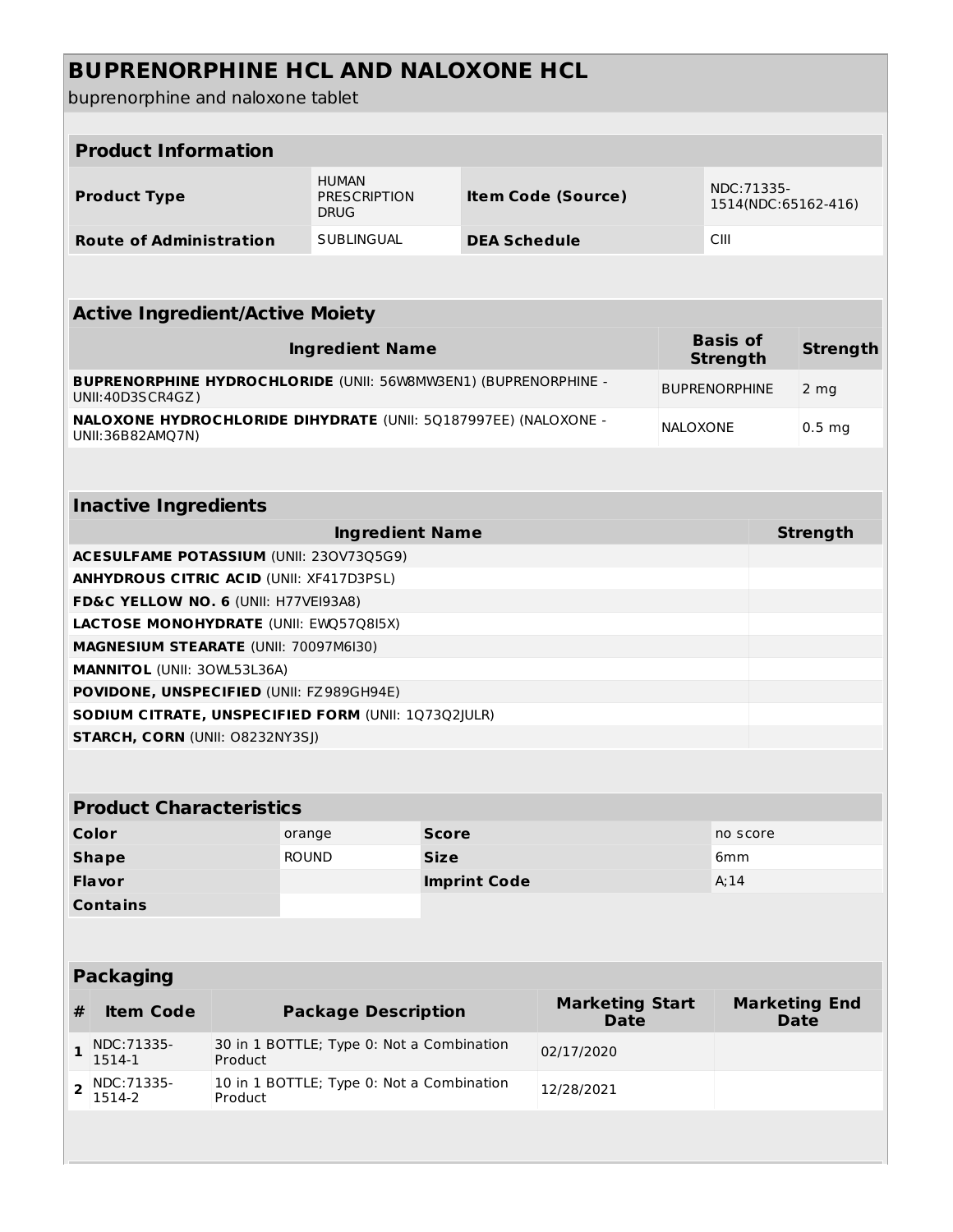# BUPRENORPHINE HCL AND NALOXONE HCL

buprenorphine and naloxone tablet

| Product Information | | | |
|---|---|---|---|
| **Product Type** | HUMAN PRESCRIPTION DRUG | **Item Code (Source)** | NDC:71335-1514(NDC:65162-416) |
| **Route of Administration** | SUBLINGUAL | **DEA Schedule** | CIII |

| Active Ingredient/Active Moiety | | |
|---|---|---|
| **Ingredient Name** | **Basis of Strength** | **Strength** |
| **BUPRENORPHINE HYDROCHLORIDE** (UNII: 56W8MW3EN1) (BUPRENORPHINE - UNII:40D3SCR4GZ) | BUPRENORPHINE | 2 mg |
| **NALOXONE HYDROCHLORIDE DIHYDRATE** (UNII: 5Q187997EE) (NALOXONE - UNII:36B82AMQ7N) | NALOXONE | 0.5 mg |

| Inactive Ingredients | |
|---|---|
| **Ingredient Name** | **Strength** |
| **ACESULFAME POTASSIUM** (UNII: 23OV73Q5G9) | |
| **ANHYDROUS CITRIC ACID** (UNII: XF417D3PSL) | |
| **FD&C YELLOW NO. 6** (UNII: H77VEI93A8) | |
| **LACTOSE MONOHYDRATE** (UNII: EWQ57Q8I5X) | |
| **MAGNESIUM STEARATE** (UNII: 70097M6I30) | |
| **MANNITOL** (UNII: 3OWL53L36A) | |
| **POVIDONE, UNSPECIFIED** (UNII: FZ989GH94E) | |
| **SODIUM CITRATE, UNSPECIFIED FORM** (UNII: 1Q73Q2JULR) | |
| **STARCH, CORN** (UNII: O8232NY3SJ) | |

| Product Characteristics | | | |
|---|---|---|---|
| **Color** | orange | **Score** | no score |
| **Shape** | ROUND | **Size** | 6mm |
| **Flavor** | | **Imprint Code** | A;14 |
| **Contains** | | | |

| Packaging | | | | |
|---|---|---|---|---|
| **#** | **Item Code** | **Package Description** | **Marketing Start Date** | **Marketing End Date** |
| **1** | NDC:71335-1514-1 | 30 in 1 BOTTLE; Type 0: Not a Combination Product | 02/17/2020 | |
| **2** | NDC:71335-1514-2 | 10 in 1 BOTTLE; Type 0: Not a Combination Product | 12/28/2021 | |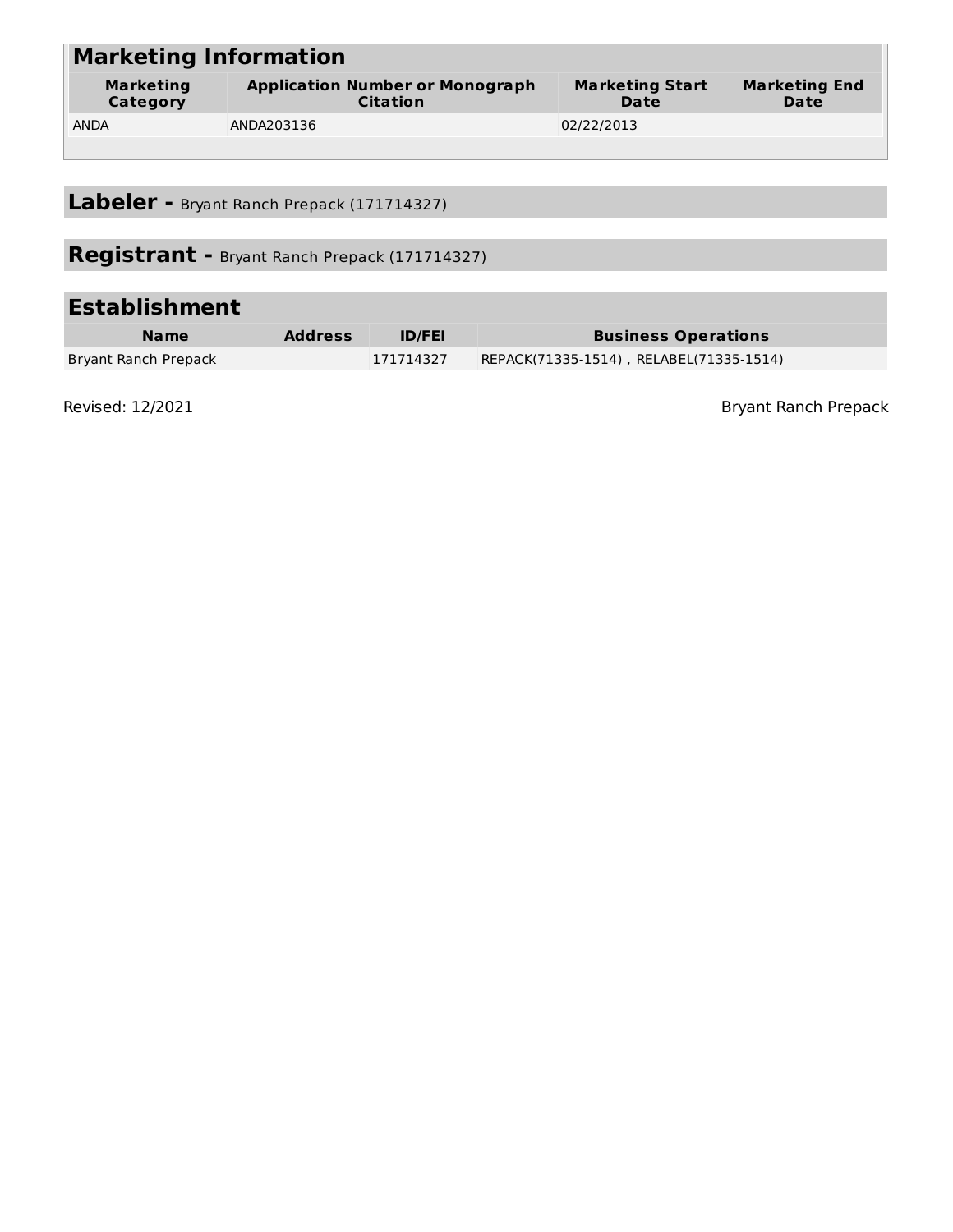## Marketing Information

| Marketing Category | Application Number or Monograph Citation | Marketing Start Date | Marketing End Date |
|---|---|---|---|
| ANDA | ANDA203136 | 02/22/2013 | |

## Labeler - Bryant Ranch Prepack (171714327)

## Registrant - Bryant Ranch Prepack (171714327)

## Establishment

| Name | Address | ID/FEI | Business Operations |
|---|---|---|---|
| Bryant Ranch Prepack | | 171714327 | REPACK(71335-1514) , RELABEL(71335-1514) |

Revised: 12/2021

Bryant Ranch Prepack